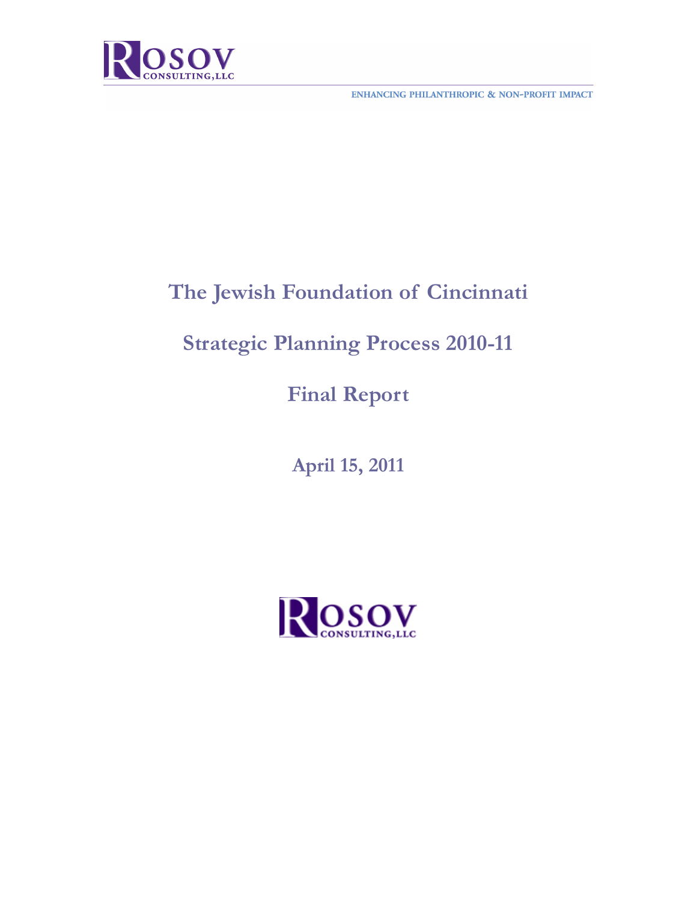ROSOV CONSULTING, LLC

ENHANCING PHILANTHROPIC & NON-PROFIT IMPACT

# The Jewish Foundation of Cincinnati

# Strategic Planning Process 2010-11

# Final Report

## April 15, 2011

ROSOV CONSULTING, LLC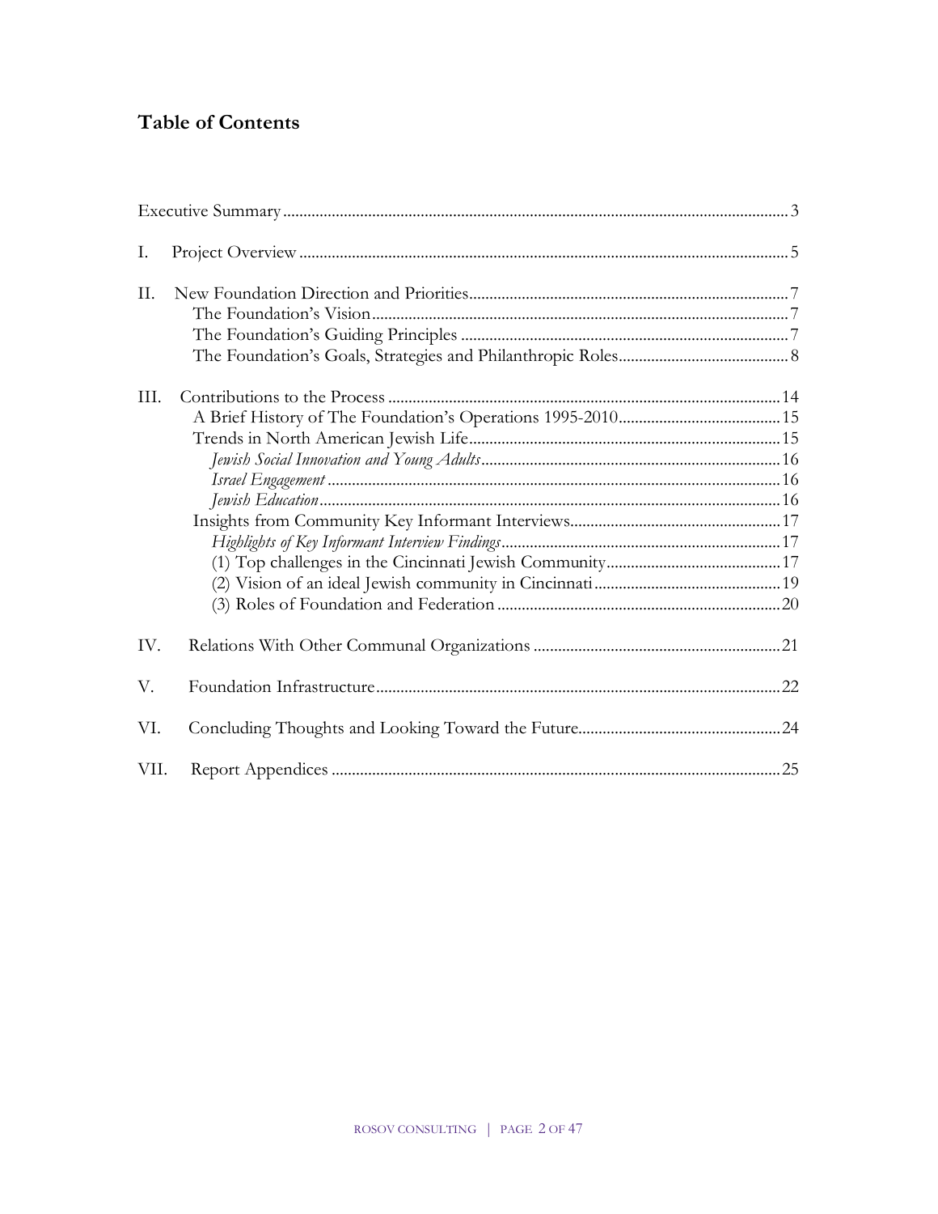# Table of Contents

Executive Summary ........................................................................................................ 3

I. Project Overview ........................................................................................................ 5

II. New Foundation Direction and Priorities ........................................................................ 7
  The Foundation's Vision ............................................................................................ 7
  The Foundation's Guiding Principles ............................................................................ 7
  The Foundation's Goals, Strategies and Philanthropic Roles ............................................ 8

III. Contributions to the Process ..................................................................................... 14
  A Brief History of The Foundation's Operations 1995-2010 ............................................ 15
  Trends in North American Jewish Life ........................................................................ 15
    *Jewish Social Innovation and Young Adults* ............................................................ 16
    *Israel Engagement* ................................................................................................ 16
    *Jewish Education* .................................................................................................. 16
  Insights from Community Key Informant Interviews ....................................................... 17
    *Highlights of Key Informant Interview Findings* ........................................................ 17
    (1) Top challenges in the Cincinnati Jewish Community ................................................ 17
    (2) Vision of an ideal Jewish community in Cincinnati ................................................... 19
    (3) Roles of Foundation and Federation ...................................................................... 20

IV. Relations With Other Communal Organizations ............................................................. 21

V. Foundation Infrastructure ............................................................................................ 22

VI. Concluding Thoughts and Looking Toward the Future .................................................... 24

VII. Report Appendices ................................................................................................... 25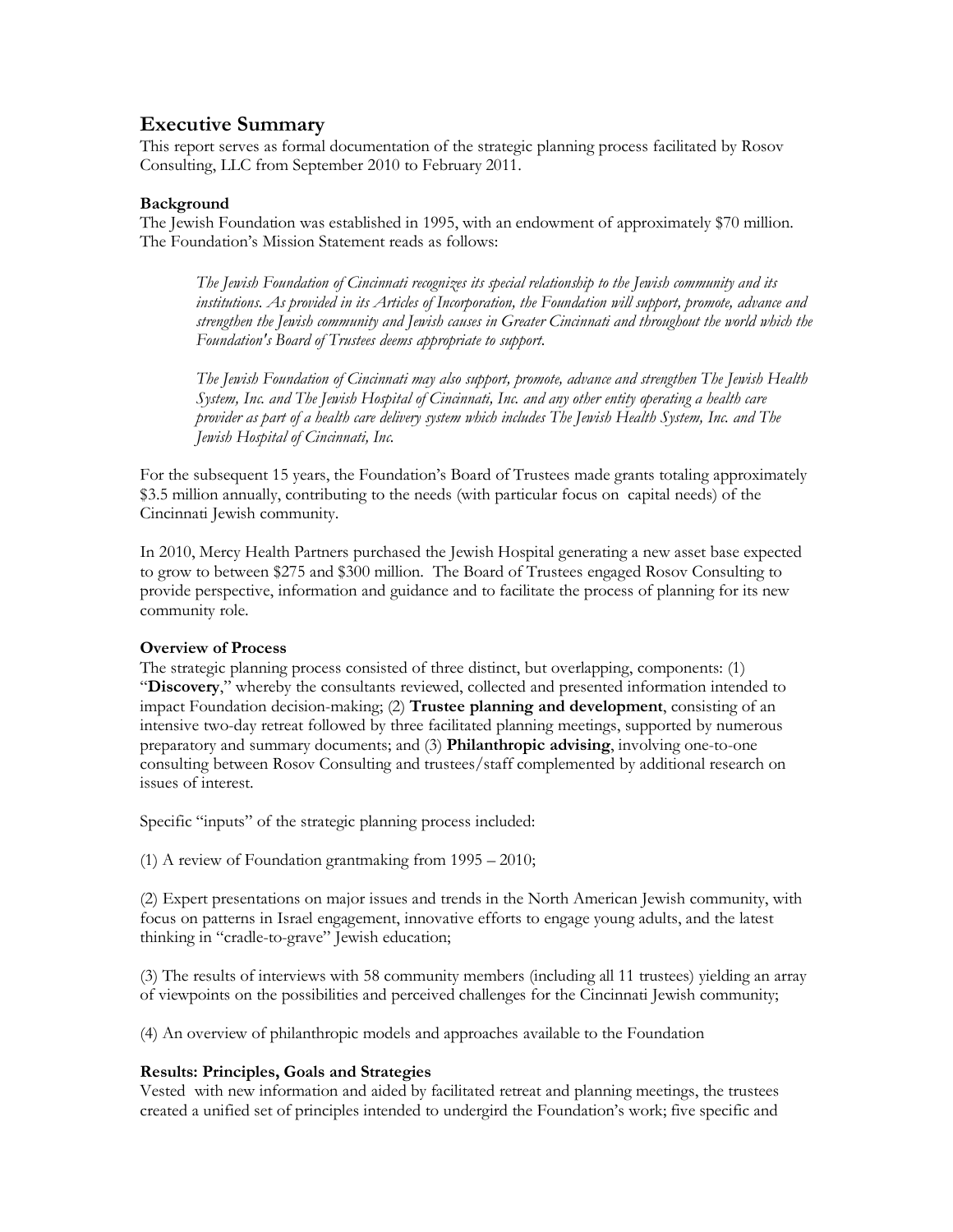## Executive Summary

This report serves as formal documentation of the strategic planning process facilitated by Rosov Consulting, LLC from September 2010 to February 2011.

**Background**

The Jewish Foundation was established in 1995, with an endowment of approximately $70 million. The Foundation's Mission Statement reads as follows:

> *The Jewish Foundation of Cincinnati recognizes its special relationship to the Jewish community and its institutions. As provided in its Articles of Incorporation, the Foundation will support, promote, advance and strengthen the Jewish community and Jewish causes in Greater Cincinnati and throughout the world which the Foundation's Board of Trustees deems appropriate to support.*
>
> *The Jewish Foundation of Cincinnati may also support, promote, advance and strengthen The Jewish Health System, Inc. and The Jewish Hospital of Cincinnati, Inc. and any other entity operating a health care provider as part of a health care delivery system which includes The Jewish Health System, Inc. and The Jewish Hospital of Cincinnati, Inc.*

For the subsequent 15 years, the Foundation's Board of Trustees made grants totaling approximately $3.5 million annually, contributing to the needs (with particular focus on capital needs) of the Cincinnati Jewish community.

In 2010, Mercy Health Partners purchased the Jewish Hospital generating a new asset base expected to grow to between $275 and $300 million. The Board of Trustees engaged Rosov Consulting to provide perspective, information and guidance and to facilitate the process of planning for its new community role.

**Overview of Process**

The strategic planning process consisted of three distinct, but overlapping, components: (1) "**Discovery**," whereby the consultants reviewed, collected and presented information intended to impact Foundation decision-making; (2) **Trustee planning and development**, consisting of an intensive two-day retreat followed by three facilitated planning meetings, supported by numerous preparatory and summary documents; and (3) **Philanthropic advising**, involving one-to-one consulting between Rosov Consulting and trustees/staff complemented by additional research on issues of interest.

Specific "inputs" of the strategic planning process included:

(1) A review of Foundation grantmaking from 1995 – 2010;

(2) Expert presentations on major issues and trends in the North American Jewish community, with focus on patterns in Israel engagement, innovative efforts to engage young adults, and the latest thinking in "cradle-to-grave" Jewish education;

(3) The results of interviews with 58 community members (including all 11 trustees) yielding an array of viewpoints on the possibilities and perceived challenges for the Cincinnati Jewish community;

(4) An overview of philanthropic models and approaches available to the Foundation

**Results: Principles, Goals and Strategies**

Vested with new information and aided by facilitated retreat and planning meetings, the trustees created a unified set of principles intended to undergird the Foundation's work; five specific and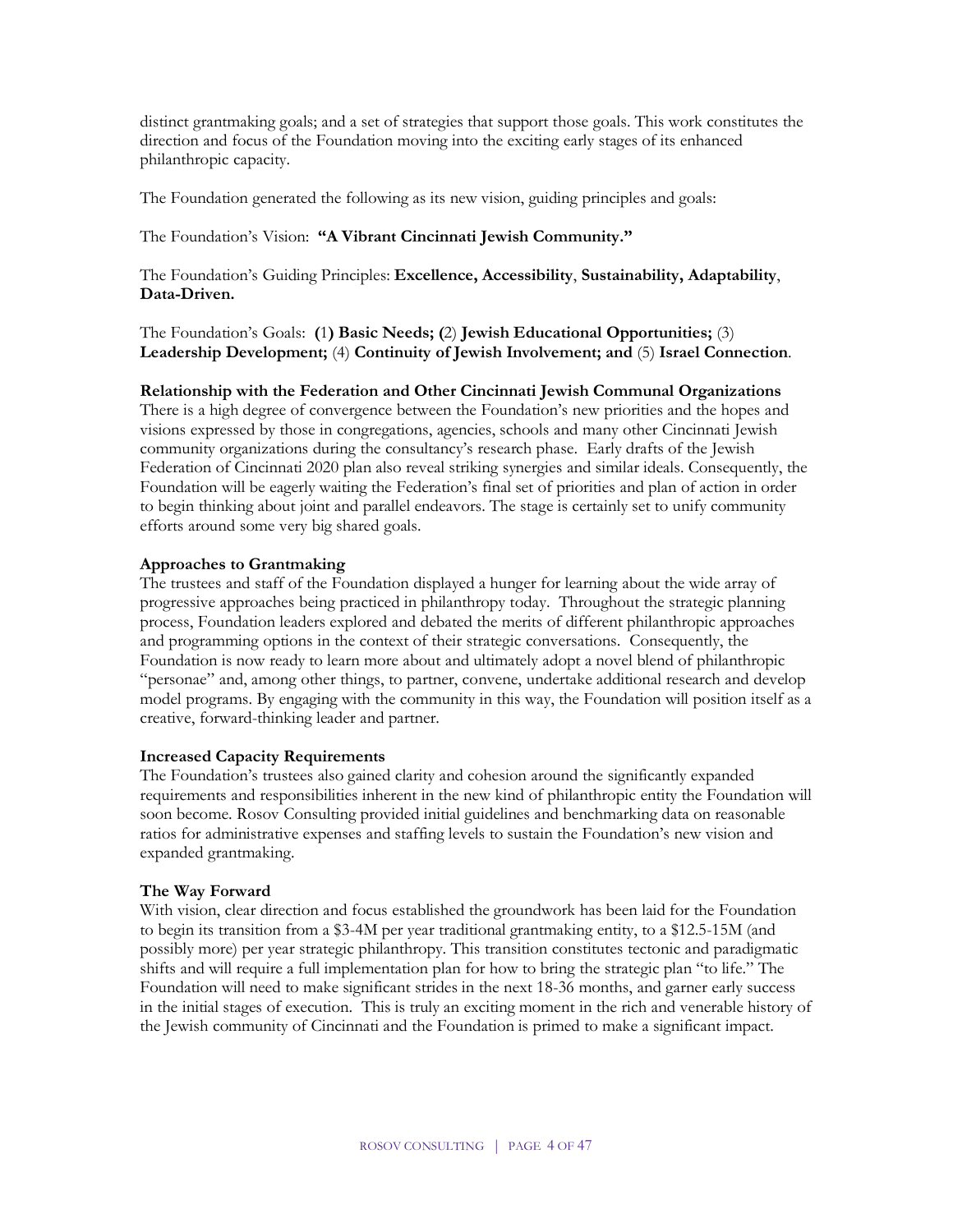distinct grantmaking goals; and a set of strategies that support those goals. This work constitutes the direction and focus of the Foundation moving into the exciting early stages of its enhanced philanthropic capacity.

The Foundation generated the following as its new vision, guiding principles and goals:

The Foundation's Vision: **"A Vibrant Cincinnati Jewish Community."**

The Foundation's Guiding Principles: **Excellence, Accessibility**, **Sustainability, Adaptability**, **Data-Driven.**

The Foundation's Goals: **(**1**) Basic Needs; (**2) **Jewish Educational Opportunities;** (3) **Leadership Development;** (4) **Continuity of Jewish Involvement; and** (5) **Israel Connection**.

**Relationship with the Federation and Other Cincinnati Jewish Communal Organizations**

There is a high degree of convergence between the Foundation's new priorities and the hopes and visions expressed by those in congregations, agencies, schools and many other Cincinnati Jewish community organizations during the consultancy's research phase. Early drafts of the Jewish Federation of Cincinnati 2020 plan also reveal striking synergies and similar ideals. Consequently, the Foundation will be eagerly waiting the Federation's final set of priorities and plan of action in order to begin thinking about joint and parallel endeavors. The stage is certainly set to unify community efforts around some very big shared goals.

**Approaches to Grantmaking**

The trustees and staff of the Foundation displayed a hunger for learning about the wide array of progressive approaches being practiced in philanthropy today. Throughout the strategic planning process, Foundation leaders explored and debated the merits of different philanthropic approaches and programming options in the context of their strategic conversations. Consequently, the Foundation is now ready to learn more about and ultimately adopt a novel blend of philanthropic "personae" and, among other things, to partner, convene, undertake additional research and develop model programs. By engaging with the community in this way, the Foundation will position itself as a creative, forward-thinking leader and partner.

**Increased Capacity Requirements**

The Foundation's trustees also gained clarity and cohesion around the significantly expanded requirements and responsibilities inherent in the new kind of philanthropic entity the Foundation will soon become. Rosov Consulting provided initial guidelines and benchmarking data on reasonable ratios for administrative expenses and staffing levels to sustain the Foundation's new vision and expanded grantmaking.

**The Way Forward**

With vision, clear direction and focus established the groundwork has been laid for the Foundation to begin its transition from a $3-4M per year traditional grantmaking entity, to a $12.5-15M (and possibly more) per year strategic philanthropy. This transition constitutes tectonic and paradigmatic shifts and will require a full implementation plan for how to bring the strategic plan "to life." The Foundation will need to make significant strides in the next 18-36 months, and garner early success in the initial stages of execution. This is truly an exciting moment in the rich and venerable history of the Jewish community of Cincinnati and the Foundation is primed to make a significant impact.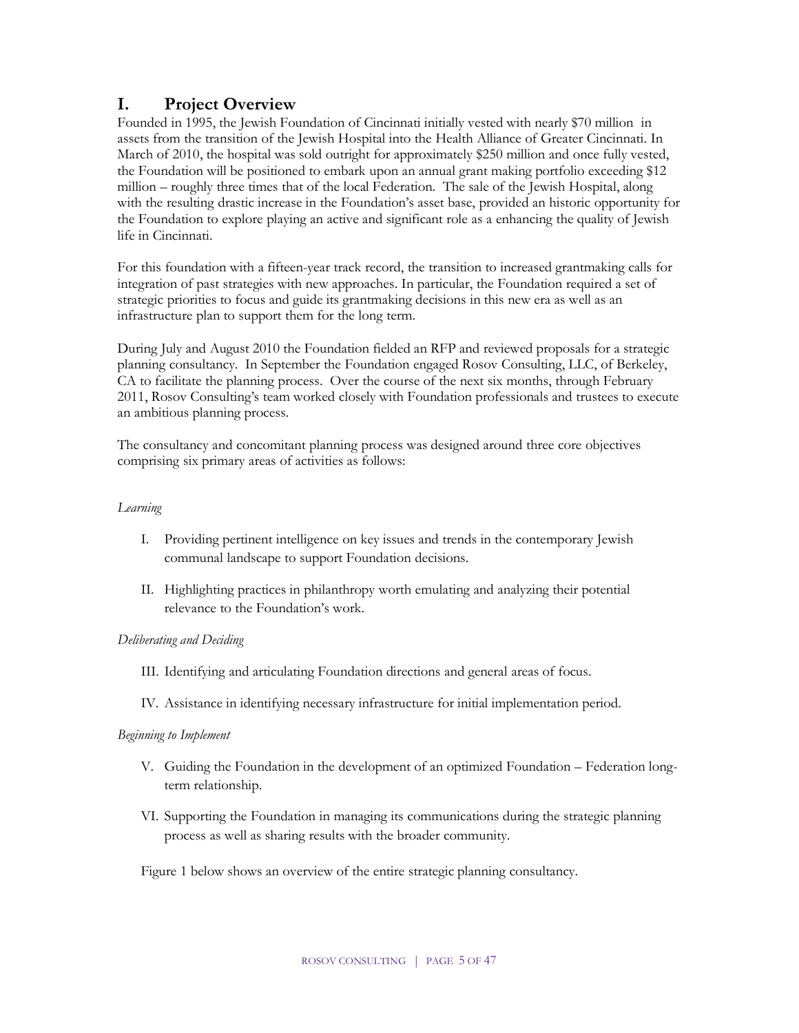# I. Project Overview

Founded in 1995, the Jewish Foundation of Cincinnati initially vested with nearly $70 million in assets from the transition of the Jewish Hospital into the Health Alliance of Greater Cincinnati. In March of 2010, the hospital was sold outright for approximately $250 million and once fully vested, the Foundation will be positioned to embark upon an annual grant making portfolio exceeding $12 million – roughly three times that of the local Federation. The sale of the Jewish Hospital, along with the resulting drastic increase in the Foundation's asset base, provided an historic opportunity for the Foundation to explore playing an active and significant role as a enhancing the quality of Jewish life in Cincinnati.

For this foundation with a fifteen-year track record, the transition to increased grantmaking calls for integration of past strategies with new approaches. In particular, the Foundation required a set of strategic priorities to focus and guide its grantmaking decisions in this new era as well as an infrastructure plan to support them for the long term.

During July and August 2010 the Foundation fielded an RFP and reviewed proposals for a strategic planning consultancy. In September the Foundation engaged Rosov Consulting, LLC, of Berkeley, CA to facilitate the planning process. Over the course of the next six months, through February 2011, Rosov Consulting's team worked closely with Foundation professionals and trustees to execute an ambitious planning process.

The consultancy and concomitant planning process was designed around three core objectives comprising six primary areas of activities as follows:

*Learning*

I. Providing pertinent intelligence on key issues and trends in the contemporary Jewish communal landscape to support Foundation decisions.

II. Highlighting practices in philanthropy worth emulating and analyzing their potential relevance to the Foundation's work.

*Deliberating and Deciding*

III. Identifying and articulating Foundation directions and general areas of focus.

IV. Assistance in identifying necessary infrastructure for initial implementation period.

*Beginning to Implement*

V. Guiding the Foundation in the development of an optimized Foundation – Federation long-term relationship.

VI. Supporting the Foundation in managing its communications during the strategic planning process as well as sharing results with the broader community.

Figure 1 below shows an overview of the entire strategic planning consultancy.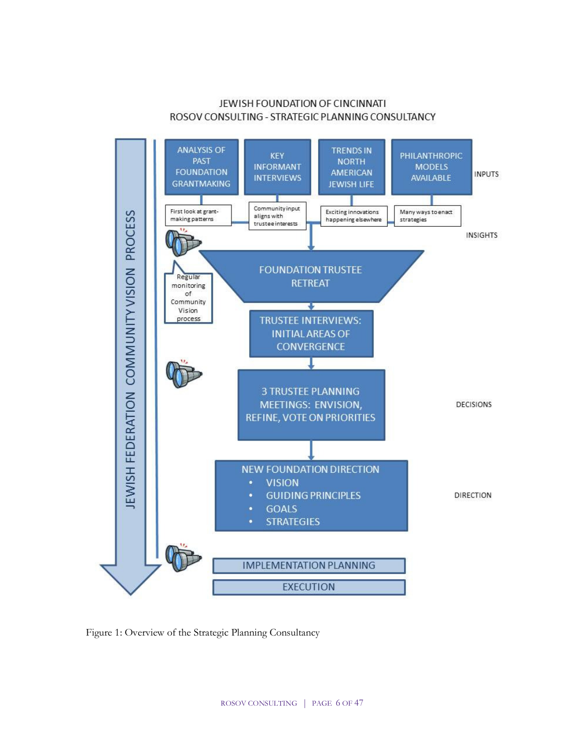JEWISH FOUNDATION OF CINCINNATI
ROSOV CONSULTING - STRATEGIC PLANNING CONSULTANCY

JEWISH FEDERATION COMMUNITY VISION PROCESS

**INPUTS**

- ANALYSIS OF PAST FOUNDATION GRANTMAKING — First look at grant-making patterns
- KEY INFORMANT INTERVIEWS — Community input aligns with trustee interests
- TRENDS IN NORTH AMERICAN JEWISH LIFE — Exciting innovations happening elsewhere
- PHILANTHROPIC MODELS AVAILABLE — Many ways to enact strategies

**INSIGHTS**

FOUNDATION TRUSTEE RETREAT

Regular monitoring of Community Vision process

TRUSTEE INTERVIEWS: INITIAL AREAS OF CONVERGENCE

**DECISIONS**

3 TRUSTEE PLANNING MEETINGS: ENVISION, REFINE, VOTE ON PRIORITIES

**DIRECTION**

NEW FOUNDATION DIRECTION
- VISION
- GUIDING PRINCIPLES
- GOALS
- STRATEGIES

IMPLEMENTATION PLANNING

EXECUTION

Figure 1: Overview of the Strategic Planning Consultancy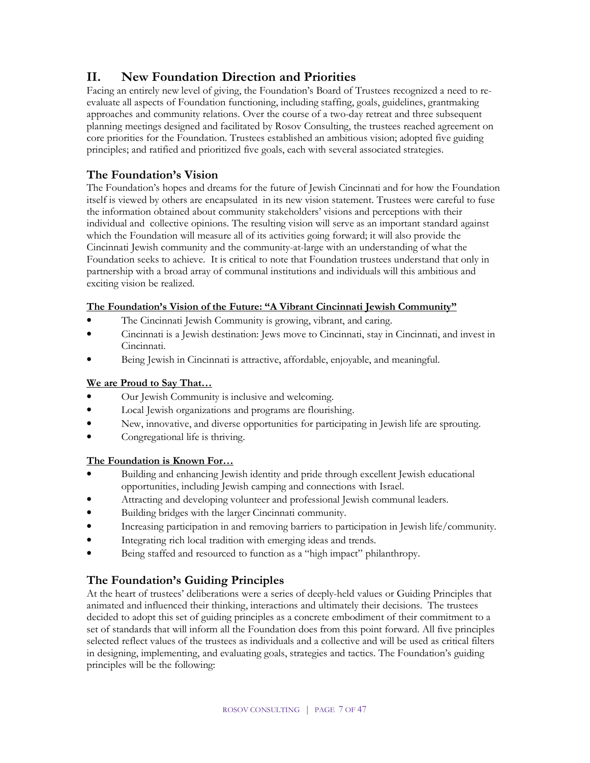## II. New Foundation Direction and Priorities

Facing an entirely new level of giving, the Foundation's Board of Trustees recognized a need to re-evaluate all aspects of Foundation functioning, including staffing, goals, guidelines, grantmaking approaches and community relations. Over the course of a two-day retreat and three subsequent planning meetings designed and facilitated by Rosov Consulting, the trustees reached agreement on core priorities for the Foundation. Trustees established an ambitious vision; adopted five guiding principles; and ratified and prioritized five goals, each with several associated strategies.

### The Foundation's Vision

The Foundation's hopes and dreams for the future of Jewish Cincinnati and for how the Foundation itself is viewed by others are encapsulated in its new vision statement. Trustees were careful to fuse the information obtained about community stakeholders' visions and perceptions with their individual and collective opinions. The resulting vision will serve as an important standard against which the Foundation will measure all of its activities going forward; it will also provide the Cincinnati Jewish community and the community-at-large with an understanding of what the Foundation seeks to achieve. It is critical to note that Foundation trustees understand that only in partnership with a broad array of communal institutions and individuals will this ambitious and exciting vision be realized.

**The Foundation's Vision of the Future: "A Vibrant Cincinnati Jewish Community"**

- The Cincinnati Jewish Community is growing, vibrant, and caring.
- Cincinnati is a Jewish destination: Jews move to Cincinnati, stay in Cincinnati, and invest in Cincinnati.
- Being Jewish in Cincinnati is attractive, affordable, enjoyable, and meaningful.

**We are Proud to Say That…**

- Our Jewish Community is inclusive and welcoming.
- Local Jewish organizations and programs are flourishing.
- New, innovative, and diverse opportunities for participating in Jewish life are sprouting.
- Congregational life is thriving.

**The Foundation is Known For…**

- Building and enhancing Jewish identity and pride through excellent Jewish educational opportunities, including Jewish camping and connections with Israel.
- Attracting and developing volunteer and professional Jewish communal leaders.
- Building bridges with the larger Cincinnati community.
- Increasing participation in and removing barriers to participation in Jewish life/community.
- Integrating rich local tradition with emerging ideas and trends.
- Being staffed and resourced to function as a "high impact" philanthropy.

### The Foundation's Guiding Principles

At the heart of trustees' deliberations were a series of deeply-held values or Guiding Principles that animated and influenced their thinking, interactions and ultimately their decisions. The trustees decided to adopt this set of guiding principles as a concrete embodiment of their commitment to a set of standards that will inform all the Foundation does from this point forward. All five principles selected reflect values of the trustees as individuals and a collective and will be used as critical filters in designing, implementing, and evaluating goals, strategies and tactics. The Foundation's guiding principles will be the following: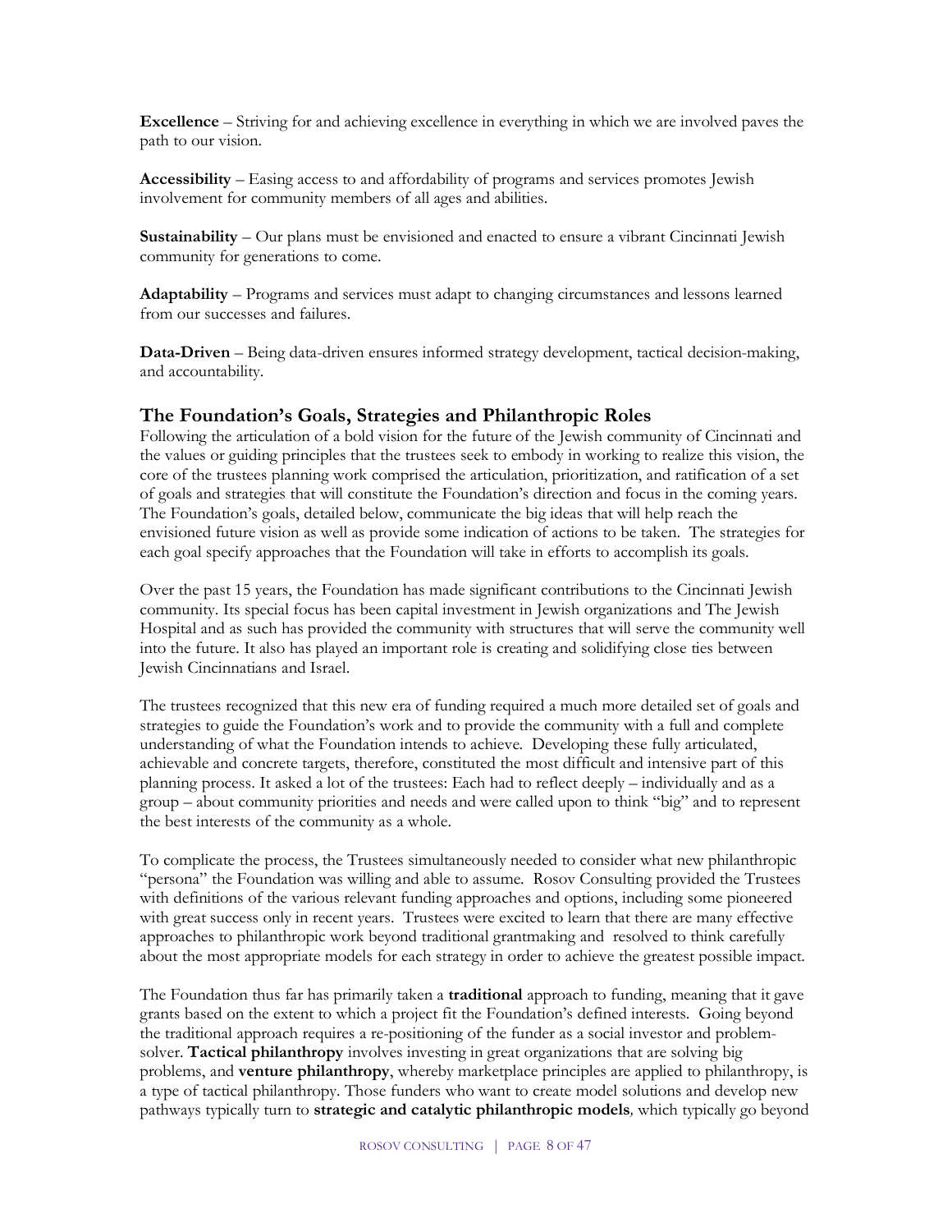**Excellence** – Striving for and achieving excellence in everything in which we are involved paves the path to our vision.

**Accessibility** – Easing access to and affordability of programs and services promotes Jewish involvement for community members of all ages and abilities.

**Sustainability** – Our plans must be envisioned and enacted to ensure a vibrant Cincinnati Jewish community for generations to come.

**Adaptability** – Programs and services must adapt to changing circumstances and lessons learned from our successes and failures.

**Data-Driven** – Being data-driven ensures informed strategy development, tactical decision-making, and accountability.

## The Foundation's Goals, Strategies and Philanthropic Roles

Following the articulation of a bold vision for the future of the Jewish community of Cincinnati and the values or guiding principles that the trustees seek to embody in working to realize this vision, the core of the trustees planning work comprised the articulation, prioritization, and ratification of a set of goals and strategies that will constitute the Foundation's direction and focus in the coming years. The Foundation's goals, detailed below, communicate the big ideas that will help reach the envisioned future vision as well as provide some indication of actions to be taken. The strategies for each goal specify approaches that the Foundation will take in efforts to accomplish its goals.

Over the past 15 years, the Foundation has made significant contributions to the Cincinnati Jewish community. Its special focus has been capital investment in Jewish organizations and The Jewish Hospital and as such has provided the community with structures that will serve the community well into the future. It also has played an important role is creating and solidifying close ties between Jewish Cincinnatians and Israel.

The trustees recognized that this new era of funding required a much more detailed set of goals and strategies to guide the Foundation's work and to provide the community with a full and complete understanding of what the Foundation intends to achieve. Developing these fully articulated, achievable and concrete targets, therefore, constituted the most difficult and intensive part of this planning process. It asked a lot of the trustees: Each had to reflect deeply – individually and as a group – about community priorities and needs and were called upon to think "big" and to represent the best interests of the community as a whole.

To complicate the process, the Trustees simultaneously needed to consider what new philanthropic "persona" the Foundation was willing and able to assume. Rosov Consulting provided the Trustees with definitions of the various relevant funding approaches and options, including some pioneered with great success only in recent years. Trustees were excited to learn that there are many effective approaches to philanthropic work beyond traditional grantmaking and resolved to think carefully about the most appropriate models for each strategy in order to achieve the greatest possible impact.

The Foundation thus far has primarily taken a **traditional** approach to funding, meaning that it gave grants based on the extent to which a project fit the Foundation's defined interests. Going beyond the traditional approach requires a re-positioning of the funder as a social investor and problem-solver. **Tactical philanthropy** involves investing in great organizations that are solving big problems, and **venture philanthropy**, whereby marketplace principles are applied to philanthropy, is a type of tactical philanthropy. Those funders who want to create model solutions and develop new pathways typically turn to **strategic and catalytic philanthropic models***,* which typically go beyond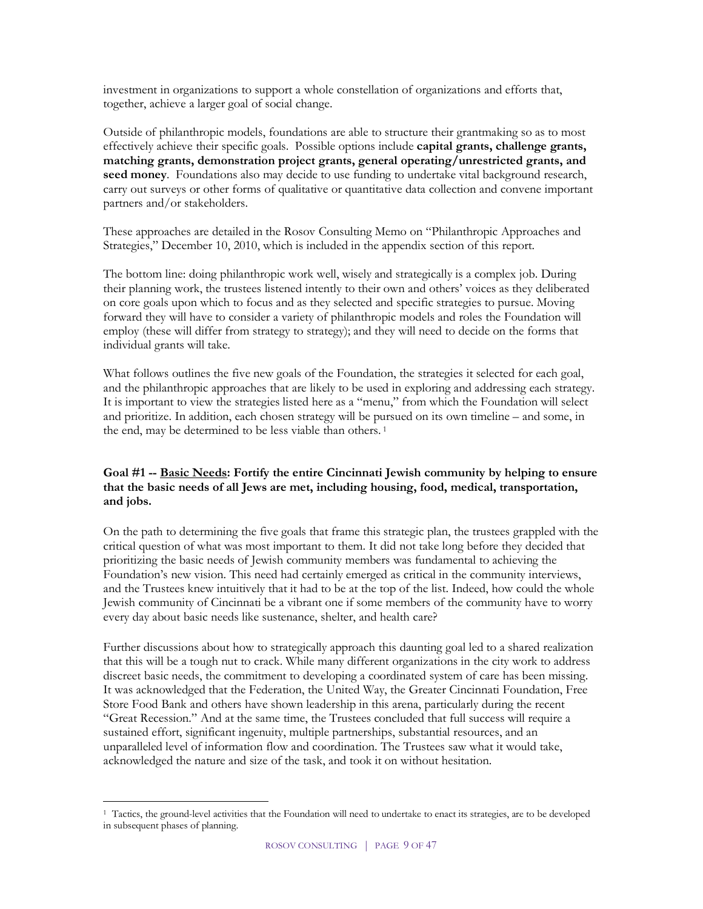investment in organizations to support a whole constellation of organizations and efforts that, together, achieve a larger goal of social change.

Outside of philanthropic models, foundations are able to structure their grantmaking so as to most effectively achieve their specific goals. Possible options include **capital grants, challenge grants, matching grants, demonstration project grants, general operating/unrestricted grants, and seed money**. Foundations also may decide to use funding to undertake vital background research, carry out surveys or other forms of qualitative or quantitative data collection and convene important partners and/or stakeholders.

These approaches are detailed in the Rosov Consulting Memo on "Philanthropic Approaches and Strategies," December 10, 2010, which is included in the appendix section of this report.

The bottom line: doing philanthropic work well, wisely and strategically is a complex job. During their planning work, the trustees listened intently to their own and others' voices as they deliberated on core goals upon which to focus and as they selected and specific strategies to pursue. Moving forward they will have to consider a variety of philanthropic models and roles the Foundation will employ (these will differ from strategy to strategy); and they will need to decide on the forms that individual grants will take.

What follows outlines the five new goals of the Foundation, the strategies it selected for each goal, and the philanthropic approaches that are likely to be used in exploring and addressing each strategy. It is important to view the strategies listed here as a "menu," from which the Foundation will select and prioritize. In addition, each chosen strategy will be pursued on its own timeline – and some, in the end, may be determined to be less viable than others.[1]

**Goal #1 -- <u>Basic Needs</u>: Fortify the entire Cincinnati Jewish community by helping to ensure that the basic needs of all Jews are met, including housing, food, medical, transportation, and jobs.**

On the path to determining the five goals that frame this strategic plan, the trustees grappled with the critical question of what was most important to them. It did not take long before they decided that prioritizing the basic needs of Jewish community members was fundamental to achieving the Foundation's new vision. This need had certainly emerged as critical in the community interviews, and the Trustees knew intuitively that it had to be at the top of the list. Indeed, how could the whole Jewish community of Cincinnati be a vibrant one if some members of the community have to worry every day about basic needs like sustenance, shelter, and health care?

Further discussions about how to strategically approach this daunting goal led to a shared realization that this will be a tough nut to crack. While many different organizations in the city work to address discreet basic needs, the commitment to developing a coordinated system of care has been missing. It was acknowledged that the Federation, the United Way, the Greater Cincinnati Foundation, Free Store Food Bank and others have shown leadership in this arena, particularly during the recent "Great Recession." And at the same time, the Trustees concluded that full success will require a sustained effort, significant ingenuity, multiple partnerships, substantial resources, and an unparalleled level of information flow and coordination. The Trustees saw what it would take, acknowledged the nature and size of the task, and took it on without hesitation.

---

[1] Tactics, the ground-level activities that the Foundation will need to undertake to enact its strategies, are to be developed in subsequent phases of planning.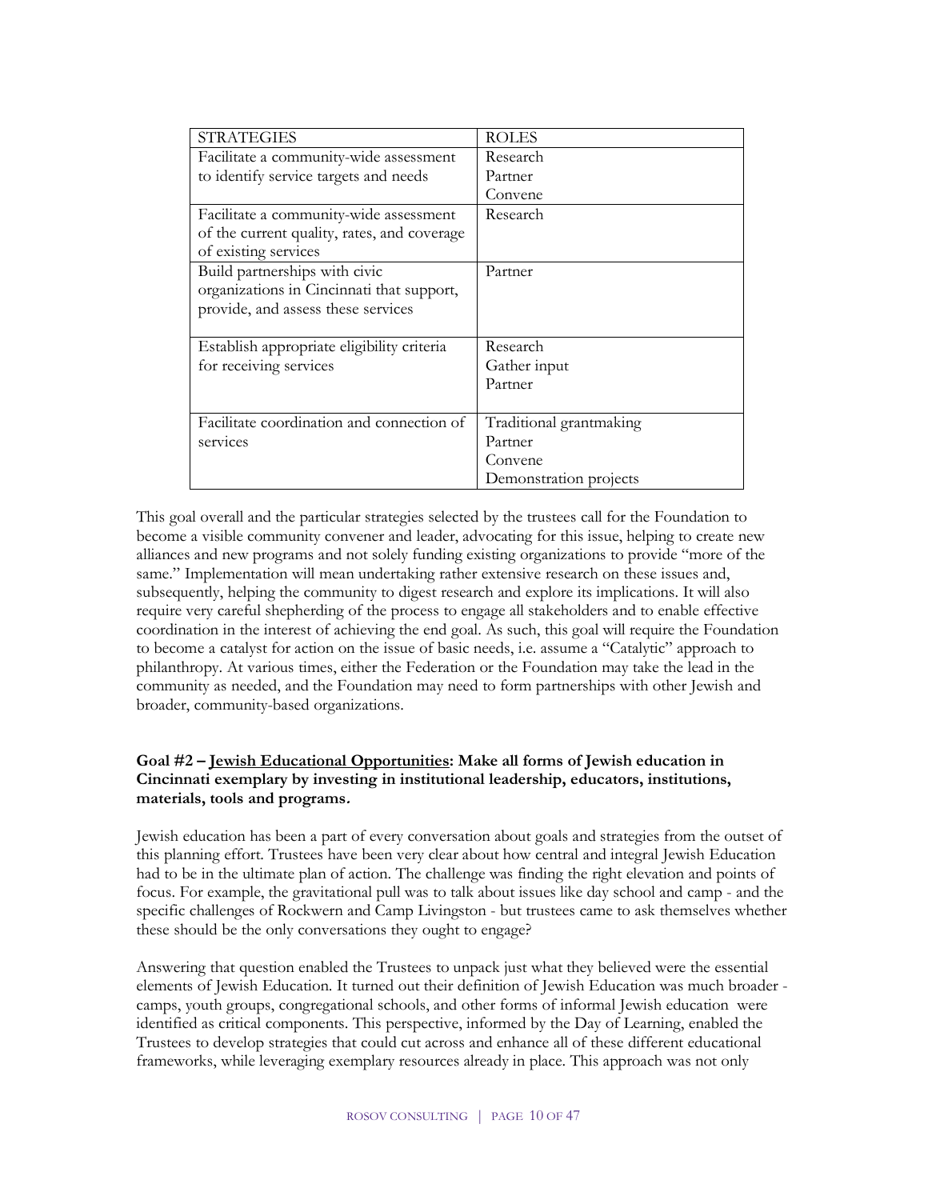| STRATEGIES | ROLES |
| --- | --- |
| Facilitate a community-wide assessment to identify service targets and needs | Research<br>Partner<br>Convene |
| Facilitate a community-wide assessment of the current quality, rates, and coverage of existing services | Research |
| Build partnerships with civic organizations in Cincinnati that support, provide, and assess these services | Partner |
| Establish appropriate eligibility criteria for receiving services | Research<br>Gather input<br>Partner |
| Facilitate coordination and connection of services | Traditional grantmaking<br>Partner<br>Convene<br>Demonstration projects |

This goal overall and the particular strategies selected by the trustees call for the Foundation to become a visible community convener and leader, advocating for this issue, helping to create new alliances and new programs and not solely funding existing organizations to provide "more of the same." Implementation will mean undertaking rather extensive research on these issues and, subsequently, helping the community to digest research and explore its implications. It will also require very careful shepherding of the process to engage all stakeholders and to enable effective coordination in the interest of achieving the end goal. As such, this goal will require the Foundation to become a catalyst for action on the issue of basic needs, i.e. assume a "Catalytic" approach to philanthropy. At various times, either the Federation or the Foundation may take the lead in the community as needed, and the Foundation may need to form partnerships with other Jewish and broader, community-based organizations.

**Goal #2 – <u>Jewish Educational Opportunities</u>: Make all forms of Jewish education in Cincinnati exemplary by investing in institutional leadership, educators, institutions, materials, tools and programs.**

Jewish education has been a part of every conversation about goals and strategies from the outset of this planning effort. Trustees have been very clear about how central and integral Jewish Education had to be in the ultimate plan of action. The challenge was finding the right elevation and points of focus. For example, the gravitational pull was to talk about issues like day school and camp - and the specific challenges of Rockwern and Camp Livingston - but trustees came to ask themselves whether these should be the only conversations they ought to engage?

Answering that question enabled the Trustees to unpack just what they believed were the essential elements of Jewish Education. It turned out their definition of Jewish Education was much broader - camps, youth groups, congregational schools, and other forms of informal Jewish education were identified as critical components. This perspective, informed by the Day of Learning, enabled the Trustees to develop strategies that could cut across and enhance all of these different educational frameworks, while leveraging exemplary resources already in place. This approach was not only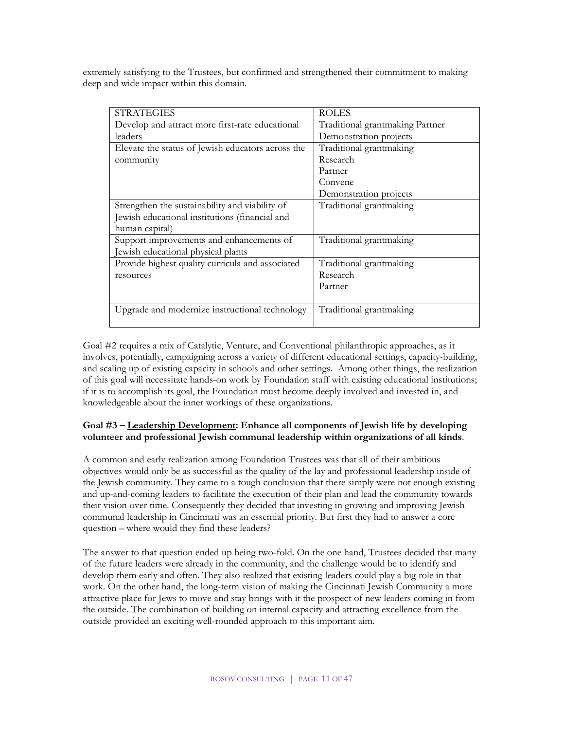extremely satisfying to the Trustees, but confirmed and strengthened their commitment to making deep and wide impact within this domain.

| STRATEGIES | ROLES |
| --- | --- |
| Develop and attract more first-rate educational leaders | Traditional grantmaking Partner<br>Demonstration projects |
| Elevate the status of Jewish educators across the community | Traditional grantmaking<br>Research<br>Partner<br>Convene<br>Demonstration projects |
| Strengthen the sustainability and viability of Jewish educational institutions (financial and human capital) | Traditional grantmaking |
| Support improvements and enhancements of Jewish educational physical plants | Traditional grantmaking |
| Provide highest quality curricula and associated resources | Traditional grantmaking<br>Research<br>Partner |
| Upgrade and modernize instructional technology | Traditional grantmaking |

Goal #2 requires a mix of Catalytic, Venture, and Conventional philanthropic approaches, as it involves, potentially, campaigning across a variety of different educational settings, capacity-building, and scaling up of existing capacity in schools and other settings. Among other things, the realization of this goal will necessitate hands-on work by Foundation staff with existing educational institutions; if it is to accomplish its goal, the Foundation must become deeply involved and invested in, and knowledgeable about the inner workings of these organizations.

**Goal #3 – Leadership Development: Enhance all components of Jewish life by developing volunteer and professional Jewish communal leadership within organizations of all kinds**.

A common and early realization among Foundation Trustees was that all of their ambitious objectives would only be as successful as the quality of the lay and professional leadership inside of the Jewish community. They came to a tough conclusion that there simply were not enough existing and up-and-coming leaders to facilitate the execution of their plan and lead the community towards their vision over time. Consequently they decided that investing in growing and improving Jewish communal leadership in Cincinnati was an essential priority. But first they had to answer a core question – where would they find these leaders?

The answer to that question ended up being two-fold. On the one hand, Trustees decided that many of the future leaders were already in the community, and the challenge would be to identify and develop them early and often. They also realized that existing leaders could play a big role in that work. On the other hand, the long-term vision of making the Cincinnati Jewish Community a more attractive place for Jews to move and stay brings with it the prospect of new leaders coming in from the outside. The combination of building on internal capacity and attracting excellence from the outside provided an exciting well-rounded approach to this important aim.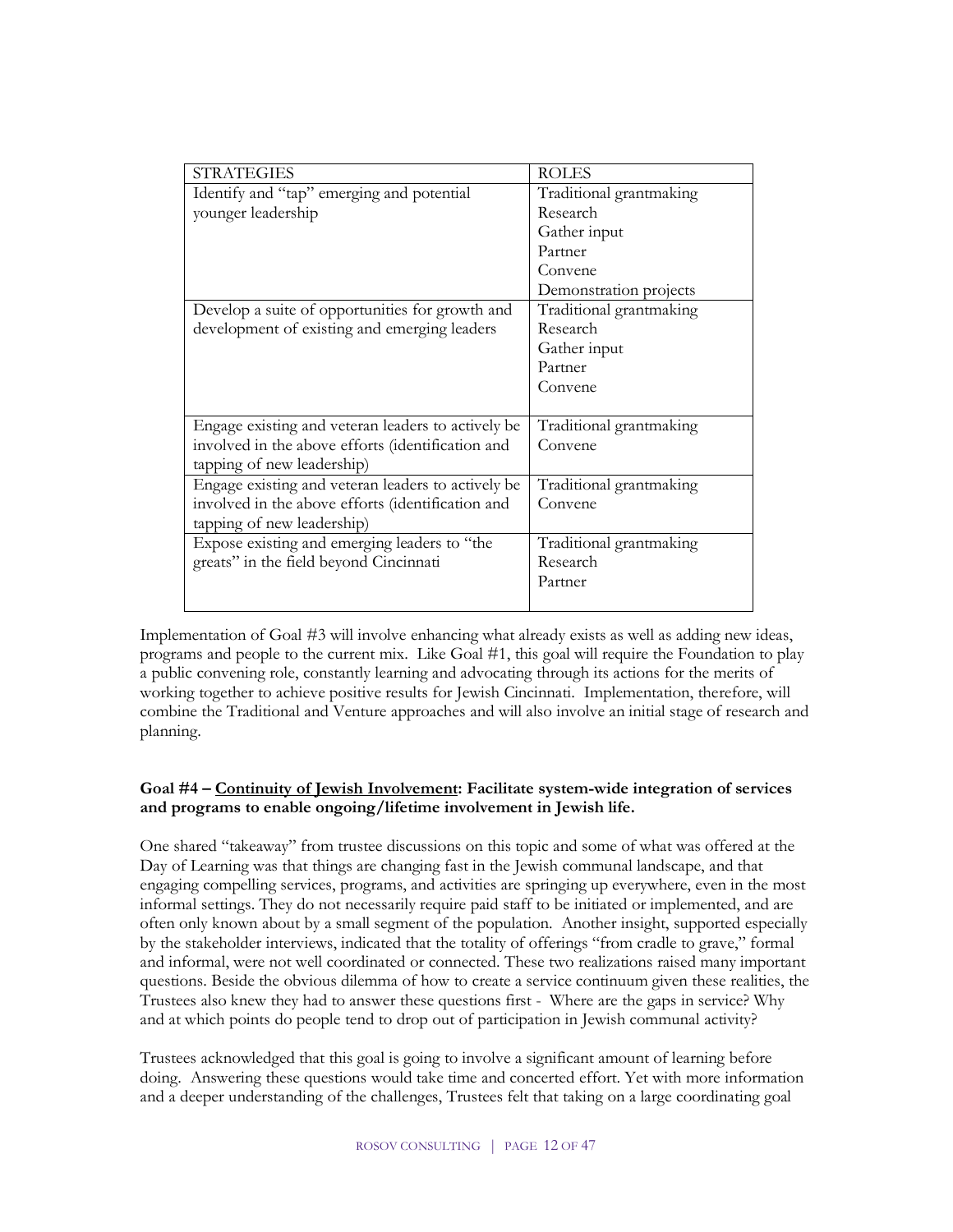| STRATEGIES | ROLES |
|---|---|
| Identify and "tap" emerging and potential younger leadership | Traditional grantmaking<br>Research<br>Gather input<br>Partner<br>Convene<br>Demonstration projects |
| Develop a suite of opportunities for growth and development of existing and emerging leaders | Traditional grantmaking<br>Research<br>Gather input<br>Partner<br>Convene |
| Engage existing and veteran leaders to actively be involved in the above efforts (identification and tapping of new leadership) | Traditional grantmaking<br>Convene |
| Engage existing and veteran leaders to actively be involved in the above efforts (identification and tapping of new leadership) | Traditional grantmaking<br>Convene |
| Expose existing and emerging leaders to "the greats" in the field beyond Cincinnati | Traditional grantmaking<br>Research<br>Partner |

Implementation of Goal #3 will involve enhancing what already exists as well as adding new ideas, programs and people to the current mix. Like Goal #1, this goal will require the Foundation to play a public convening role, constantly learning and advocating through its actions for the merits of working together to achieve positive results for Jewish Cincinnati. Implementation, therefore, will combine the Traditional and Venture approaches and will also involve an initial stage of research and planning.

**Goal #4 – Continuity of Jewish Involvement: Facilitate system-wide integration of services and programs to enable ongoing/lifetime involvement in Jewish life.**

One shared "takeaway" from trustee discussions on this topic and some of what was offered at the Day of Learning was that things are changing fast in the Jewish communal landscape, and that engaging compelling services, programs, and activities are springing up everywhere, even in the most informal settings. They do not necessarily require paid staff to be initiated or implemented, and are often only known about by a small segment of the population. Another insight, supported especially by the stakeholder interviews, indicated that the totality of offerings "from cradle to grave," formal and informal, were not well coordinated or connected. These two realizations raised many important questions. Beside the obvious dilemma of how to create a service continuum given these realities, the Trustees also knew they had to answer these questions first - Where are the gaps in service? Why and at which points do people tend to drop out of participation in Jewish communal activity?

Trustees acknowledged that this goal is going to involve a significant amount of learning before doing. Answering these questions would take time and concerted effort. Yet with more information and a deeper understanding of the challenges, Trustees felt that taking on a large coordinating goal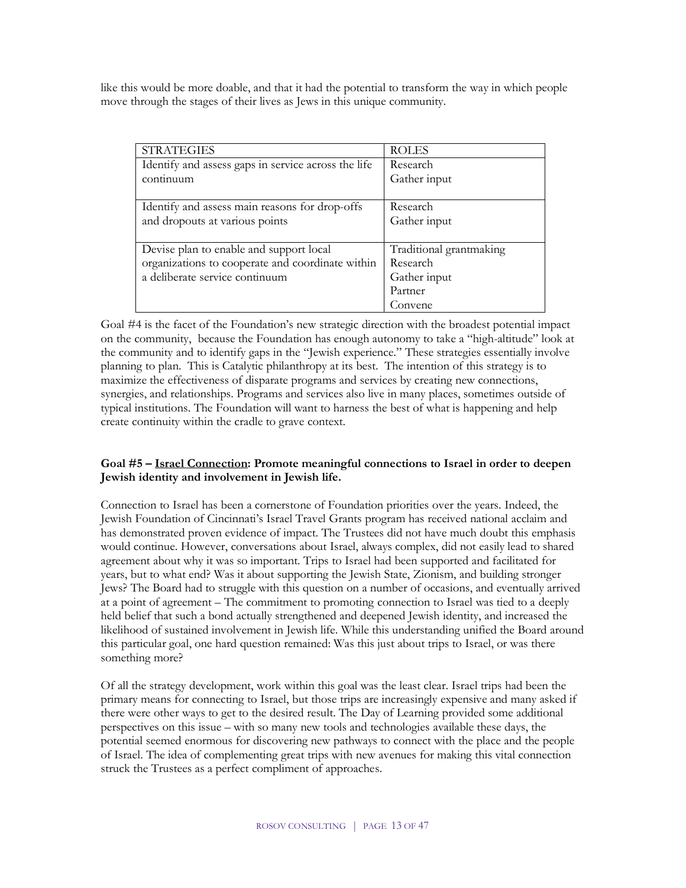like this would be more doable, and that it had the potential to transform the way in which people move through the stages of their lives as Jews in this unique community.

| STRATEGIES | ROLES |
| --- | --- |
| Identify and assess gaps in service across the life continuum | Research<br>Gather input |
| Identify and assess main reasons for drop-offs and dropouts at various points | Research<br>Gather input |
| Devise plan to enable and support local organizations to cooperate and coordinate within a deliberate service continuum | Traditional grantmaking<br>Research<br>Gather input<br>Partner<br>Convene |

Goal #4 is the facet of the Foundation's new strategic direction with the broadest potential impact on the community, because the Foundation has enough autonomy to take a "high-altitude" look at the community and to identify gaps in the "Jewish experience." These strategies essentially involve planning to plan. This is Catalytic philanthropy at its best. The intention of this strategy is to maximize the effectiveness of disparate programs and services by creating new connections, synergies, and relationships. Programs and services also live in many places, sometimes outside of typical institutions. The Foundation will want to harness the best of what is happening and help create continuity within the cradle to grave context.

**Goal #5 – <u>Israel Connection</u>: Promote meaningful connections to Israel in order to deepen Jewish identity and involvement in Jewish life.**

Connection to Israel has been a cornerstone of Foundation priorities over the years. Indeed, the Jewish Foundation of Cincinnati's Israel Travel Grants program has received national acclaim and has demonstrated proven evidence of impact. The Trustees did not have much doubt this emphasis would continue. However, conversations about Israel, always complex, did not easily lead to shared agreement about why it was so important. Trips to Israel had been supported and facilitated for years, but to what end? Was it about supporting the Jewish State, Zionism, and building stronger Jews? The Board had to struggle with this question on a number of occasions, and eventually arrived at a point of agreement – The commitment to promoting connection to Israel was tied to a deeply held belief that such a bond actually strengthened and deepened Jewish identity, and increased the likelihood of sustained involvement in Jewish life. While this understanding unified the Board around this particular goal, one hard question remained: Was this just about trips to Israel, or was there something more?

Of all the strategy development, work within this goal was the least clear. Israel trips had been the primary means for connecting to Israel, but those trips are increasingly expensive and many asked if there were other ways to get to the desired result. The Day of Learning provided some additional perspectives on this issue – with so many new tools and technologies available these days, the potential seemed enormous for discovering new pathways to connect with the place and the people of Israel. The idea of complementing great trips with new avenues for making this vital connection struck the Trustees as a perfect compliment of approaches.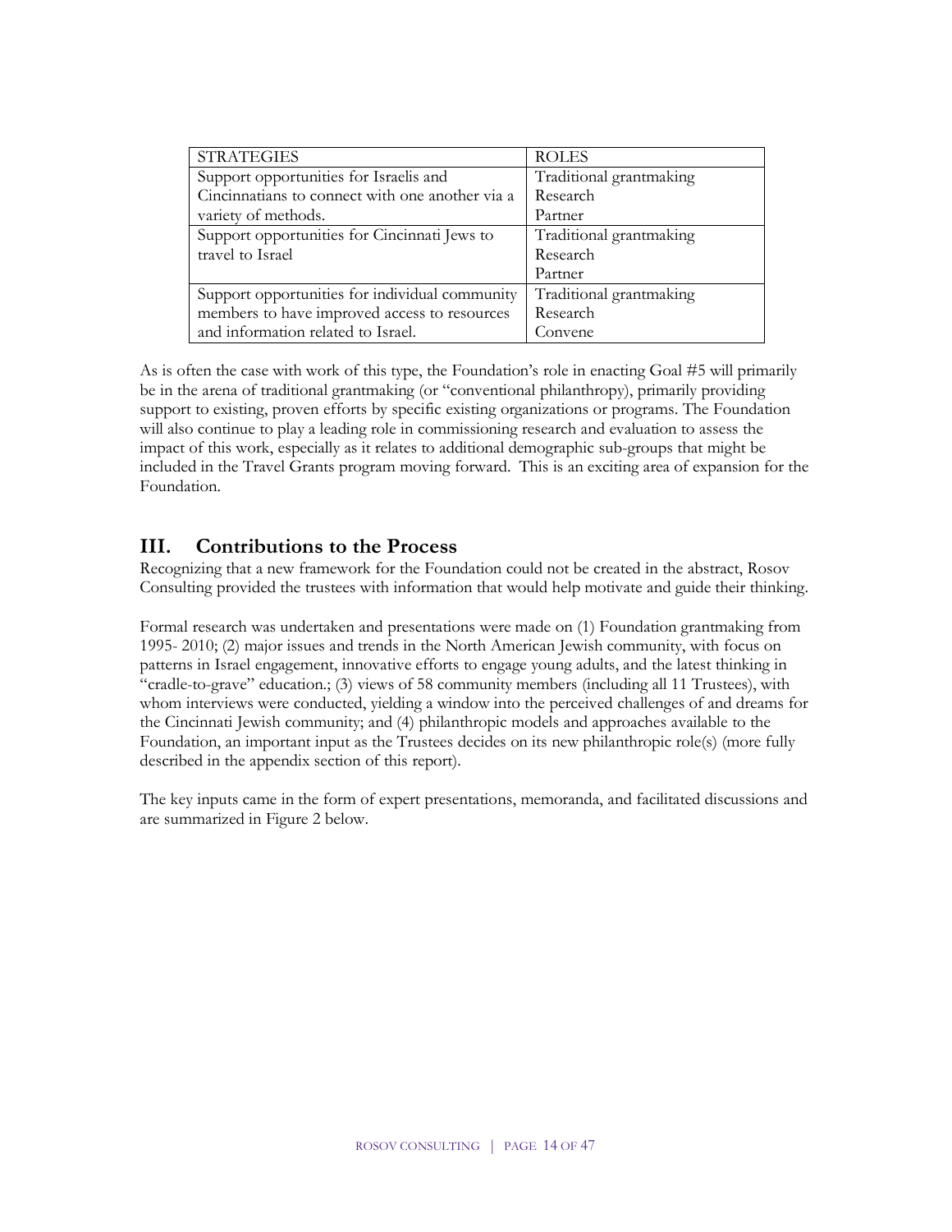| STRATEGIES | ROLES |
| --- | --- |
| Support opportunities for Israelis and Cincinnatians to connect with one another via a variety of methods. | Traditional grantmaking<br>Research<br>Partner |
| Support opportunities for Cincinnati Jews to travel to Israel | Traditional grantmaking<br>Research<br>Partner |
| Support opportunities for individual community members to have improved access to resources and information related to Israel. | Traditional grantmaking<br>Research<br>Convene |

As is often the case with work of this type, the Foundation's role in enacting Goal #5 will primarily be in the arena of traditional grantmaking (or "conventional philanthropy), primarily providing support to existing, proven efforts by specific existing organizations or programs. The Foundation will also continue to play a leading role in commissioning research and evaluation to assess the impact of this work, especially as it relates to additional demographic sub-groups that might be included in the Travel Grants program moving forward. This is an exciting area of expansion for the Foundation.

## III. Contributions to the Process

Recognizing that a new framework for the Foundation could not be created in the abstract, Rosov Consulting provided the trustees with information that would help motivate and guide their thinking.

Formal research was undertaken and presentations were made on (1) Foundation grantmaking from 1995- 2010; (2) major issues and trends in the North American Jewish community, with focus on patterns in Israel engagement, innovative efforts to engage young adults, and the latest thinking in "cradle-to-grave" education.; (3) views of 58 community members (including all 11 Trustees), with whom interviews were conducted, yielding a window into the perceived challenges of and dreams for the Cincinnati Jewish community; and (4) philanthropic models and approaches available to the Foundation, an important input as the Trustees decides on its new philanthropic role(s) (more fully described in the appendix section of this report).

The key inputs came in the form of expert presentations, memoranda, and facilitated discussions and are summarized in Figure 2 below.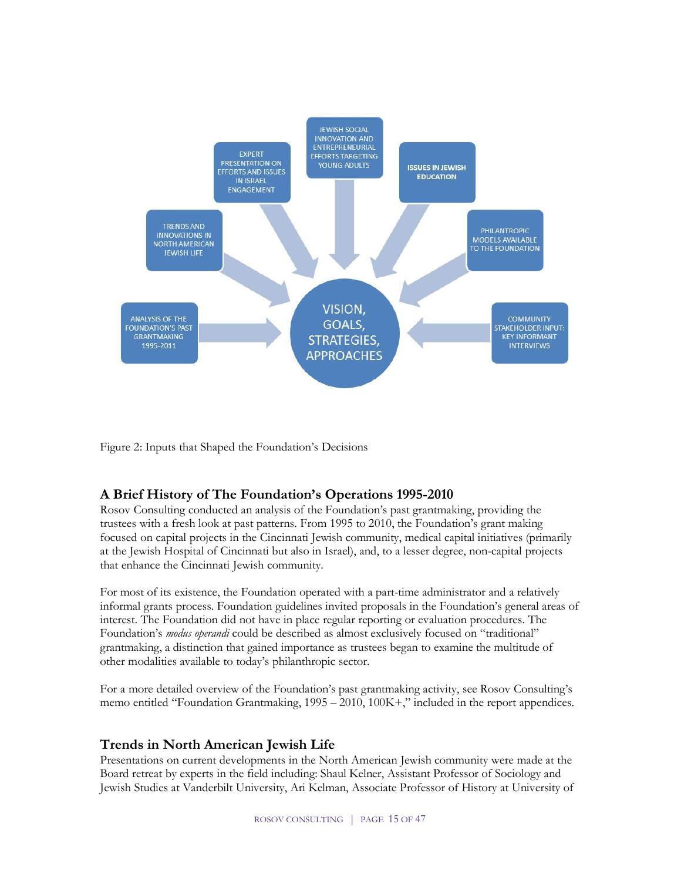Figure 2: Inputs that Shaped the Foundation's Decisions

## A Brief History of The Foundation's Operations 1995-2010

Rosov Consulting conducted an analysis of the Foundation's past grantmaking, providing the trustees with a fresh look at past patterns. From 1995 to 2010, the Foundation's grant making focused on capital projects in the Cincinnati Jewish community, medical capital initiatives (primarily at the Jewish Hospital of Cincinnati but also in Israel), and, to a lesser degree, non-capital projects that enhance the Cincinnati Jewish community.

For most of its existence, the Foundation operated with a part-time administrator and a relatively informal grants process. Foundation guidelines invited proposals in the Foundation's general areas of interest. The Foundation did not have in place regular reporting or evaluation procedures. The Foundation's *modus operandi* could be described as almost exclusively focused on "traditional" grantmaking, a distinction that gained importance as trustees began to examine the multitude of other modalities available to today's philanthropic sector.

For a more detailed overview of the Foundation's past grantmaking activity, see Rosov Consulting's memo entitled "Foundation Grantmaking, 1995 – 2010, 100K+," included in the report appendices.

## Trends in North American Jewish Life

Presentations on current developments in the North American Jewish community were made at the Board retreat by experts in the field including: Shaul Kelner, Assistant Professor of Sociology and Jewish Studies at Vanderbilt University, Ari Kelman, Associate Professor of History at University of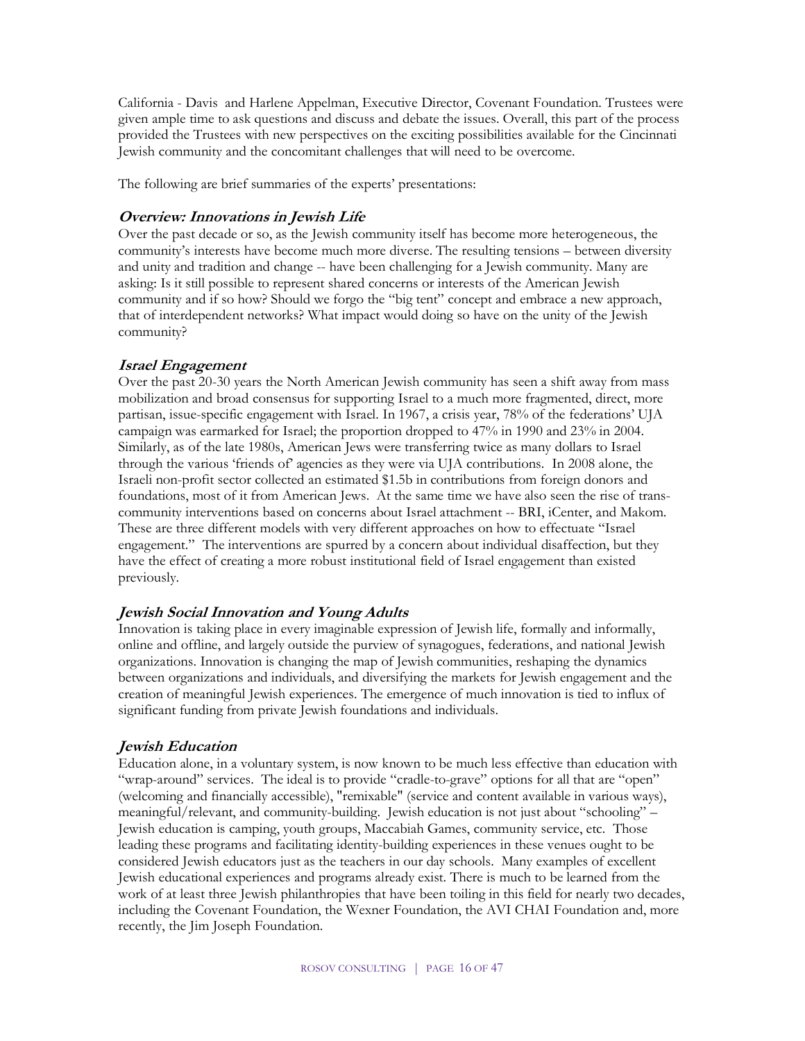California - Davis and Harlene Appelman, Executive Director, Covenant Foundation. Trustees were given ample time to ask questions and discuss and debate the issues. Overall, this part of the process provided the Trustees with new perspectives on the exciting possibilities available for the Cincinnati Jewish community and the concomitant challenges that will need to be overcome.

The following are brief summaries of the experts' presentations:

### *Overview: Innovations in Jewish Life*

Over the past decade or so, as the Jewish community itself has become more heterogeneous, the community's interests have become much more diverse. The resulting tensions – between diversity and unity and tradition and change -- have been challenging for a Jewish community. Many are asking: Is it still possible to represent shared concerns or interests of the American Jewish community and if so how? Should we forgo the "big tent" concept and embrace a new approach, that of interdependent networks? What impact would doing so have on the unity of the Jewish community?

### *Israel Engagement*

Over the past 20-30 years the North American Jewish community has seen a shift away from mass mobilization and broad consensus for supporting Israel to a much more fragmented, direct, more partisan, issue-specific engagement with Israel. In 1967, a crisis year, 78% of the federations' UJA campaign was earmarked for Israel; the proportion dropped to 47% in 1990 and 23% in 2004. Similarly, as of the late 1980s, American Jews were transferring twice as many dollars to Israel through the various 'friends of' agencies as they were via UJA contributions. In 2008 alone, the Israeli non-profit sector collected an estimated $1.5b in contributions from foreign donors and foundations, most of it from American Jews. At the same time we have also seen the rise of trans-community interventions based on concerns about Israel attachment -- BRI, iCenter, and Makom. These are three different models with very different approaches on how to effectuate "Israel engagement." The interventions are spurred by a concern about individual disaffection, but they have the effect of creating a more robust institutional field of Israel engagement than existed previously.

### *Jewish Social Innovation and Young Adults*

Innovation is taking place in every imaginable expression of Jewish life, formally and informally, online and offline, and largely outside the purview of synagogues, federations, and national Jewish organizations. Innovation is changing the map of Jewish communities, reshaping the dynamics between organizations and individuals, and diversifying the markets for Jewish engagement and the creation of meaningful Jewish experiences. The emergence of much innovation is tied to influx of significant funding from private Jewish foundations and individuals.

### *Jewish Education*

Education alone, in a voluntary system, is now known to be much less effective than education with "wrap-around" services. The ideal is to provide "cradle-to-grave" options for all that are "open" (welcoming and financially accessible), "remixable" (service and content available in various ways), meaningful/relevant, and community-building. Jewish education is not just about "schooling" – Jewish education is camping, youth groups, Maccabiah Games, community service, etc. Those leading these programs and facilitating identity-building experiences in these venues ought to be considered Jewish educators just as the teachers in our day schools. Many examples of excellent Jewish educational experiences and programs already exist. There is much to be learned from the work of at least three Jewish philanthropies that have been toiling in this field for nearly two decades, including the Covenant Foundation, the Wexner Foundation, the AVI CHAI Foundation and, more recently, the Jim Joseph Foundation.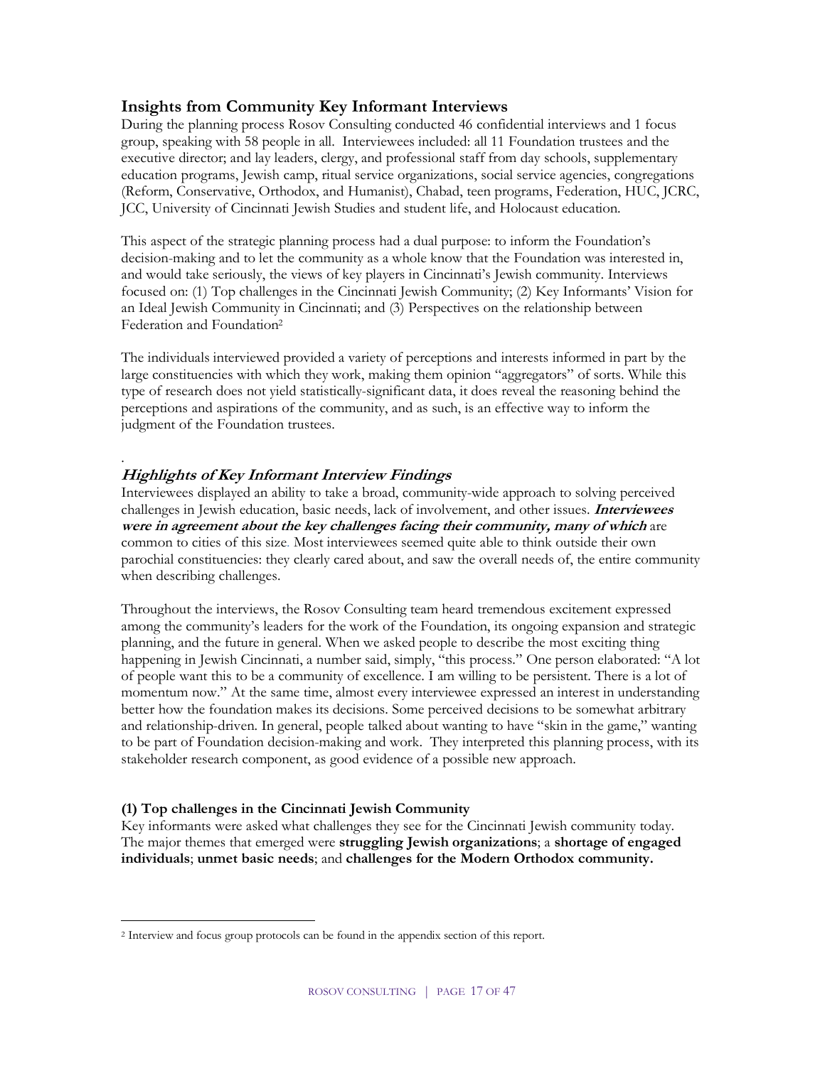## Insights from Community Key Informant Interviews

During the planning process Rosov Consulting conducted 46 confidential interviews and 1 focus group, speaking with 58 people in all. Interviewees included: all 11 Foundation trustees and the executive director; and lay leaders, clergy, and professional staff from day schools, supplementary education programs, Jewish camp, ritual service organizations, social service agencies, congregations (Reform, Conservative, Orthodox, and Humanist), Chabad, teen programs, Federation, HUC, JCRC, JCC, University of Cincinnati Jewish Studies and student life, and Holocaust education.

This aspect of the strategic planning process had a dual purpose: to inform the Foundation's decision-making and to let the community as a whole know that the Foundation was interested in, and would take seriously, the views of key players in Cincinnati's Jewish community. Interviews focused on: (1) Top challenges in the Cincinnati Jewish Community; (2) Key Informants' Vision for an Ideal Jewish Community in Cincinnati; and (3) Perspectives on the relationship between Federation and Foundation[2]

The individuals interviewed provided a variety of perceptions and interests informed in part by the large constituencies with which they work, making them opinion "aggregators" of sorts. While this type of research does not yield statistically-significant data, it does reveal the reasoning behind the perceptions and aspirations of the community, and as such, is an effective way to inform the judgment of the Foundation trustees.

### *Highlights of Key Informant Interview Findings*

Interviewees displayed an ability to take a broad, community-wide approach to solving perceived challenges in Jewish education, basic needs, lack of involvement, and other issues. ***Interviewees were in agreement about the key challenges facing their community, many of which*** are common to cities of this size. Most interviewees seemed quite able to think outside their own parochial constituencies: they clearly cared about, and saw the overall needs of, the entire community when describing challenges.

Throughout the interviews, the Rosov Consulting team heard tremendous excitement expressed among the community's leaders for the work of the Foundation, its ongoing expansion and strategic planning, and the future in general. When we asked people to describe the most exciting thing happening in Jewish Cincinnati, a number said, simply, "this process." One person elaborated: "A lot of people want this to be a community of excellence. I am willing to be persistent. There is a lot of momentum now." At the same time, almost every interviewee expressed an interest in understanding better how the foundation makes its decisions. Some perceived decisions to be somewhat arbitrary and relationship-driven. In general, people talked about wanting to have "skin in the game," wanting to be part of Foundation decision-making and work. They interpreted this planning process, with its stakeholder research component, as good evidence of a possible new approach.

#### (1) Top challenges in the Cincinnati Jewish Community

Key informants were asked what challenges they see for the Cincinnati Jewish community today. The major themes that emerged were **struggling Jewish organizations**; a **shortage of engaged individuals**; **unmet basic needs**; and **challenges for the Modern Orthodox community.**

---

[2] Interview and focus group protocols can be found in the appendix section of this report.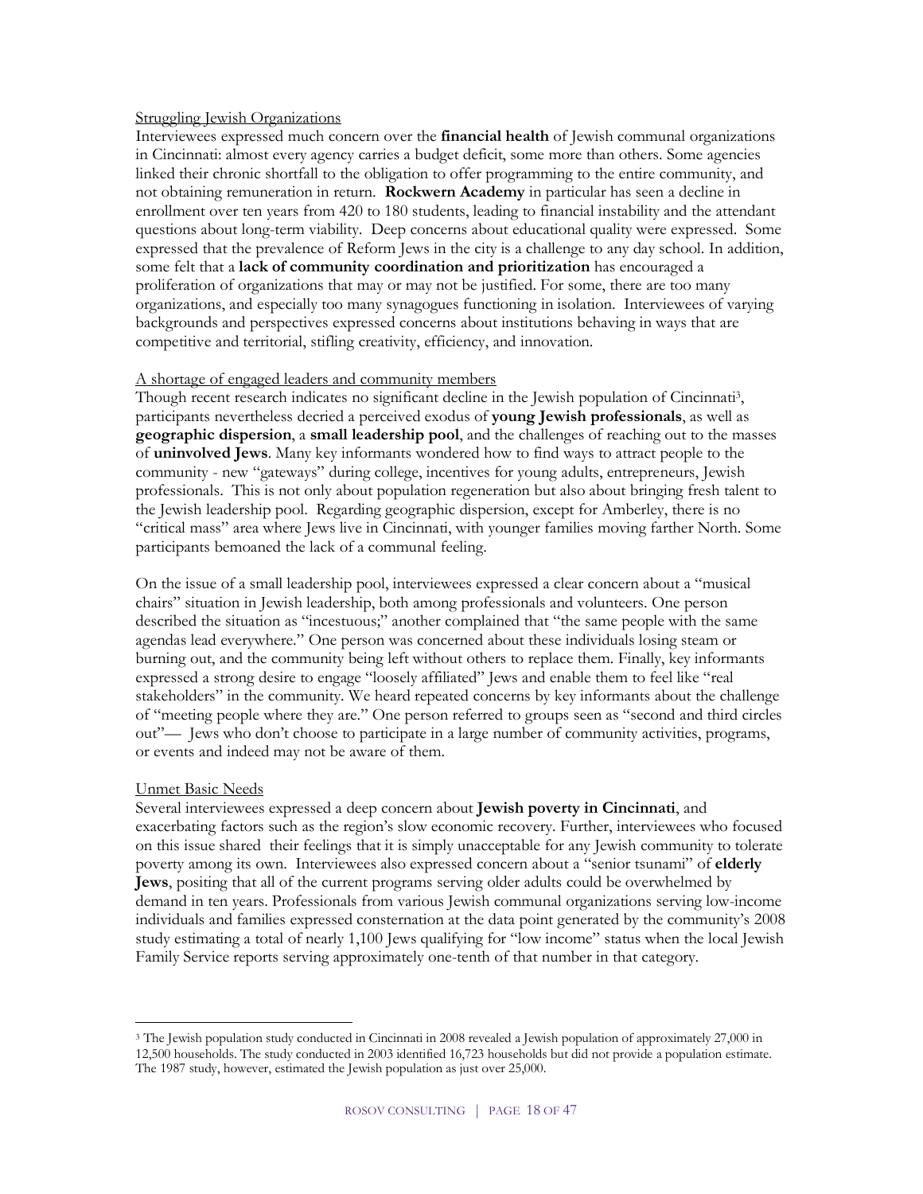Struggling Jewish Organizations

Interviewees expressed much concern over the **financial health** of Jewish communal organizations in Cincinnati: almost every agency carries a budget deficit, some more than others. Some agencies linked their chronic shortfall to the obligation to offer programming to the entire community, and not obtaining remuneration in return. **Rockwern Academy** in particular has seen a decline in enrollment over ten years from 420 to 180 students, leading to financial instability and the attendant questions about long-term viability. Deep concerns about educational quality were expressed. Some expressed that the prevalence of Reform Jews in the city is a challenge to any day school. In addition, some felt that a **lack of community coordination and prioritization** has encouraged a proliferation of organizations that may or may not be justified. For some, there are too many organizations, and especially too many synagogues functioning in isolation. Interviewees of varying backgrounds and perspectives expressed concerns about institutions behaving in ways that are competitive and territorial, stifling creativity, efficiency, and innovation.

A shortage of engaged leaders and community members

Though recent research indicates no significant decline in the Jewish population of Cincinnati[3], participants nevertheless decried a perceived exodus of **young Jewish professionals**, as well as **geographic dispersion**, a **small leadership pool**, and the challenges of reaching out to the masses of **uninvolved Jews**. Many key informants wondered how to find ways to attract people to the community - new "gateways" during college, incentives for young adults, entrepreneurs, Jewish professionals. This is not only about population regeneration but also about bringing fresh talent to the Jewish leadership pool. Regarding geographic dispersion, except for Amberley, there is no "critical mass" area where Jews live in Cincinnati, with younger families moving farther North. Some participants bemoaned the lack of a communal feeling.

On the issue of a small leadership pool, interviewees expressed a clear concern about a "musical chairs" situation in Jewish leadership, both among professionals and volunteers. One person described the situation as "incestuous;" another complained that "the same people with the same agendas lead everywhere." One person was concerned about these individuals losing steam or burning out, and the community being left without others to replace them. Finally, key informants expressed a strong desire to engage "loosely affiliated" Jews and enable them to feel like "real stakeholders" in the community. We heard repeated concerns by key informants about the challenge of "meeting people where they are." One person referred to groups seen as "second and third circles out"— Jews who don't choose to participate in a large number of community activities, programs, or events and indeed may not be aware of them.

Unmet Basic Needs

Several interviewees expressed a deep concern about **Jewish poverty in Cincinnati**, and exacerbating factors such as the region's slow economic recovery. Further, interviewees who focused on this issue shared their feelings that it is simply unacceptable for any Jewish community to tolerate poverty among its own. Interviewees also expressed concern about a "senior tsunami" of **elderly Jews**, positing that all of the current programs serving older adults could be overwhelmed by demand in ten years. Professionals from various Jewish communal organizations serving low-income individuals and families expressed consternation at the data point generated by the community's 2008 study estimating a total of nearly 1,100 Jews qualifying for "low income" status when the local Jewish Family Service reports serving approximately one-tenth of that number in that category.

---

[3] The Jewish population study conducted in Cincinnati in 2008 revealed a Jewish population of approximately 27,000 in 12,500 households. The study conducted in 2003 identified 16,723 households but did not provide a population estimate. The 1987 study, however, estimated the Jewish population as just over 25,000.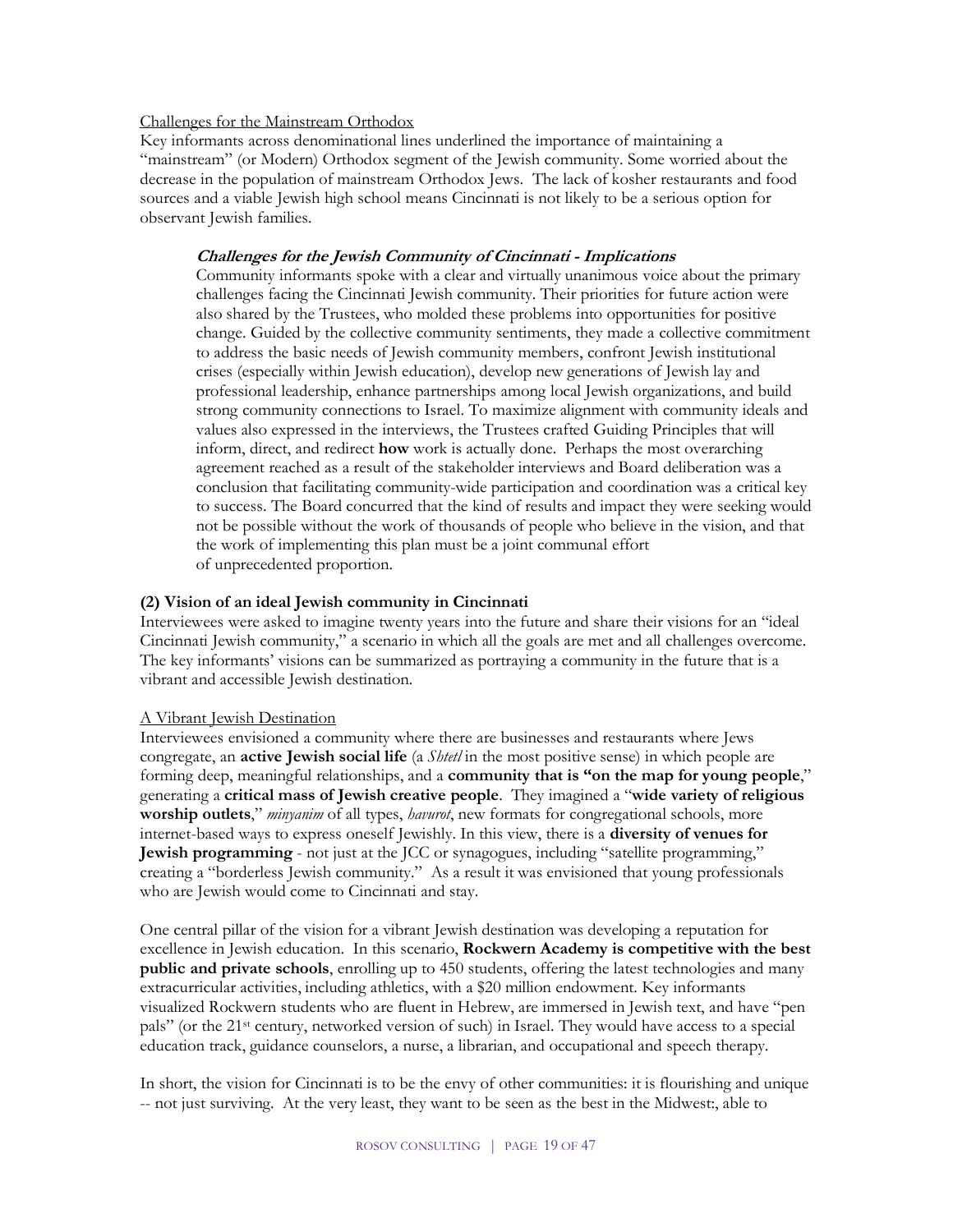Challenges for the Mainstream Orthodox

Key informants across denominational lines underlined the importance of maintaining a "mainstream" (or Modern) Orthodox segment of the Jewish community. Some worried about the decrease in the population of mainstream Orthodox Jews. The lack of kosher restaurants and food sources and a viable Jewish high school means Cincinnati is not likely to be a serious option for observant Jewish families.

> ***Challenges for the Jewish Community of Cincinnati - Implications***
>
> Community informants spoke with a clear and virtually unanimous voice about the primary challenges facing the Cincinnati Jewish community. Their priorities for future action were also shared by the Trustees, who molded these problems into opportunities for positive change. Guided by the collective community sentiments, they made a collective commitment to address the basic needs of Jewish community members, confront Jewish institutional crises (especially within Jewish education), develop new generations of Jewish lay and professional leadership, enhance partnerships among local Jewish organizations, and build strong community connections to Israel. To maximize alignment with community ideals and values also expressed in the interviews, the Trustees crafted Guiding Principles that will inform, direct, and redirect **how** work is actually done. Perhaps the most overarching agreement reached as a result of the stakeholder interviews and Board deliberation was a conclusion that facilitating community-wide participation and coordination was a critical key to success. The Board concurred that the kind of results and impact they were seeking would not be possible without the work of thousands of people who believe in the vision, and that the work of implementing this plan must be a joint communal effort of unprecedented proportion.

**(2) Vision of an ideal Jewish community in Cincinnati**

Interviewees were asked to imagine twenty years into the future and share their visions for an "ideal Cincinnati Jewish community," a scenario in which all the goals are met and all challenges overcome. The key informants' visions can be summarized as portraying a community in the future that is a vibrant and accessible Jewish destination.

A Vibrant Jewish Destination

Interviewees envisioned a community where there are businesses and restaurants where Jews congregate, an **active Jewish social life** (a *Shtetl* in the most positive sense) in which people are forming deep, meaningful relationships, and a **community that is "on the map for young people**," generating a **critical mass of Jewish creative people**. They imagined a "**wide variety of religious worship outlets**," *minyanim* of all types, *havurot*, new formats for congregational schools, more internet-based ways to express oneself Jewishly. In this view, there is a **diversity of venues for Jewish programming** - not just at the JCC or synagogues, including "satellite programming," creating a "borderless Jewish community." As a result it was envisioned that young professionals who are Jewish would come to Cincinnati and stay.

One central pillar of the vision for a vibrant Jewish destination was developing a reputation for excellence in Jewish education. In this scenario, **Rockwern Academy is competitive with the best public and private schools**, enrolling up to 450 students, offering the latest technologies and many extracurricular activities, including athletics, with a $20 million endowment. Key informants visualized Rockwern students who are fluent in Hebrew, are immersed in Jewish text, and have "pen pals" (or the 21st century, networked version of such) in Israel. They would have access to a special education track, guidance counselors, a nurse, a librarian, and occupational and speech therapy.

In short, the vision for Cincinnati is to be the envy of other communities: it is flourishing and unique -- not just surviving. At the very least, they want to be seen as the best in the Midwest:, able to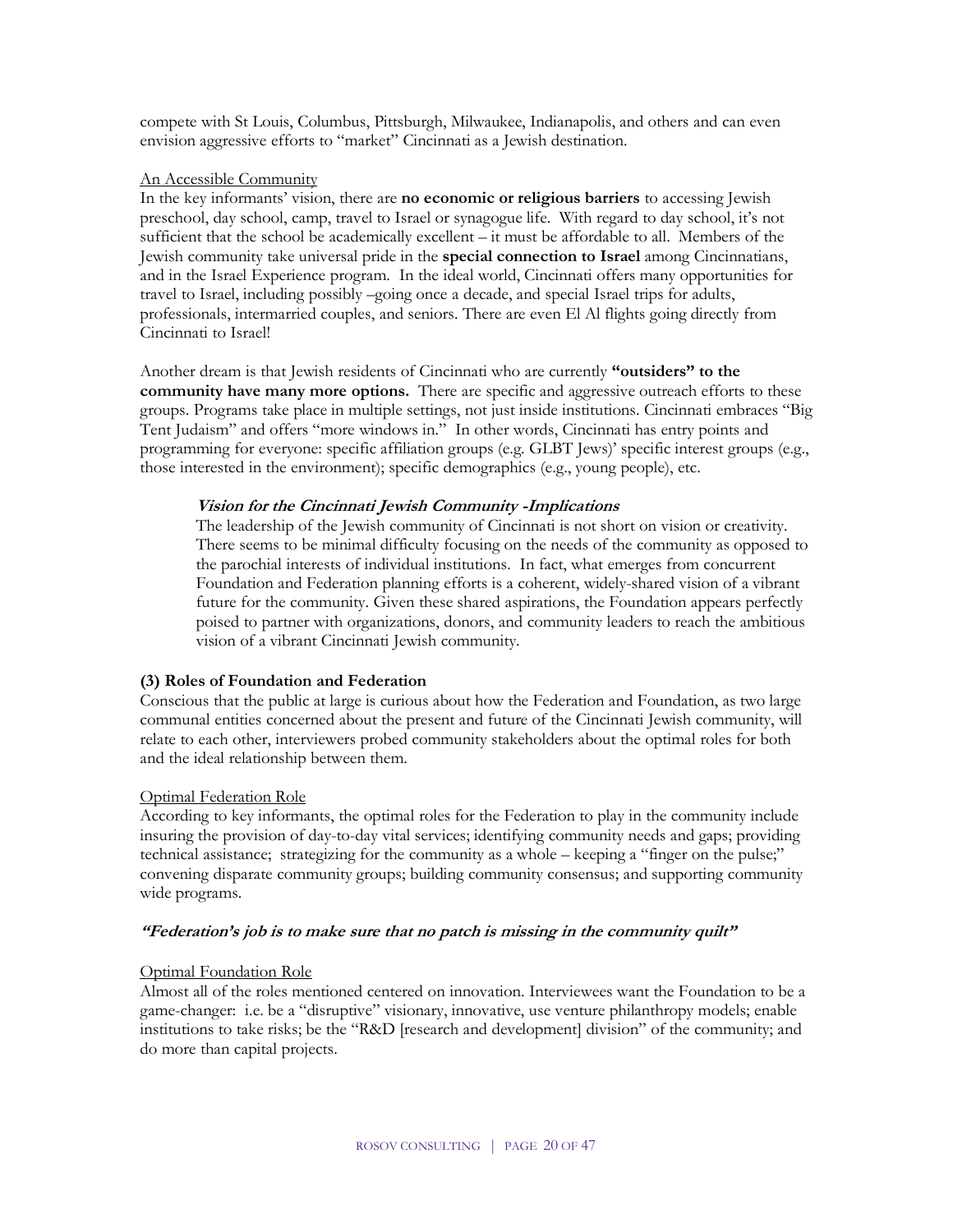compete with St Louis, Columbus, Pittsburgh, Milwaukee, Indianapolis, and others and can even envision aggressive efforts to "market" Cincinnati as a Jewish destination.

<u>An Accessible Community</u>

In the key informants' vision, there are **no economic or religious barriers** to accessing Jewish preschool, day school, camp, travel to Israel or synagogue life. With regard to day school, it's not sufficient that the school be academically excellent – it must be affordable to all. Members of the Jewish community take universal pride in the **special connection to Israel** among Cincinnatians, and in the Israel Experience program. In the ideal world, Cincinnati offers many opportunities for travel to Israel, including possibly –going once a decade, and special Israel trips for adults, professionals, intermarried couples, and seniors. There are even El Al flights going directly from Cincinnati to Israel!

Another dream is that Jewish residents of Cincinnati who are currently **"outsiders" to the community have many more options.** There are specific and aggressive outreach efforts to these groups. Programs take place in multiple settings, not just inside institutions. Cincinnati embraces "Big Tent Judaism" and offers "more windows in." In other words, Cincinnati has entry points and programming for everyone: specific affiliation groups (e.g. GLBT Jews)' specific interest groups (e.g., those interested in the environment); specific demographics (e.g., young people), etc.

> ***Vision for the Cincinnati Jewish Community -Implications***
>
> The leadership of the Jewish community of Cincinnati is not short on vision or creativity. There seems to be minimal difficulty focusing on the needs of the community as opposed to the parochial interests of individual institutions. In fact, what emerges from concurrent Foundation and Federation planning efforts is a coherent, widely-shared vision of a vibrant future for the community. Given these shared aspirations, the Foundation appears perfectly poised to partner with organizations, donors, and community leaders to reach the ambitious vision of a vibrant Cincinnati Jewish community.

### (3) Roles of Foundation and Federation

Conscious that the public at large is curious about how the Federation and Foundation, as two large communal entities concerned about the present and future of the Cincinnati Jewish community, will relate to each other, interviewers probed community stakeholders about the optimal roles for both and the ideal relationship between them.

<u>Optimal Federation Role</u>

According to key informants, the optimal roles for the Federation to play in the community include insuring the provision of day-to-day vital services; identifying community needs and gaps; providing technical assistance; strategizing for the community as a whole – keeping a "finger on the pulse;" convening disparate community groups; building community consensus; and supporting community wide programs.

***"Federation's job is to make sure that no patch is missing in the community quilt"***

<u>Optimal Foundation Role</u>

Almost all of the roles mentioned centered on innovation. Interviewees want the Foundation to be a game-changer: i.e. be a "disruptive" visionary, innovative, use venture philanthropy models; enable institutions to take risks; be the "R&D [research and development] division" of the community; and do more than capital projects.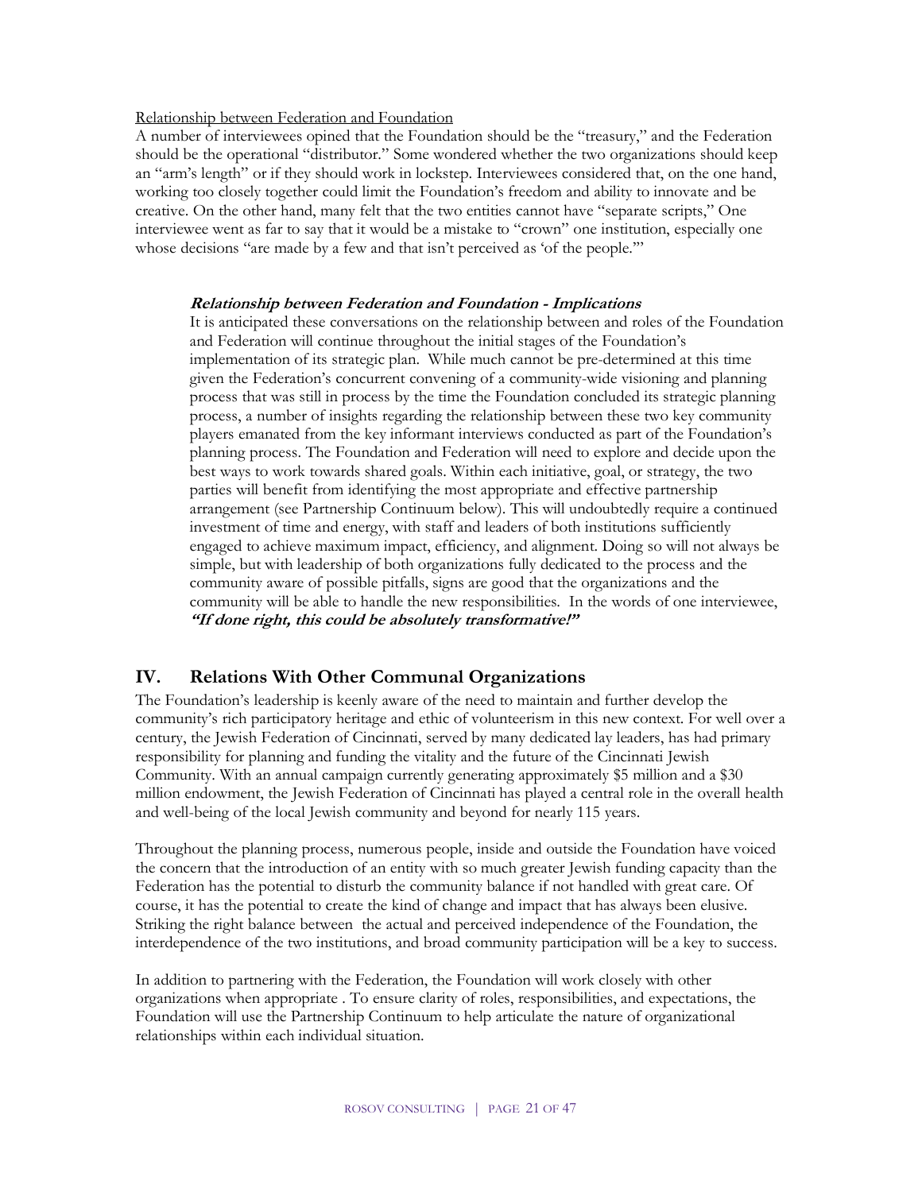Relationship between Federation and Foundation

A number of interviewees opined that the Foundation should be the "treasury," and the Federation should be the operational "distributor." Some wondered whether the two organizations should keep an "arm's length" or if they should work in lockstep. Interviewees considered that, on the one hand, working too closely together could limit the Foundation's freedom and ability to innovate and be creative. On the other hand, many felt that the two entities cannot have "separate scripts," One interviewee went as far to say that it would be a mistake to "crown" one institution, especially one whose decisions "are made by a few and that isn't perceived as 'of the people.'"

> ***Relationship between Federation and Foundation - Implications***
>
> It is anticipated these conversations on the relationship between and roles of the Foundation and Federation will continue throughout the initial stages of the Foundation's implementation of its strategic plan. While much cannot be pre-determined at this time given the Federation's concurrent convening of a community-wide visioning and planning process that was still in process by the time the Foundation concluded its strategic planning process, a number of insights regarding the relationship between these two key community players emanated from the key informant interviews conducted as part of the Foundation's planning process. The Foundation and Federation will need to explore and decide upon the best ways to work towards shared goals. Within each initiative, goal, or strategy, the two parties will benefit from identifying the most appropriate and effective partnership arrangement (see Partnership Continuum below). This will undoubtedly require a continued investment of time and energy, with staff and leaders of both institutions sufficiently engaged to achieve maximum impact, efficiency, and alignment. Doing so will not always be simple, but with leadership of both organizations fully dedicated to the process and the community aware of possible pitfalls, signs are good that the organizations and the community will be able to handle the new responsibilities. In the words of one interviewee, ***"If done right, this could be absolutely transformative!"***

## IV. Relations With Other Communal Organizations

The Foundation's leadership is keenly aware of the need to maintain and further develop the community's rich participatory heritage and ethic of volunteerism in this new context. For well over a century, the Jewish Federation of Cincinnati, served by many dedicated lay leaders, has had primary responsibility for planning and funding the vitality and the future of the Cincinnati Jewish Community. With an annual campaign currently generating approximately $5 million and a $30 million endowment, the Jewish Federation of Cincinnati has played a central role in the overall health and well-being of the local Jewish community and beyond for nearly 115 years.

Throughout the planning process, numerous people, inside and outside the Foundation have voiced the concern that the introduction of an entity with so much greater Jewish funding capacity than the Federation has the potential to disturb the community balance if not handled with great care. Of course, it has the potential to create the kind of change and impact that has always been elusive. Striking the right balance between the actual and perceived independence of the Foundation, the interdependence of the two institutions, and broad community participation will be a key to success.

In addition to partnering with the Federation, the Foundation will work closely with other organizations when appropriate . To ensure clarity of roles, responsibilities, and expectations, the Foundation will use the Partnership Continuum to help articulate the nature of organizational relationships within each individual situation.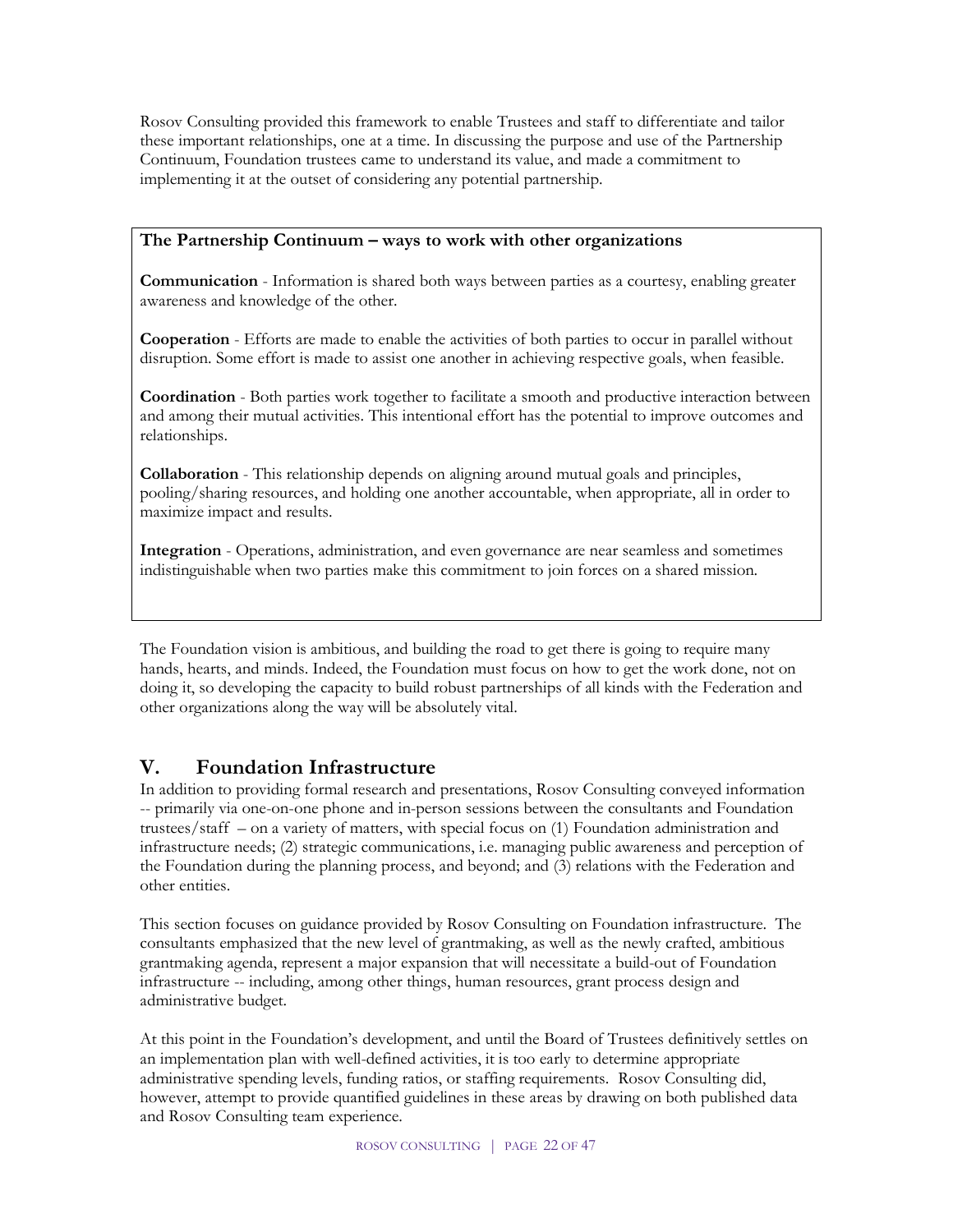Rosov Consulting provided this framework to enable Trustees and staff to differentiate and tailor these important relationships, one at a time. In discussing the purpose and use of the Partnership Continuum, Foundation trustees came to understand its value, and made a commitment to implementing it at the outset of considering any potential partnership.

**The Partnership Continuum – ways to work with other organizations**

**Communication** - Information is shared both ways between parties as a courtesy, enabling greater awareness and knowledge of the other.

**Cooperation** - Efforts are made to enable the activities of both parties to occur in parallel without disruption. Some effort is made to assist one another in achieving respective goals, when feasible.

**Coordination** - Both parties work together to facilitate a smooth and productive interaction between and among their mutual activities. This intentional effort has the potential to improve outcomes and relationships.

**Collaboration** - This relationship depends on aligning around mutual goals and principles, pooling/sharing resources, and holding one another accountable, when appropriate, all in order to maximize impact and results.

**Integration** - Operations, administration, and even governance are near seamless and sometimes indistinguishable when two parties make this commitment to join forces on a shared mission.

The Foundation vision is ambitious, and building the road to get there is going to require many hands, hearts, and minds. Indeed, the Foundation must focus on how to get the work done, not on doing it, so developing the capacity to build robust partnerships of all kinds with the Federation and other organizations along the way will be absolutely vital.

## V. Foundation Infrastructure

In addition to providing formal research and presentations, Rosov Consulting conveyed information -- primarily via one-on-one phone and in-person sessions between the consultants and Foundation trustees/staff – on a variety of matters, with special focus on (1) Foundation administration and infrastructure needs; (2) strategic communications, i.e. managing public awareness and perception of the Foundation during the planning process, and beyond; and (3) relations with the Federation and other entities.

This section focuses on guidance provided by Rosov Consulting on Foundation infrastructure. The consultants emphasized that the new level of grantmaking, as well as the newly crafted, ambitious grantmaking agenda, represent a major expansion that will necessitate a build-out of Foundation infrastructure -- including, among other things, human resources, grant process design and administrative budget.

At this point in the Foundation's development, and until the Board of Trustees definitively settles on an implementation plan with well-defined activities, it is too early to determine appropriate administrative spending levels, funding ratios, or staffing requirements. Rosov Consulting did, however, attempt to provide quantified guidelines in these areas by drawing on both published data and Rosov Consulting team experience.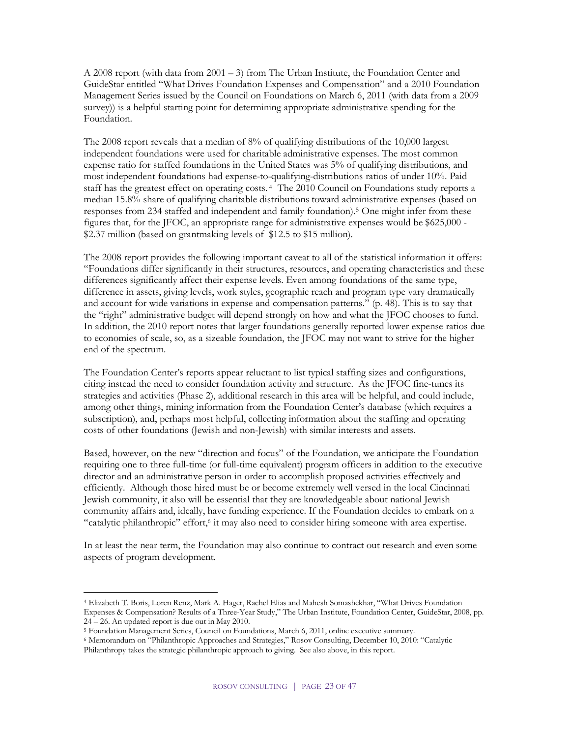A 2008 report (with data from 2001 – 3) from The Urban Institute, the Foundation Center and GuideStar entitled "What Drives Foundation Expenses and Compensation" and a 2010 Foundation Management Series issued by the Council on Foundations on March 6, 2011 (with data from a 2009 survey)) is a helpful starting point for determining appropriate administrative spending for the Foundation.

The 2008 report reveals that a median of 8% of qualifying distributions of the 10,000 largest independent foundations were used for charitable administrative expenses. The most common expense ratio for staffed foundations in the United States was 5% of qualifying distributions, and most independent foundations had expense-to-qualifying-distributions ratios of under 10%. Paid staff has the greatest effect on operating costs.[4] The 2010 Council on Foundations study reports a median 15.8% share of qualifying charitable distributions toward administrative expenses (based on responses from 234 staffed and independent and family foundation).[5] One might infer from these figures that, for the JFOC, an appropriate range for administrative expenses would be $625,000 - $2.37 million (based on grantmaking levels of $12.5 to $15 million).

The 2008 report provides the following important caveat to all of the statistical information it offers: "Foundations differ significantly in their structures, resources, and operating characteristics and these differences significantly affect their expense levels. Even among foundations of the same type, difference in assets, giving levels, work styles, geographic reach and program type vary dramatically and account for wide variations in expense and compensation patterns." (p. 48). This is to say that the "right" administrative budget will depend strongly on how and what the JFOC chooses to fund. In addition, the 2010 report notes that larger foundations generally reported lower expense ratios due to economies of scale, so, as a sizeable foundation, the JFOC may not want to strive for the higher end of the spectrum.

The Foundation Center's reports appear reluctant to list typical staffing sizes and configurations, citing instead the need to consider foundation activity and structure. As the JFOC fine-tunes its strategies and activities (Phase 2), additional research in this area will be helpful, and could include, among other things, mining information from the Foundation Center's database (which requires a subscription), and, perhaps most helpful, collecting information about the staffing and operating costs of other foundations (Jewish and non-Jewish) with similar interests and assets.

Based, however, on the new "direction and focus" of the Foundation, we anticipate the Foundation requiring one to three full-time (or full-time equivalent) program officers in addition to the executive director and an administrative person in order to accomplish proposed activities effectively and efficiently. Although those hired must be or become extremely well versed in the local Cincinnati Jewish community, it also will be essential that they are knowledgeable about national Jewish community affairs and, ideally, have funding experience. If the Foundation decides to embark on a "catalytic philanthropic" effort,[6] it may also need to consider hiring someone with area expertise.

In at least the near term, the Foundation may also continue to contract out research and even some aspects of program development.

---

[4] Elizabeth T. Boris, Loren Renz, Mark A. Hager, Rachel Elias and Mahesh Somashekhar, "What Drives Foundation Expenses & Compensation? Results of a Three-Year Study," The Urban Institute, Foundation Center, GuideStar, 2008, pp. 24 – 26. An updated report is due out in May 2010.

[5] Foundation Management Series, Council on Foundations, March 6, 2011, online executive summary.

[6] Memorandum on "Philanthropic Approaches and Strategies," Rosov Consulting, December 10, 2010: "Catalytic Philanthropy takes the strategic philanthropic approach to giving. See also above, in this report.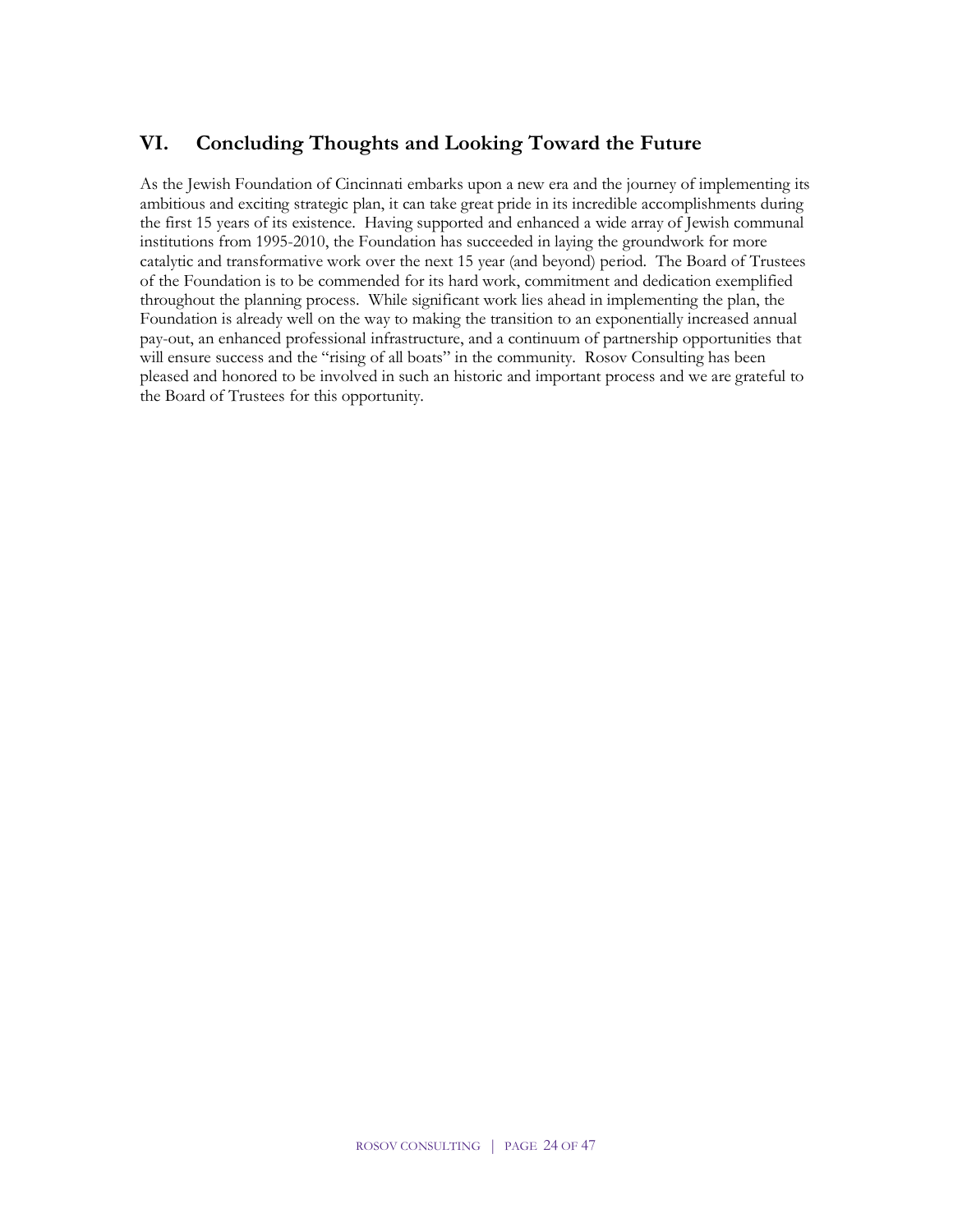## VI. Concluding Thoughts and Looking Toward the Future

As the Jewish Foundation of Cincinnati embarks upon a new era and the journey of implementing its ambitious and exciting strategic plan, it can take great pride in its incredible accomplishments during the first 15 years of its existence. Having supported and enhanced a wide array of Jewish communal institutions from 1995-2010, the Foundation has succeeded in laying the groundwork for more catalytic and transformative work over the next 15 year (and beyond) period. The Board of Trustees of the Foundation is to be commended for its hard work, commitment and dedication exemplified throughout the planning process. While significant work lies ahead in implementing the plan, the Foundation is already well on the way to making the transition to an exponentially increased annual pay-out, an enhanced professional infrastructure, and a continuum of partnership opportunities that will ensure success and the "rising of all boats" in the community. Rosov Consulting has been pleased and honored to be involved in such an historic and important process and we are grateful to the Board of Trustees for this opportunity.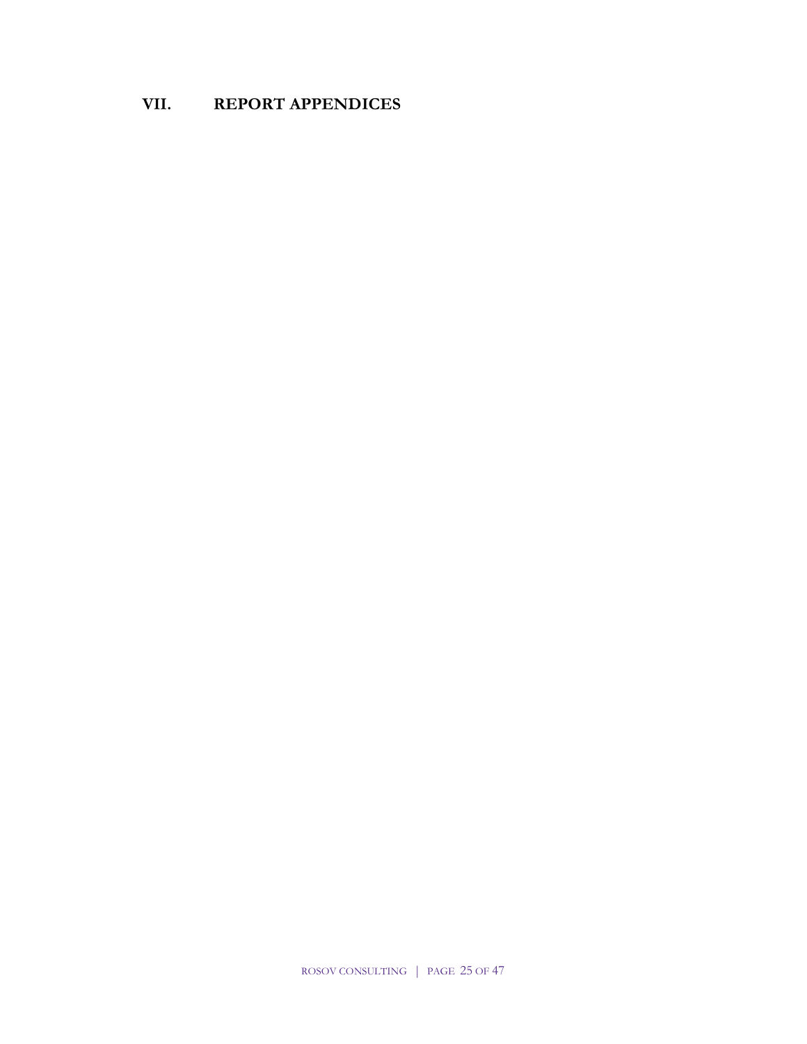# VII. REPORT APPENDICES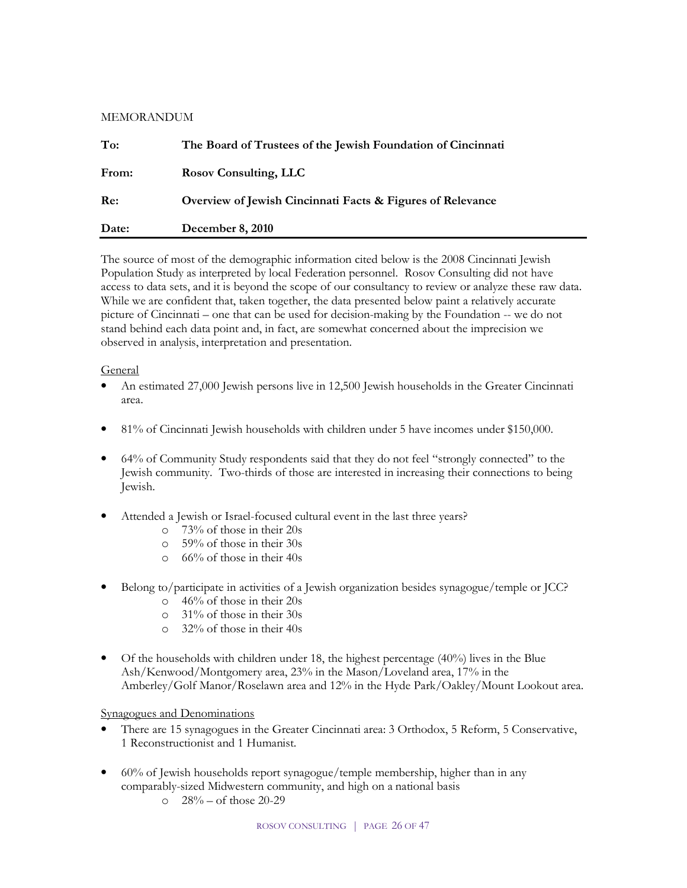MEMORANDUM

| | |
|---|---|
| **To:** | **The Board of Trustees of the Jewish Foundation of Cincinnati** |
| **From:** | **Rosov Consulting, LLC** |
| **Re:** | **Overview of Jewish Cincinnati Facts & Figures of Relevance** |
| **Date:** | **December 8, 2010** |

The source of most of the demographic information cited below is the 2008 Cincinnati Jewish Population Study as interpreted by local Federation personnel. Rosov Consulting did not have access to data sets, and it is beyond the scope of our consultancy to review or analyze these raw data. While we are confident that, taken together, the data presented below paint a relatively accurate picture of Cincinnati – one that can be used for decision-making by the Foundation -- we do not stand behind each data point and, in fact, are somewhat concerned about the imprecision we observed in analysis, interpretation and presentation.

General

- An estimated 27,000 Jewish persons live in 12,500 Jewish households in the Greater Cincinnati area.
- 81% of Cincinnati Jewish households with children under 5 have incomes under $150,000.
- 64% of Community Study respondents said that they do not feel "strongly connected" to the Jewish community. Two-thirds of those are interested in increasing their connections to being Jewish.
- Attended a Jewish or Israel-focused cultural event in the last three years?
    - 73% of those in their 20s
    - 59% of those in their 30s
    - 66% of those in their 40s
- Belong to/participate in activities of a Jewish organization besides synagogue/temple or JCC?
    - 46% of those in their 20s
    - 31% of those in their 30s
    - 32% of those in their 40s
- Of the households with children under 18, the highest percentage (40%) lives in the Blue Ash/Kenwood/Montgomery area, 23% in the Mason/Loveland area, 17% in the Amberley/Golf Manor/Roselawn area and 12% in the Hyde Park/Oakley/Mount Lookout area.

Synagogues and Denominations

- There are 15 synagogues in the Greater Cincinnati area: 3 Orthodox, 5 Reform, 5 Conservative, 1 Reconstructionist and 1 Humanist.
- 60% of Jewish households report synagogue/temple membership, higher than in any comparably-sized Midwestern community, and high on a national basis
    - 28% – of those 20-29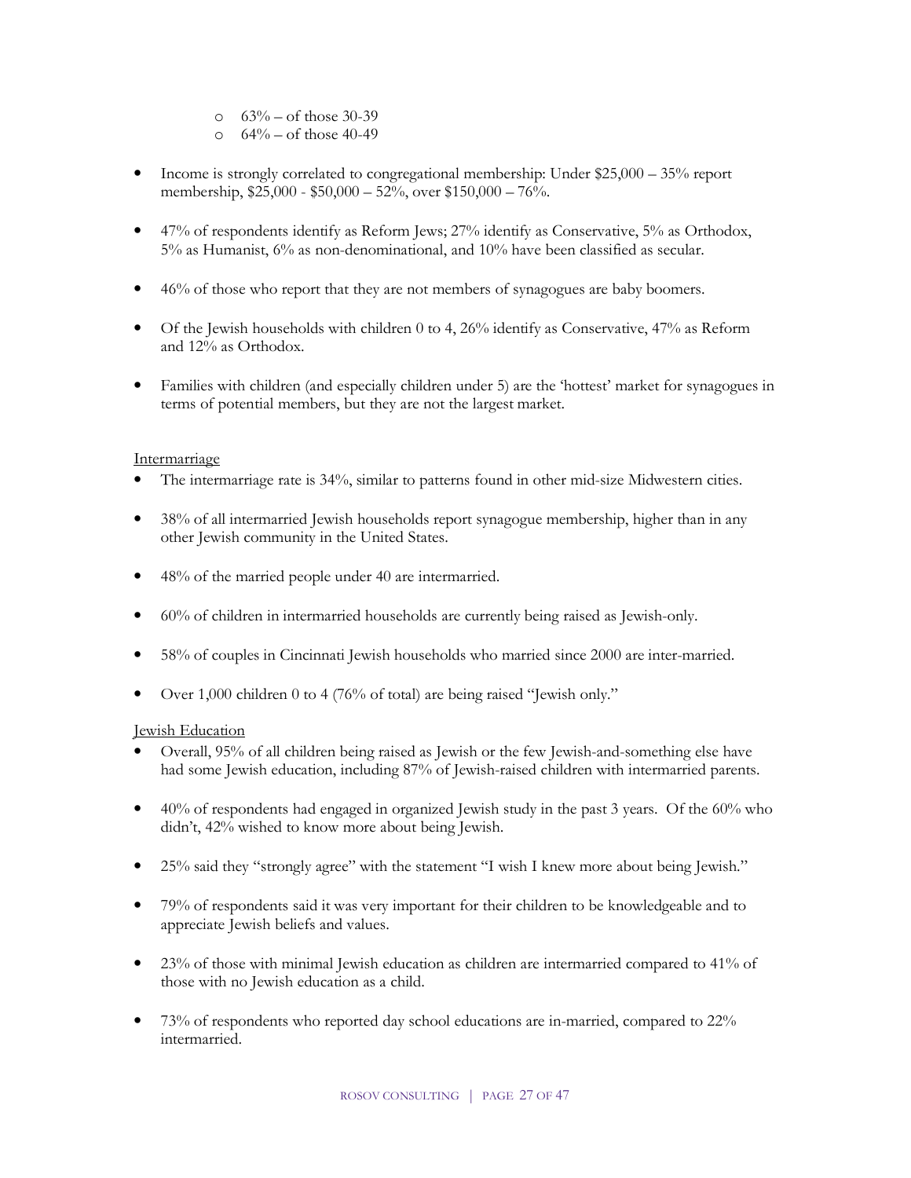- 63% – of those 30-39
  - 64% – of those 40-49

- Income is strongly correlated to congregational membership: Under $25,000 – 35% report membership, $25,000 - $50,000 – 52%, over $150,000 – 76%.

- 47% of respondents identify as Reform Jews; 27% identify as Conservative, 5% as Orthodox, 5% as Humanist, 6% as non-denominational, and 10% have been classified as secular.

- 46% of those who report that they are not members of synagogues are baby boomers.

- Of the Jewish households with children 0 to 4, 26% identify as Conservative, 47% as Reform and 12% as Orthodox.

- Families with children (and especially children under 5) are the 'hottest' market for synagogues in terms of potential members, but they are not the largest market.

<u>Intermarriage</u>

- The intermarriage rate is 34%, similar to patterns found in other mid-size Midwestern cities.

- 38% of all intermarried Jewish households report synagogue membership, higher than in any other Jewish community in the United States.

- 48% of the married people under 40 are intermarried.

- 60% of children in intermarried households are currently being raised as Jewish-only.

- 58% of couples in Cincinnati Jewish households who married since 2000 are inter-married.

- Over 1,000 children 0 to 4 (76% of total) are being raised "Jewish only."

<u>Jewish Education</u>

- Overall, 95% of all children being raised as Jewish or the few Jewish-and-something else have had some Jewish education, including 87% of Jewish-raised children with intermarried parents.

- 40% of respondents had engaged in organized Jewish study in the past 3 years. Of the 60% who didn't, 42% wished to know more about being Jewish.

- 25% said they "strongly agree" with the statement "I wish I knew more about being Jewish."

- 79% of respondents said it was very important for their children to be knowledgeable and to appreciate Jewish beliefs and values.

- 23% of those with minimal Jewish education as children are intermarried compared to 41% of those with no Jewish education as a child.

- 73% of respondents who reported day school educations are in-married, compared to 22% intermarried.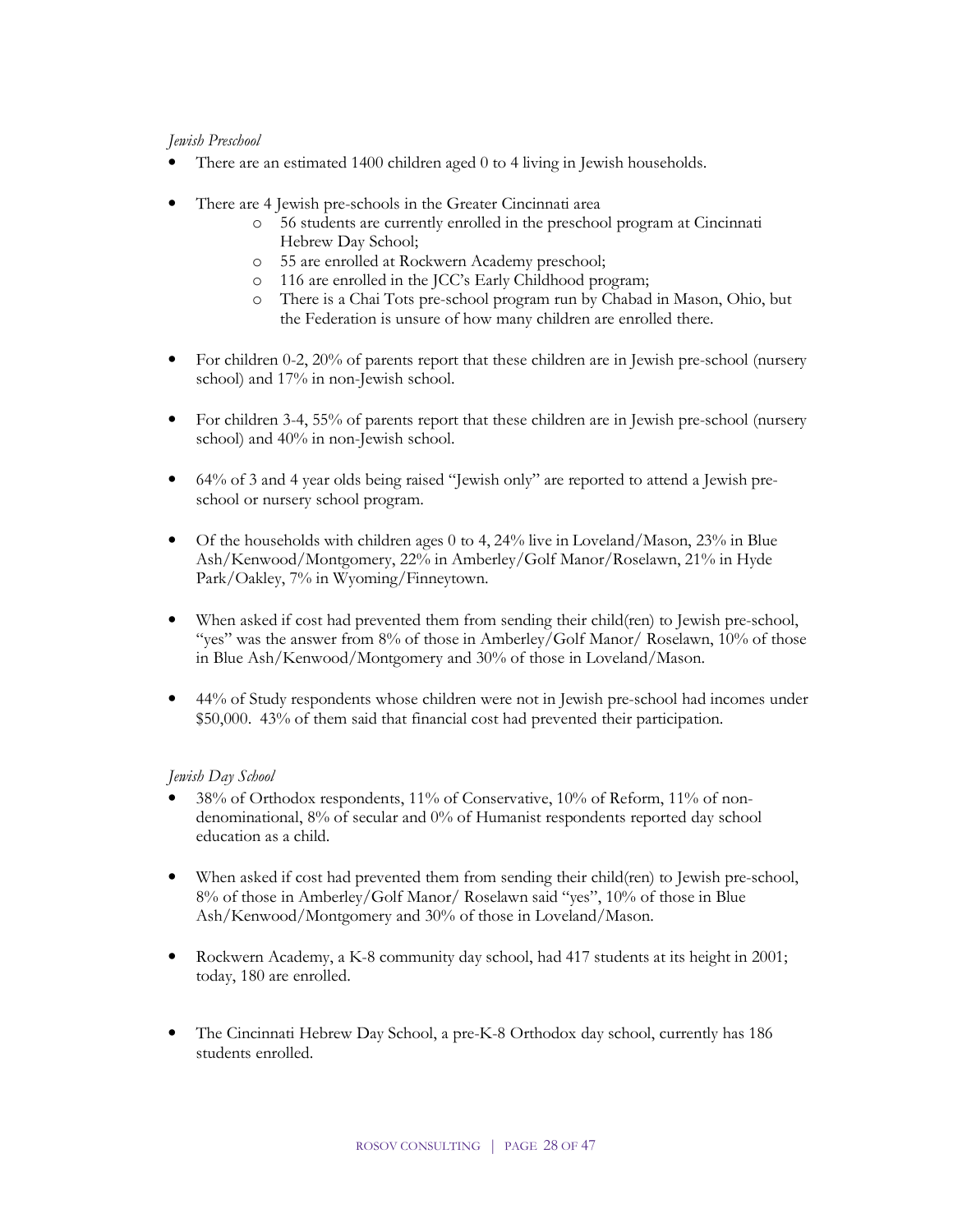*Jewish Preschool*

- There are an estimated 1400 children aged 0 to 4 living in Jewish households.
- There are 4 Jewish pre-schools in the Greater Cincinnati area
  - 56 students are currently enrolled in the preschool program at Cincinnati Hebrew Day School;
  - 55 are enrolled at Rockwern Academy preschool;
  - 116 are enrolled in the JCC's Early Childhood program;
  - There is a Chai Tots pre-school program run by Chabad in Mason, Ohio, but the Federation is unsure of how many children are enrolled there.
- For children 0-2, 20% of parents report that these children are in Jewish pre-school (nursery school) and 17% in non-Jewish school.
- For children 3-4, 55% of parents report that these children are in Jewish pre-school (nursery school) and 40% in non-Jewish school.
- 64% of 3 and 4 year olds being raised "Jewish only" are reported to attend a Jewish pre-school or nursery school program.
- Of the households with children ages 0 to 4, 24% live in Loveland/Mason, 23% in Blue Ash/Kenwood/Montgomery, 22% in Amberley/Golf Manor/Roselawn, 21% in Hyde Park/Oakley, 7% in Wyoming/Finneytown.
- When asked if cost had prevented them from sending their child(ren) to Jewish pre-school, "yes" was the answer from 8% of those in Amberley/Golf Manor/ Roselawn, 10% of those in Blue Ash/Kenwood/Montgomery and 30% of those in Loveland/Mason.
- 44% of Study respondents whose children were not in Jewish pre-school had incomes under $50,000. 43% of them said that financial cost had prevented their participation.

*Jewish Day School*

- 38% of Orthodox respondents, 11% of Conservative, 10% of Reform, 11% of non-denominational, 8% of secular and 0% of Humanist respondents reported day school education as a child.
- When asked if cost had prevented them from sending their child(ren) to Jewish pre-school, 8% of those in Amberley/Golf Manor/ Roselawn said "yes", 10% of those in Blue Ash/Kenwood/Montgomery and 30% of those in Loveland/Mason.
- Rockwern Academy, a K-8 community day school, had 417 students at its height in 2001; today, 180 are enrolled.
- The Cincinnati Hebrew Day School, a pre-K-8 Orthodox day school, currently has 186 students enrolled.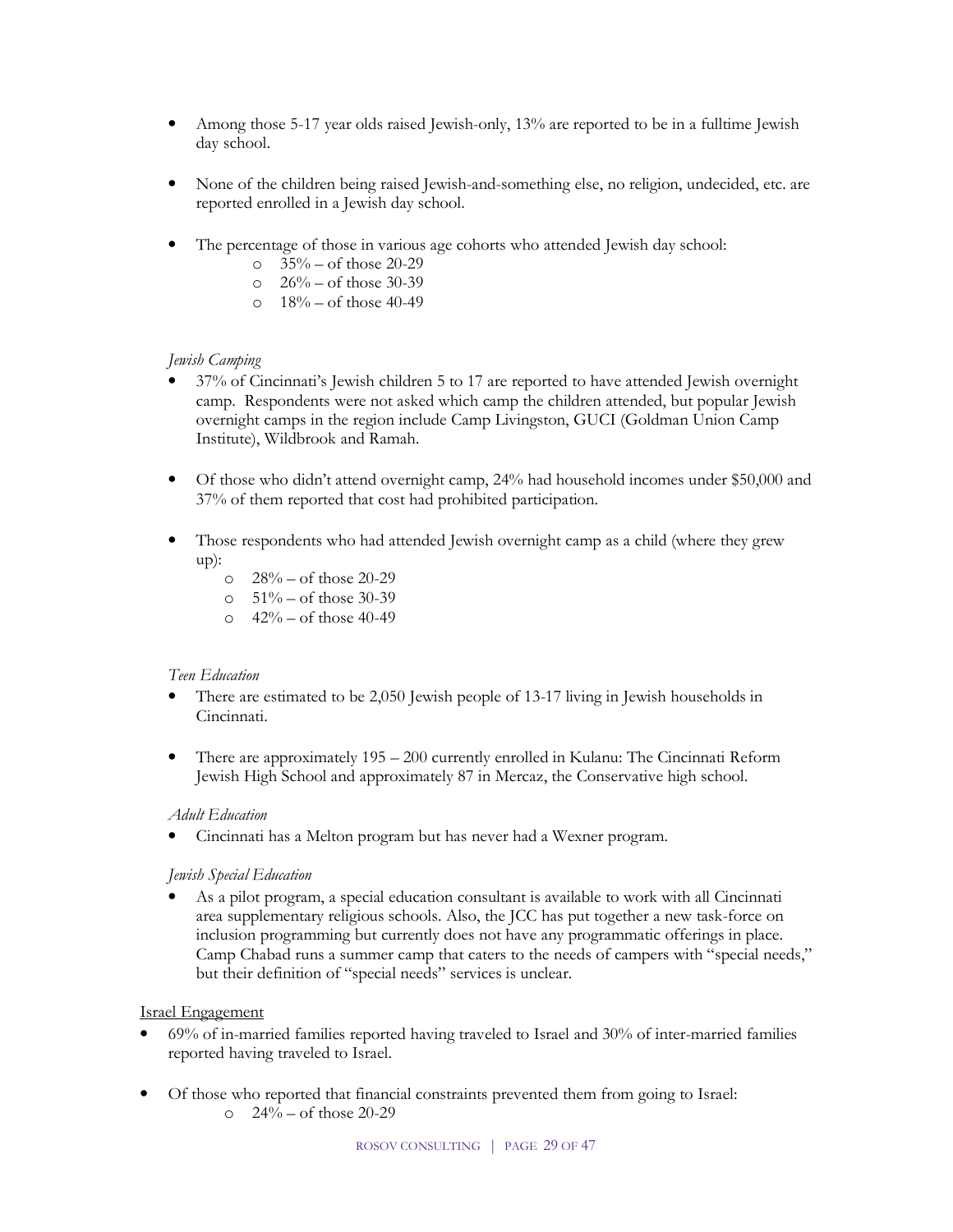- Among those 5-17 year olds raised Jewish-only, 13% are reported to be in a fulltime Jewish day school.

- None of the children being raised Jewish-and-something else, no religion, undecided, etc. are reported enrolled in a Jewish day school.

- The percentage of those in various age cohorts who attended Jewish day school:
  - 35% – of those 20-29
  - 26% – of those 30-39
  - 18% – of those 40-49

*Jewish Camping*

- 37% of Cincinnati's Jewish children 5 to 17 are reported to have attended Jewish overnight camp. Respondents were not asked which camp the children attended, but popular Jewish overnight camps in the region include Camp Livingston, GUCI (Goldman Union Camp Institute), Wildbrook and Ramah.

- Of those who didn't attend overnight camp, 24% had household incomes under $50,000 and 37% of them reported that cost had prohibited participation.

- Those respondents who had attended Jewish overnight camp as a child (where they grew up):
  - 28% – of those 20-29
  - 51% – of those 30-39
  - 42% – of those 40-49

*Teen Education*

- There are estimated to be 2,050 Jewish people of 13-17 living in Jewish households in Cincinnati.

- There are approximately 195 – 200 currently enrolled in Kulanu: The Cincinnati Reform Jewish High School and approximately 87 in Mercaz, the Conservative high school.

*Adult Education*

- Cincinnati has a Melton program but has never had a Wexner program.

*Jewish Special Education*

- As a pilot program, a special education consultant is available to work with all Cincinnati area supplementary religious schools. Also, the JCC has put together a new task-force on inclusion programming but currently does not have any programmatic offerings in place. Camp Chabad runs a summer camp that caters to the needs of campers with "special needs," but their definition of "special needs" services is unclear.

<u>Israel Engagement</u>

- 69% of in-married families reported having traveled to Israel and 30% of inter-married families reported having traveled to Israel.

- Of those who reported that financial constraints prevented them from going to Israel:
  - 24% – of those 20-29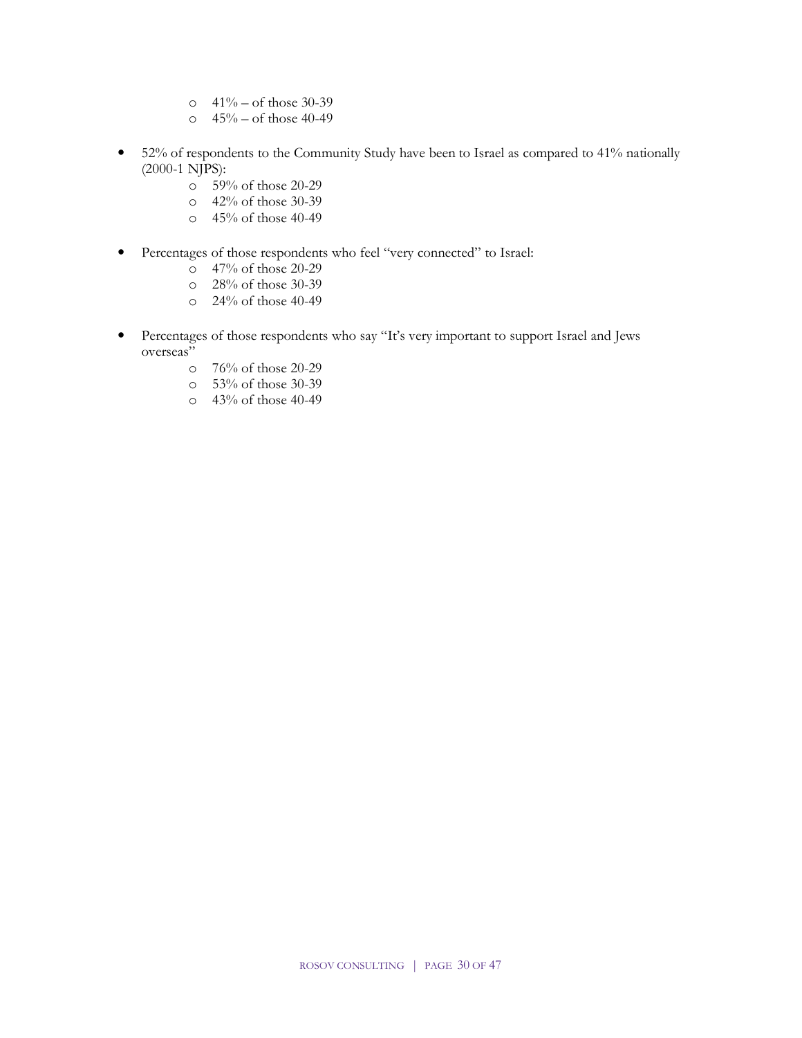- 41% – of those 30-39
  - 45% – of those 40-49

- 52% of respondents to the Community Study have been to Israel as compared to 41% nationally (2000-1 NJPS):
  - 59% of those 20-29
  - 42% of those 30-39
  - 45% of those 40-49

- Percentages of those respondents who feel "very connected" to Israel:
  - 47% of those 20-29
  - 28% of those 30-39
  - 24% of those 40-49

- Percentages of those respondents who say "It's very important to support Israel and Jews overseas"
  - 76% of those 20-29
  - 53% of those 30-39
  - 43% of those 40-49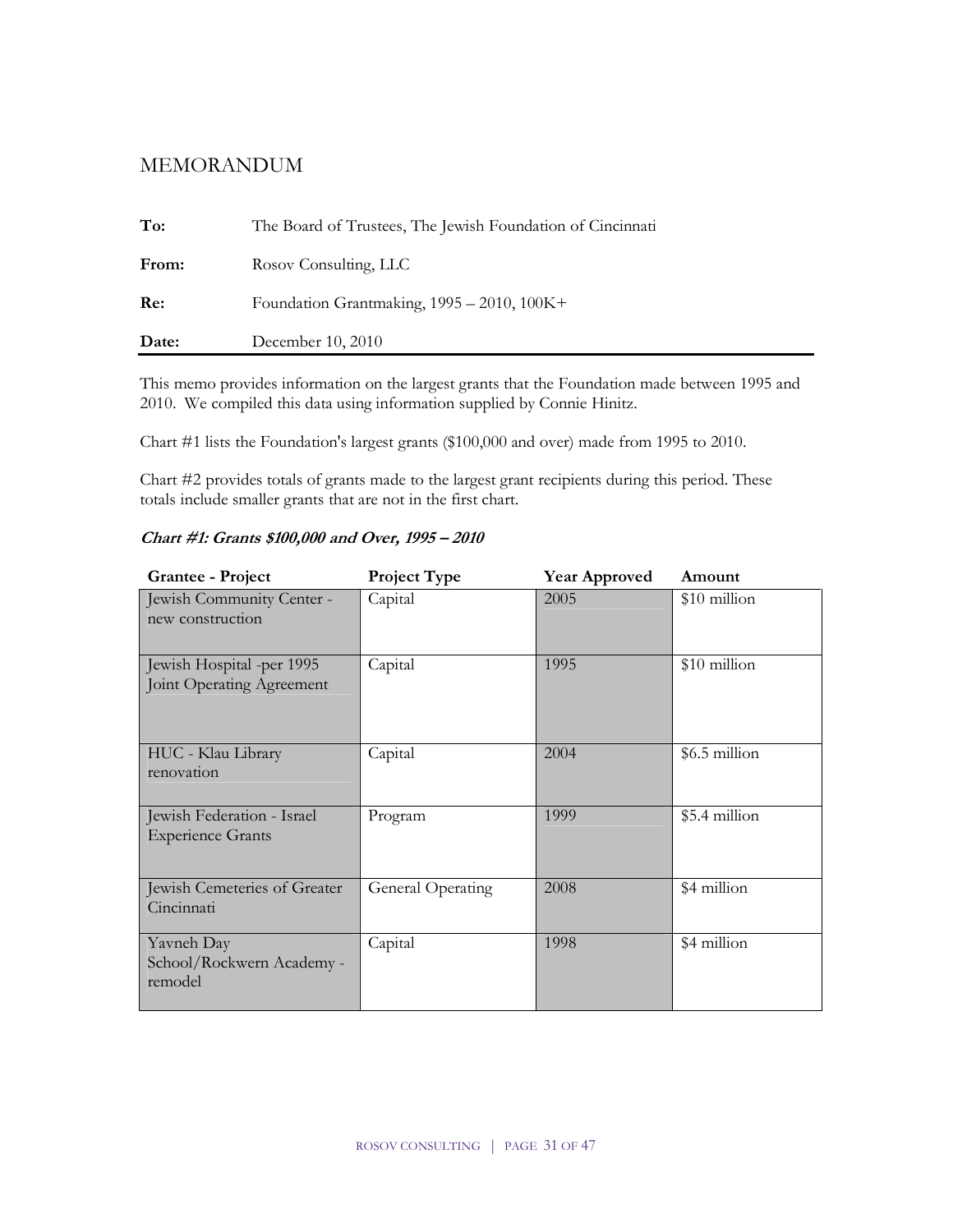# MEMORANDUM

| | |
|---|---|
| **To:** | The Board of Trustees, The Jewish Foundation of Cincinnati |
| **From:** | Rosov Consulting, LLC |
| **Re:** | Foundation Grantmaking, 1995 – 2010, 100K+ |
| **Date:** | December 10, 2010 |

This memo provides information on the largest grants that the Foundation made between 1995 and 2010. We compiled this data using information supplied by Connie Hinitz.

Chart #1 lists the Foundation's largest grants ($100,000 and over) made from 1995 to 2010.

Chart #2 provides totals of grants made to the largest grant recipients during this period. These totals include smaller grants that are not in the first chart.

***Chart #1: Grants $100,000 and Over, 1995 – 2010***

| Grantee - Project | Project Type | Year Approved | Amount |
|---|---|---|---|
| Jewish Community Center - new construction | Capital | 2005 | $10 million |
| Jewish Hospital -per 1995 Joint Operating Agreement | Capital | 1995 | $10 million |
| HUC - Klau Library renovation | Capital | 2004 | $6.5 million |
| Jewish Federation - Israel Experience Grants | Program | 1999 | $5.4 million |
| Jewish Cemeteries of Greater Cincinnati | General Operating | 2008 | $4 million |
| Yavneh Day School/Rockwern Academy - remodel | Capital | 1998 | $4 million |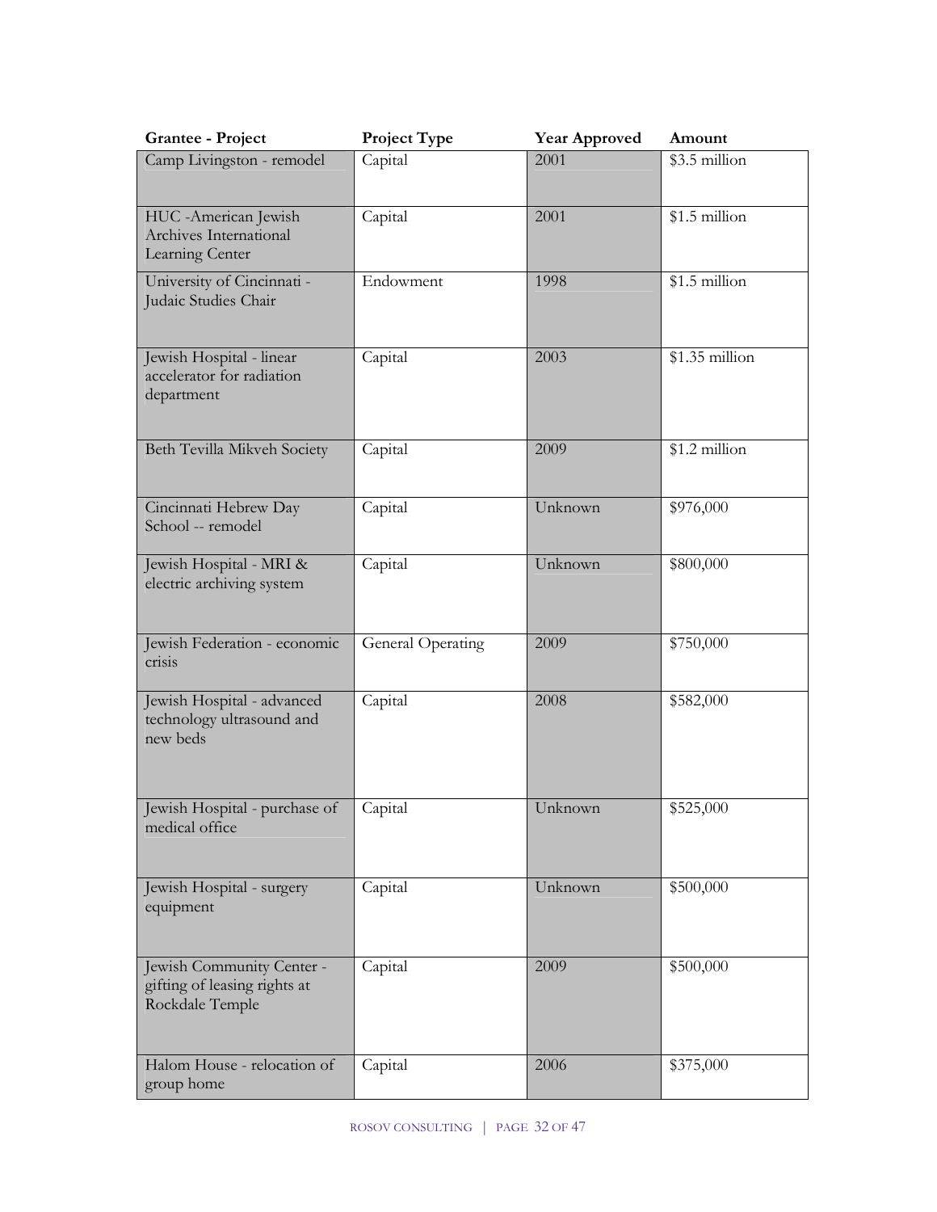| Grantee - Project | Project Type | Year Approved | Amount |
|---|---|---|---|
| Camp Livingston - remodel | Capital | 2001 | $3.5 million |
| HUC -American Jewish Archives International Learning Center | Capital | 2001 | $1.5 million |
| University of Cincinnati - Judaic Studies Chair | Endowment | 1998 | $1.5 million |
| Jewish Hospital - linear accelerator for radiation department | Capital | 2003 | $1.35 million |
| Beth Tevilla Mikveh Society | Capital | 2009 | $1.2 million |
| Cincinnati Hebrew Day School -- remodel | Capital | Unknown | $976,000 |
| Jewish Hospital - MRI & electric archiving system | Capital | Unknown | $800,000 |
| Jewish Federation - economic crisis | General Operating | 2009 | $750,000 |
| Jewish Hospital - advanced technology ultrasound and new beds | Capital | 2008 | $582,000 |
| Jewish Hospital - purchase of medical office | Capital | Unknown | $525,000 |
| Jewish Hospital - surgery equipment | Capital | Unknown | $500,000 |
| Jewish Community Center - gifting of leasing rights at Rockdale Temple | Capital | 2009 | $500,000 |
| Halom House - relocation of group home | Capital | 2006 | $375,000 |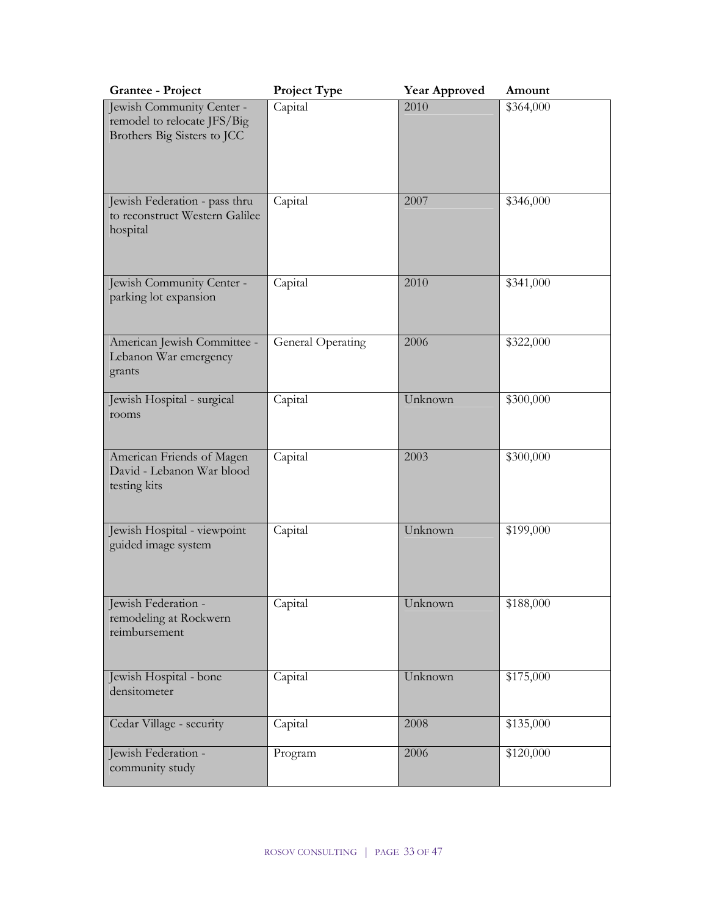| Grantee - Project | Project Type | Year Approved | Amount |
|---|---|---|---|
| Jewish Community Center - remodel to relocate JFS/Big Brothers Big Sisters to JCC | Capital | 2010 | $364,000 |
| Jewish Federation - pass thru to reconstruct Western Galilee hospital | Capital | 2007 | $346,000 |
| Jewish Community Center - parking lot expansion | Capital | 2010 | $341,000 |
| American Jewish Committee - Lebanon War emergency grants | General Operating | 2006 | $322,000 |
| Jewish Hospital - surgical rooms | Capital | Unknown | $300,000 |
| American Friends of Magen David - Lebanon War blood testing kits | Capital | 2003 | $300,000 |
| Jewish Hospital - viewpoint guided image system | Capital | Unknown | $199,000 |
| Jewish Federation - remodeling at Rockwern reimbursement | Capital | Unknown | $188,000 |
| Jewish Hospital - bone densitometer | Capital | Unknown | $175,000 |
| Cedar Village - security | Capital | 2008 | $135,000 |
| Jewish Federation - community study | Program | 2006 | $120,000 |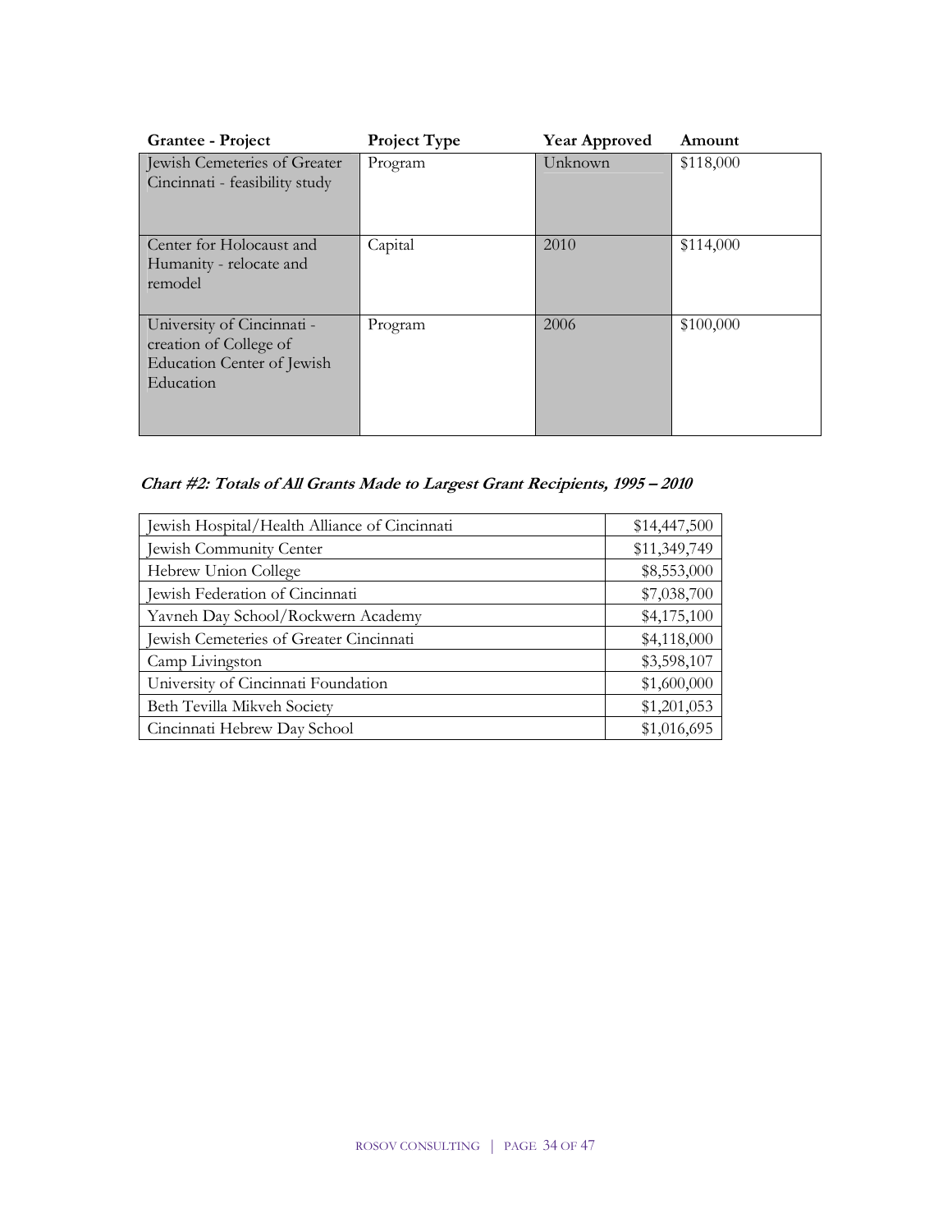| Grantee - Project | Project Type | Year Approved | Amount |
|---|---|---|---|
| Jewish Cemeteries of Greater Cincinnati - feasibility study | Program | Unknown | $118,000 |
| Center for Holocaust and Humanity - relocate and remodel | Capital | 2010 | $114,000 |
| University of Cincinnati - creation of College of Education Center of Jewish Education | Program | 2006 | $100,000 |

***Chart #2: Totals of All Grants Made to Largest Grant Recipients, 1995 – 2010***

| Recipient | Total |
|---|---|
| Jewish Hospital/Health Alliance of Cincinnati | $14,447,500 |
| Jewish Community Center | $11,349,749 |
| Hebrew Union College | $8,553,000 |
| Jewish Federation of Cincinnati | $7,038,700 |
| Yavneh Day School/Rockwern Academy | $4,175,100 |
| Jewish Cemeteries of Greater Cincinnati | $4,118,000 |
| Camp Livingston | $3,598,107 |
| University of Cincinnati Foundation | $1,600,000 |
| Beth Tevilla Mikveh Society | $1,201,053 |
| Cincinnati Hebrew Day School | $1,016,695 |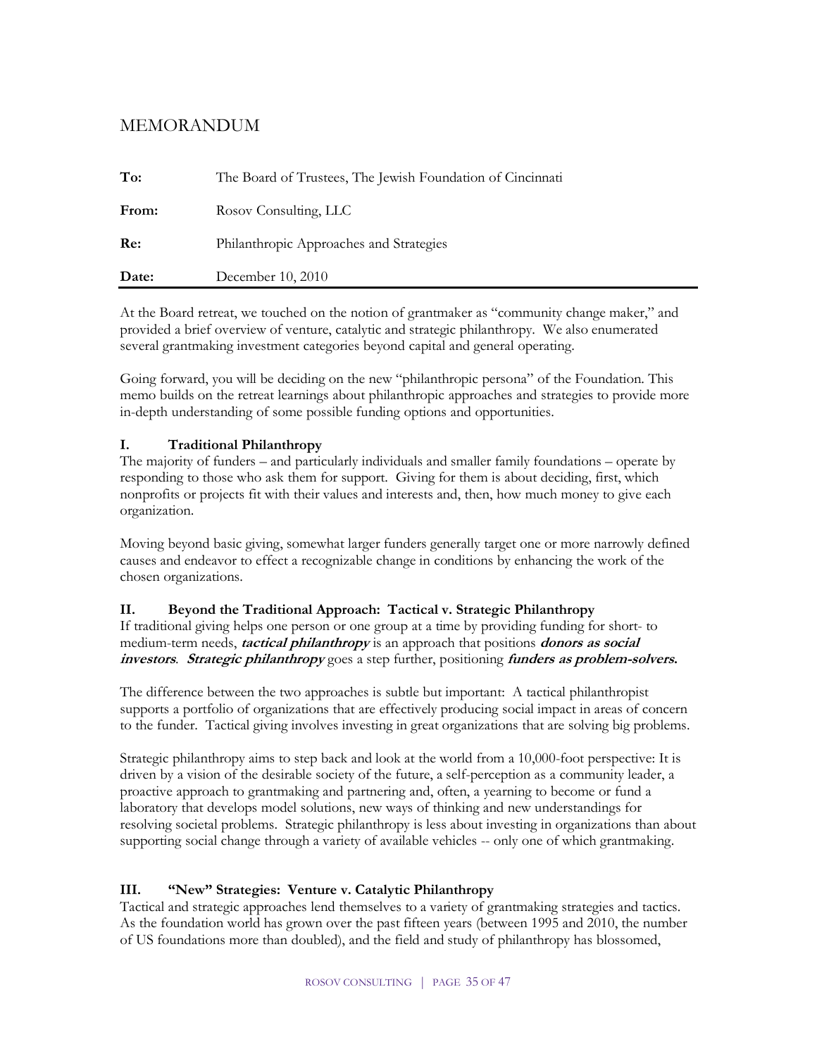# MEMORANDUM

| | |
|---|---|
| **To:** | The Board of Trustees, The Jewish Foundation of Cincinnati |
| **From:** | Rosov Consulting, LLC |
| **Re:** | Philanthropic Approaches and Strategies |
| **Date:** | December 10, 2010 |

At the Board retreat, we touched on the notion of grantmaker as "community change maker," and provided a brief overview of venture, catalytic and strategic philanthropy. We also enumerated several grantmaking investment categories beyond capital and general operating.

Going forward, you will be deciding on the new "philanthropic persona" of the Foundation. This memo builds on the retreat learnings about philanthropic approaches and strategies to provide more in-depth understanding of some possible funding options and opportunities.

### I. Traditional Philanthropy

The majority of funders – and particularly individuals and smaller family foundations – operate by responding to those who ask them for support. Giving for them is about deciding, first, which nonprofits or projects fit with their values and interests and, then, how much money to give each organization.

Moving beyond basic giving, somewhat larger funders generally target one or more narrowly defined causes and endeavor to effect a recognizable change in conditions by enhancing the work of the chosen organizations.

### II. Beyond the Traditional Approach: Tactical v. Strategic Philanthropy

If traditional giving helps one person or one group at a time by providing funding for short- to medium-term needs, ***tactical philanthropy*** is an approach that positions ***donors as social investors***. ***Strategic philanthropy*** goes a step further, positioning ***funders as problem-solvers.***

The difference between the two approaches is subtle but important: A tactical philanthropist supports a portfolio of organizations that are effectively producing social impact in areas of concern to the funder. Tactical giving involves investing in great organizations that are solving big problems.

Strategic philanthropy aims to step back and look at the world from a 10,000-foot perspective: It is driven by a vision of the desirable society of the future, a self-perception as a community leader, a proactive approach to grantmaking and partnering and, often, a yearning to become or fund a laboratory that develops model solutions, new ways of thinking and new understandings for resolving societal problems. Strategic philanthropy is less about investing in organizations than about supporting social change through a variety of available vehicles -- only one of which grantmaking.

### III. "New" Strategies: Venture v. Catalytic Philanthropy

Tactical and strategic approaches lend themselves to a variety of grantmaking strategies and tactics. As the foundation world has grown over the past fifteen years (between 1995 and 2010, the number of US foundations more than doubled), and the field and study of philanthropy has blossomed,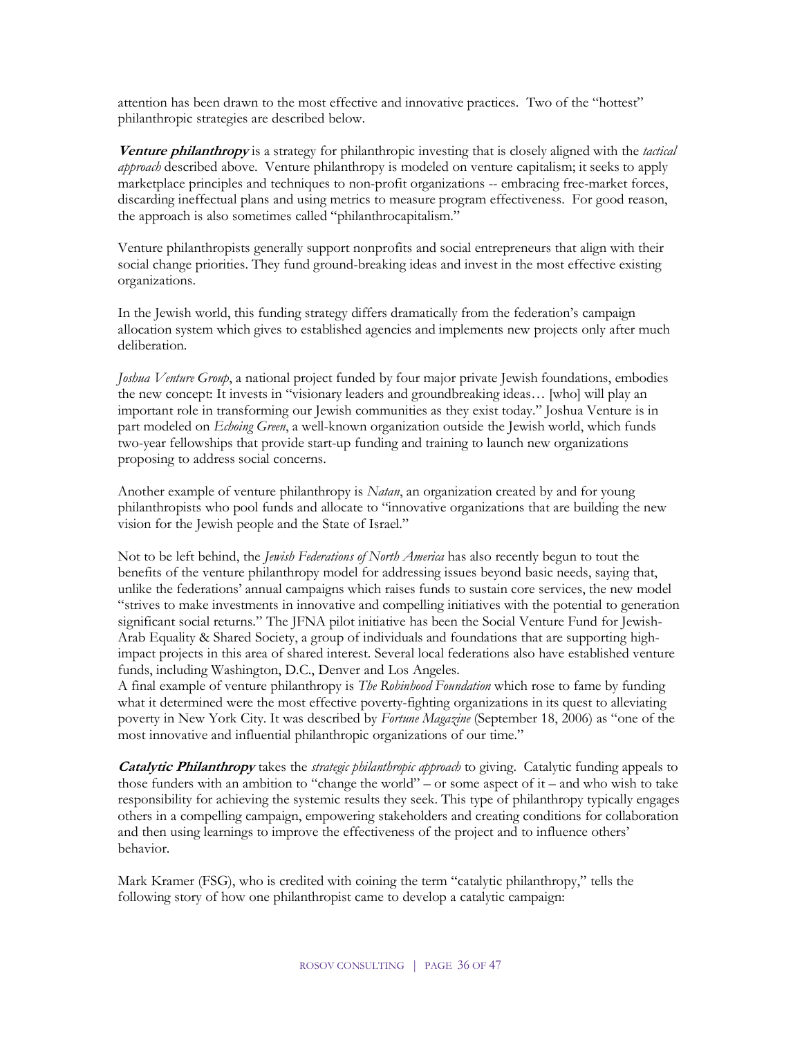attention has been drawn to the most effective and innovative practices. Two of the "hottest" philanthropic strategies are described below.

***Venture philanthropy*** is a strategy for philanthropic investing that is closely aligned with the *tactical approach* described above. Venture philanthropy is modeled on venture capitalism; it seeks to apply marketplace principles and techniques to non-profit organizations -- embracing free-market forces, discarding ineffectual plans and using metrics to measure program effectiveness. For good reason, the approach is also sometimes called "philanthrocapitalism."

Venture philanthropists generally support nonprofits and social entrepreneurs that align with their social change priorities. They fund ground-breaking ideas and invest in the most effective existing organizations.

In the Jewish world, this funding strategy differs dramatically from the federation's campaign allocation system which gives to established agencies and implements new projects only after much deliberation.

*Joshua Venture Group*, a national project funded by four major private Jewish foundations, embodies the new concept: It invests in "visionary leaders and groundbreaking ideas… [who] will play an important role in transforming our Jewish communities as they exist today." Joshua Venture is in part modeled on *Echoing Green*, a well-known organization outside the Jewish world, which funds two-year fellowships that provide start-up funding and training to launch new organizations proposing to address social concerns.

Another example of venture philanthropy is *Natan*, an organization created by and for young philanthropists who pool funds and allocate to "innovative organizations that are building the new vision for the Jewish people and the State of Israel."

Not to be left behind, the *Jewish Federations of North America* has also recently begun to tout the benefits of the venture philanthropy model for addressing issues beyond basic needs, saying that, unlike the federations' annual campaigns which raises funds to sustain core services, the new model "strives to make investments in innovative and compelling initiatives with the potential to generation significant social returns." The JFNA pilot initiative has been the Social Venture Fund for Jewish-Arab Equality & Shared Society, a group of individuals and foundations that are supporting high-impact projects in this area of shared interest. Several local federations also have established venture funds, including Washington, D.C., Denver and Los Angeles.

A final example of venture philanthropy is *The Robinhood Foundation* which rose to fame by funding what it determined were the most effective poverty-fighting organizations in its quest to alleviating poverty in New York City. It was described by *Fortune Magazine* (September 18, 2006) as "one of the most innovative and influential philanthropic organizations of our time."

***Catalytic Philanthropy*** takes the *strategic philanthropic approach* to giving. Catalytic funding appeals to those funders with an ambition to "change the world" – or some aspect of it – and who wish to take responsibility for achieving the systemic results they seek. This type of philanthropy typically engages others in a compelling campaign, empowering stakeholders and creating conditions for collaboration and then using learnings to improve the effectiveness of the project and to influence others' behavior.

Mark Kramer (FSG), who is credited with coining the term "catalytic philanthropy," tells the following story of how one philanthropist came to develop a catalytic campaign: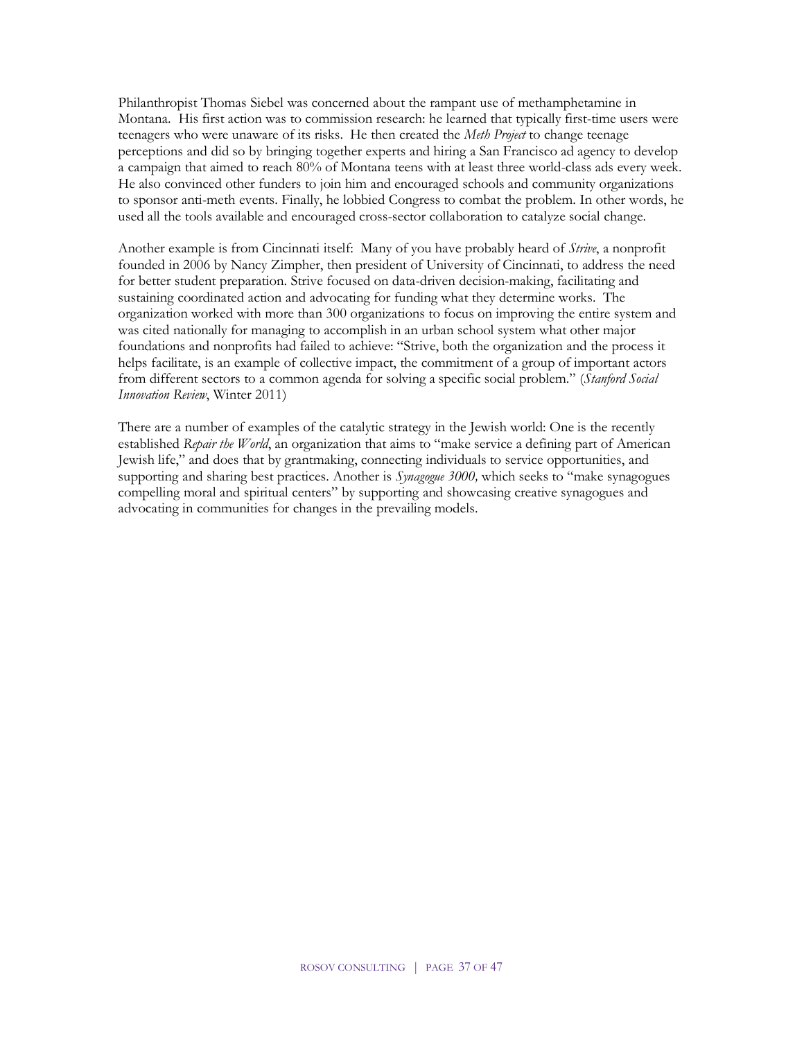Philanthropist Thomas Siebel was concerned about the rampant use of methamphetamine in Montana. His first action was to commission research: he learned that typically first-time users were teenagers who were unaware of its risks. He then created the *Meth Project* to change teenage perceptions and did so by bringing together experts and hiring a San Francisco ad agency to develop a campaign that aimed to reach 80% of Montana teens with at least three world-class ads every week. He also convinced other funders to join him and encouraged schools and community organizations to sponsor anti-meth events. Finally, he lobbied Congress to combat the problem. In other words, he used all the tools available and encouraged cross-sector collaboration to catalyze social change.

Another example is from Cincinnati itself: Many of you have probably heard of *Strive*, a nonprofit founded in 2006 by Nancy Zimpher, then president of University of Cincinnati, to address the need for better student preparation. Strive focused on data-driven decision-making, facilitating and sustaining coordinated action and advocating for funding what they determine works. The organization worked with more than 300 organizations to focus on improving the entire system and was cited nationally for managing to accomplish in an urban school system what other major foundations and nonprofits had failed to achieve: "Strive, both the organization and the process it helps facilitate, is an example of collective impact, the commitment of a group of important actors from different sectors to a common agenda for solving a specific social problem." (*Stanford Social Innovation Review*, Winter 2011)

There are a number of examples of the catalytic strategy in the Jewish world: One is the recently established *Repair the World*, an organization that aims to "make service a defining part of American Jewish life," and does that by grantmaking, connecting individuals to service opportunities, and supporting and sharing best practices. Another is *Synagogue 3000,* which seeks to "make synagogues compelling moral and spiritual centers" by supporting and showcasing creative synagogues and advocating in communities for changes in the prevailing models.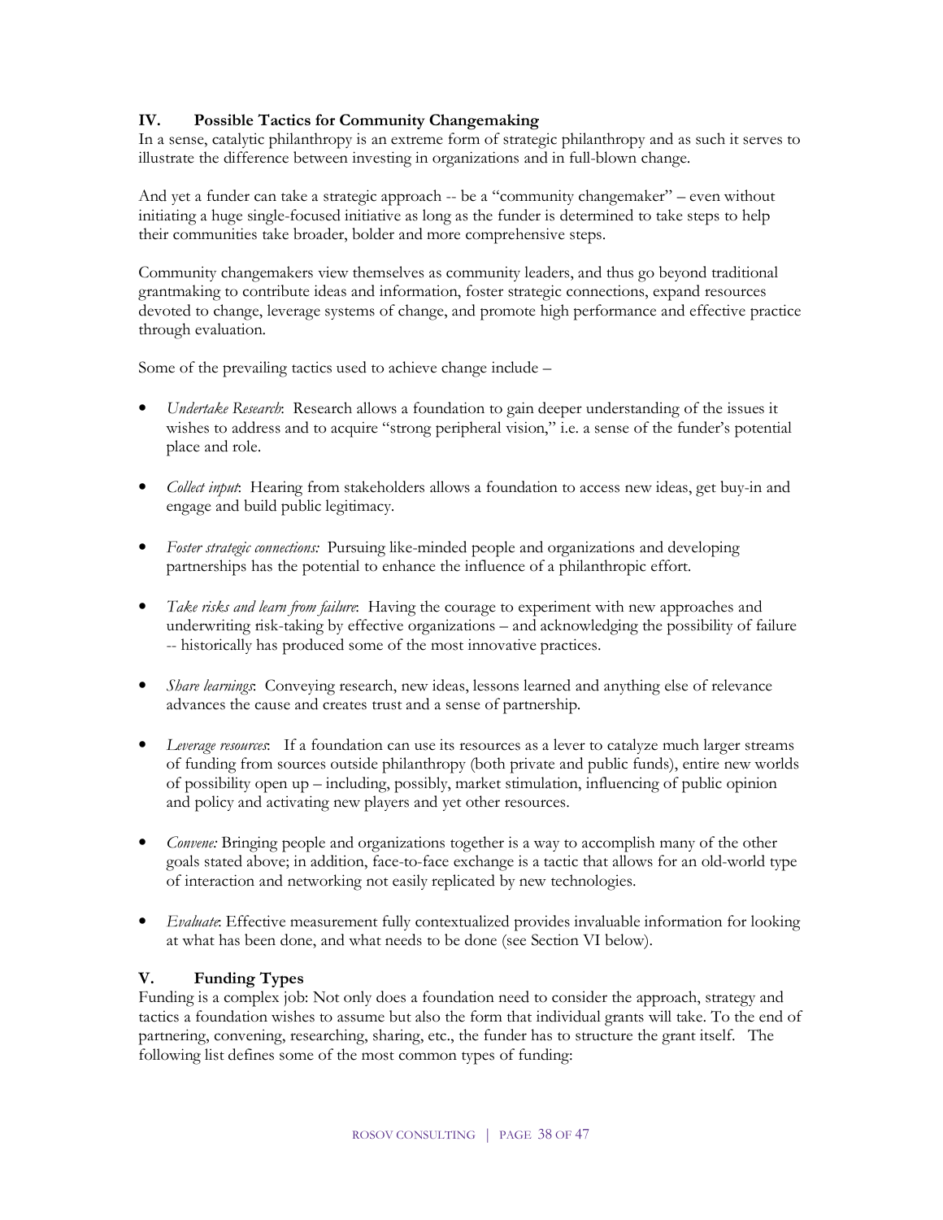## IV. Possible Tactics for Community Changemaking

In a sense, catalytic philanthropy is an extreme form of strategic philanthropy and as such it serves to illustrate the difference between investing in organizations and in full-blown change.

And yet a funder can take a strategic approach -- be a "community changemaker" – even without initiating a huge single-focused initiative as long as the funder is determined to take steps to help their communities take broader, bolder and more comprehensive steps.

Community changemakers view themselves as community leaders, and thus go beyond traditional grantmaking to contribute ideas and information, foster strategic connections, expand resources devoted to change, leverage systems of change, and promote high performance and effective practice through evaluation.

Some of the prevailing tactics used to achieve change include –

- *Undertake Research*: Research allows a foundation to gain deeper understanding of the issues it wishes to address and to acquire "strong peripheral vision," i.e. a sense of the funder's potential place and role.

- *Collect input*: Hearing from stakeholders allows a foundation to access new ideas, get buy-in and engage and build public legitimacy.

- *Foster strategic connections:* Pursuing like-minded people and organizations and developing partnerships has the potential to enhance the influence of a philanthropic effort.

- *Take risks and learn from failure*: Having the courage to experiment with new approaches and underwriting risk-taking by effective organizations – and acknowledging the possibility of failure -- historically has produced some of the most innovative practices.

- *Share learnings*: Conveying research, new ideas, lessons learned and anything else of relevance advances the cause and creates trust and a sense of partnership.

- *Leverage resources*: If a foundation can use its resources as a lever to catalyze much larger streams of funding from sources outside philanthropy (both private and public funds), entire new worlds of possibility open up – including, possibly, market stimulation, influencing of public opinion and policy and activating new players and yet other resources.

- *Convene:* Bringing people and organizations together is a way to accomplish many of the other goals stated above; in addition, face-to-face exchange is a tactic that allows for an old-world type of interaction and networking not easily replicated by new technologies.

- *Evaluate*: Effective measurement fully contextualized provides invaluable information for looking at what has been done, and what needs to be done (see Section VI below).

## V. Funding Types

Funding is a complex job: Not only does a foundation need to consider the approach, strategy and tactics a foundation wishes to assume but also the form that individual grants will take. To the end of partnering, convening, researching, sharing, etc., the funder has to structure the grant itself. The following list defines some of the most common types of funding: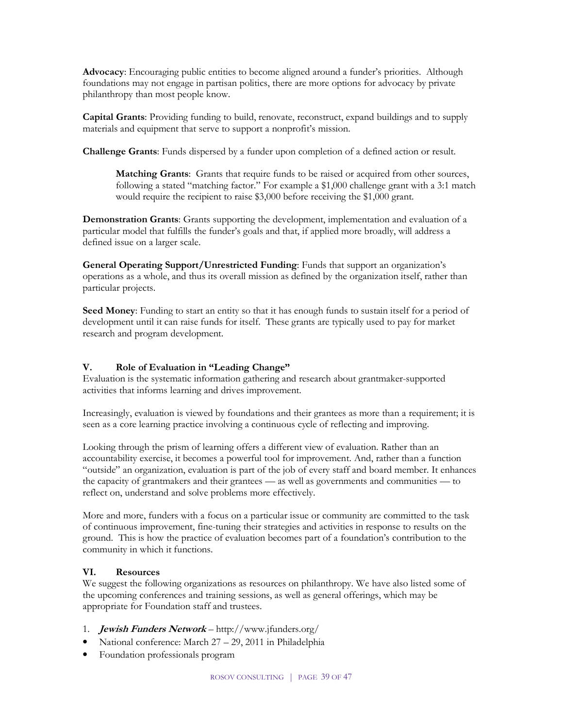**Advocacy**: Encouraging public entities to become aligned around a funder's priorities. Although foundations may not engage in partisan politics, there are more options for advocacy by private philanthropy than most people know.

**Capital Grants**: Providing funding to build, renovate, reconstruct, expand buildings and to supply materials and equipment that serve to support a nonprofit's mission.

**Challenge Grants**: Funds dispersed by a funder upon completion of a defined action or result.

> **Matching Grants**: Grants that require funds to be raised or acquired from other sources, following a stated "matching factor." For example a $1,000 challenge grant with a 3:1 match would require the recipient to raise $3,000 before receiving the $1,000 grant.

**Demonstration Grants**: Grants supporting the development, implementation and evaluation of a particular model that fulfills the funder's goals and that, if applied more broadly, will address a defined issue on a larger scale.

**General Operating Support/Unrestricted Funding**: Funds that support an organization's operations as a whole, and thus its overall mission as defined by the organization itself, rather than particular projects.

**Seed Money**: Funding to start an entity so that it has enough funds to sustain itself for a period of development until it can raise funds for itself. These grants are typically used to pay for market research and program development.

## V. Role of Evaluation in "Leading Change"

Evaluation is the systematic information gathering and research about grantmaker-supported activities that informs learning and drives improvement.

Increasingly, evaluation is viewed by foundations and their grantees as more than a requirement; it is seen as a core learning practice involving a continuous cycle of reflecting and improving.

Looking through the prism of learning offers a different view of evaluation. Rather than an accountability exercise, it becomes a powerful tool for improvement. And, rather than a function "outside" an organization, evaluation is part of the job of every staff and board member. It enhances the capacity of grantmakers and their grantees — as well as governments and communities — to reflect on, understand and solve problems more effectively.

More and more, funders with a focus on a particular issue or community are committed to the task of continuous improvement, fine-tuning their strategies and activities in response to results on the ground. This is how the practice of evaluation becomes part of a foundation's contribution to the community in which it functions.

## VI. Resources

We suggest the following organizations as resources on philanthropy. We have also listed some of the upcoming conferences and training sessions, as well as general offerings, which may be appropriate for Foundation staff and trustees.

1. ***Jewish Funders Network*** – http://www.jfunders.org/

- National conference: March 27 – 29, 2011 in Philadelphia
- Foundation professionals program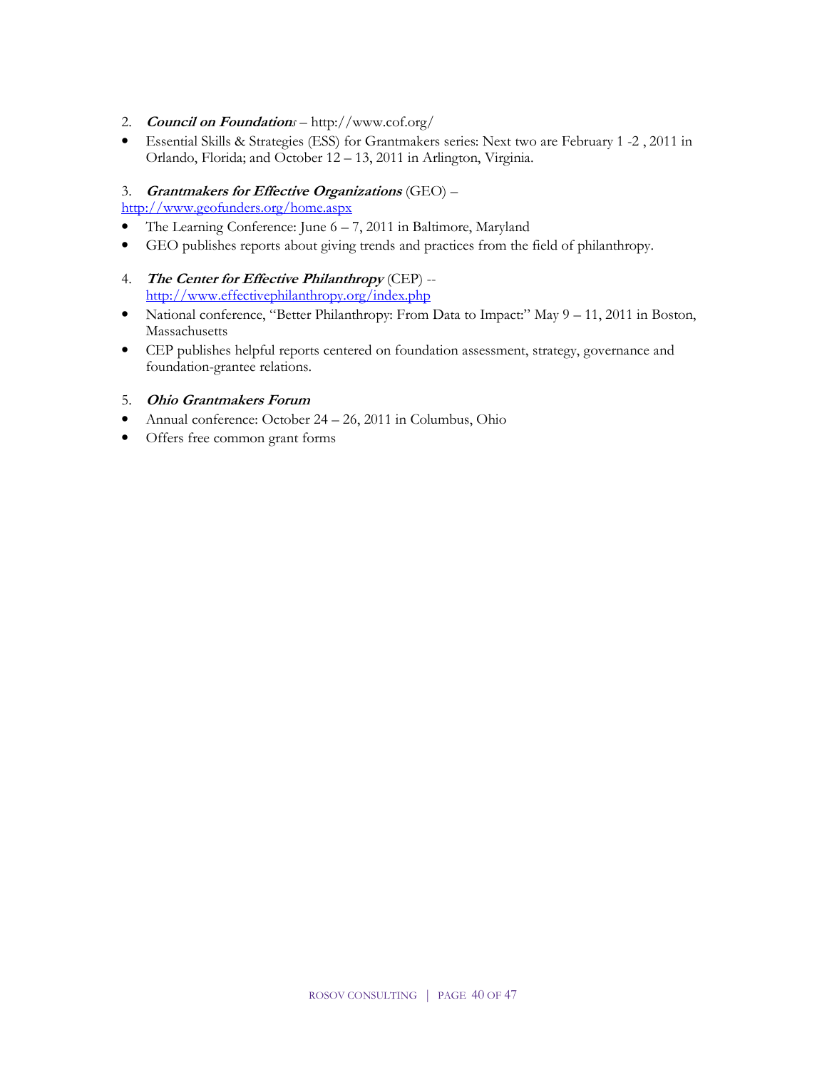2. ***Council on Foundations*** – http://www.cof.org/

- Essential Skills & Strategies (ESS) for Grantmakers series: Next two are February 1 -2 , 2011 in Orlando, Florida; and October 12 – 13, 2011 in Arlington, Virginia.

3. ***Grantmakers for Effective Organizations*** (GEO) – http://www.geofunders.org/home.aspx

- The Learning Conference: June 6 – 7, 2011 in Baltimore, Maryland
- GEO publishes reports about giving trends and practices from the field of philanthropy.

4. ***The Center for Effective Philanthropy*** (CEP) -- http://www.effectivephilanthropy.org/index.php

- National conference, "Better Philanthropy: From Data to Impact:" May 9 – 11, 2011 in Boston, Massachusetts
- CEP publishes helpful reports centered on foundation assessment, strategy, governance and foundation-grantee relations.

5. ***Ohio Grantmakers Forum***

- Annual conference: October 24 – 26, 2011 in Columbus, Ohio
- Offers free common grant forms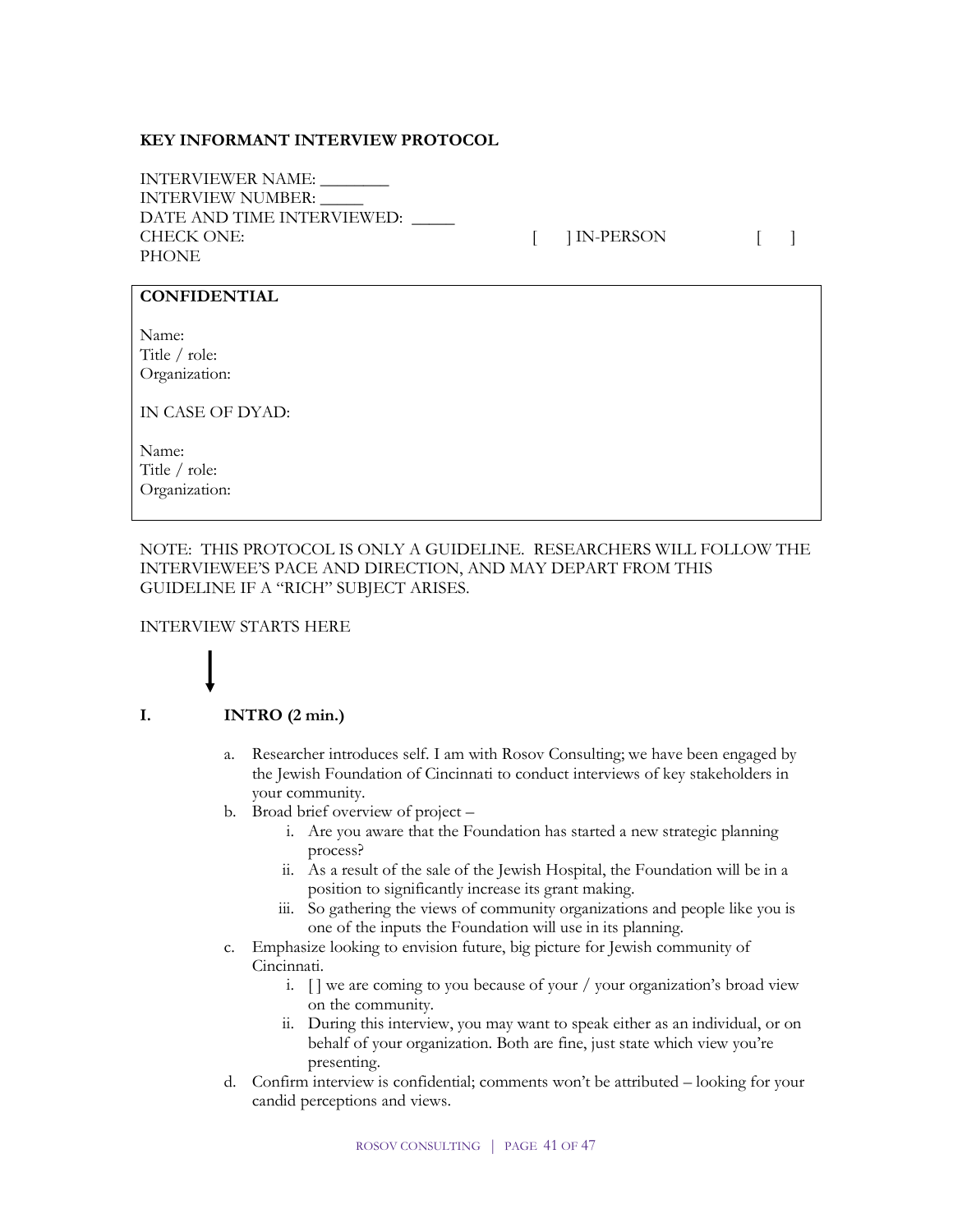**KEY INFORMANT INTERVIEW PROTOCOL**

INTERVIEWER NAME: ________
INTERVIEW NUMBER: _____
DATE AND TIME INTERVIEWED: _____
CHECK ONE: [ ] IN-PERSON [ ] PHONE

| **CONFIDENTIAL** |
|---|
| Name: |
| Title / role: |
| Organization: |
| IN CASE OF DYAD: |
| Name: |
| Title / role: |
| Organization: |

NOTE: THIS PROTOCOL IS ONLY A GUIDELINE. RESEARCHERS WILL FOLLOW THE INTERVIEWEE'S PACE AND DIRECTION, AND MAY DEPART FROM THIS GUIDELINE IF A "RICH" SUBJECT ARISES.

INTERVIEW STARTS HERE

↓

**I. INTRO (2 min.)**

a. Researcher introduces self. I am with Rosov Consulting; we have been engaged by the Jewish Foundation of Cincinnati to conduct interviews of key stakeholders in your community.
b. Broad brief overview of project –
    i. Are you aware that the Foundation has started a new strategic planning process?
    ii. As a result of the sale of the Jewish Hospital, the Foundation will be in a position to significantly increase its grant making.
    iii. So gathering the views of community organizations and people like you is one of the inputs the Foundation will use in its planning.
c. Emphasize looking to envision future, big picture for Jewish community of Cincinnati.
    i. [ ] we are coming to you because of your / your organization's broad view on the community.
    ii. During this interview, you may want to speak either as an individual, or on behalf of your organization. Both are fine, just state which view you're presenting.
d. Confirm interview is confidential; comments won't be attributed – looking for your candid perceptions and views.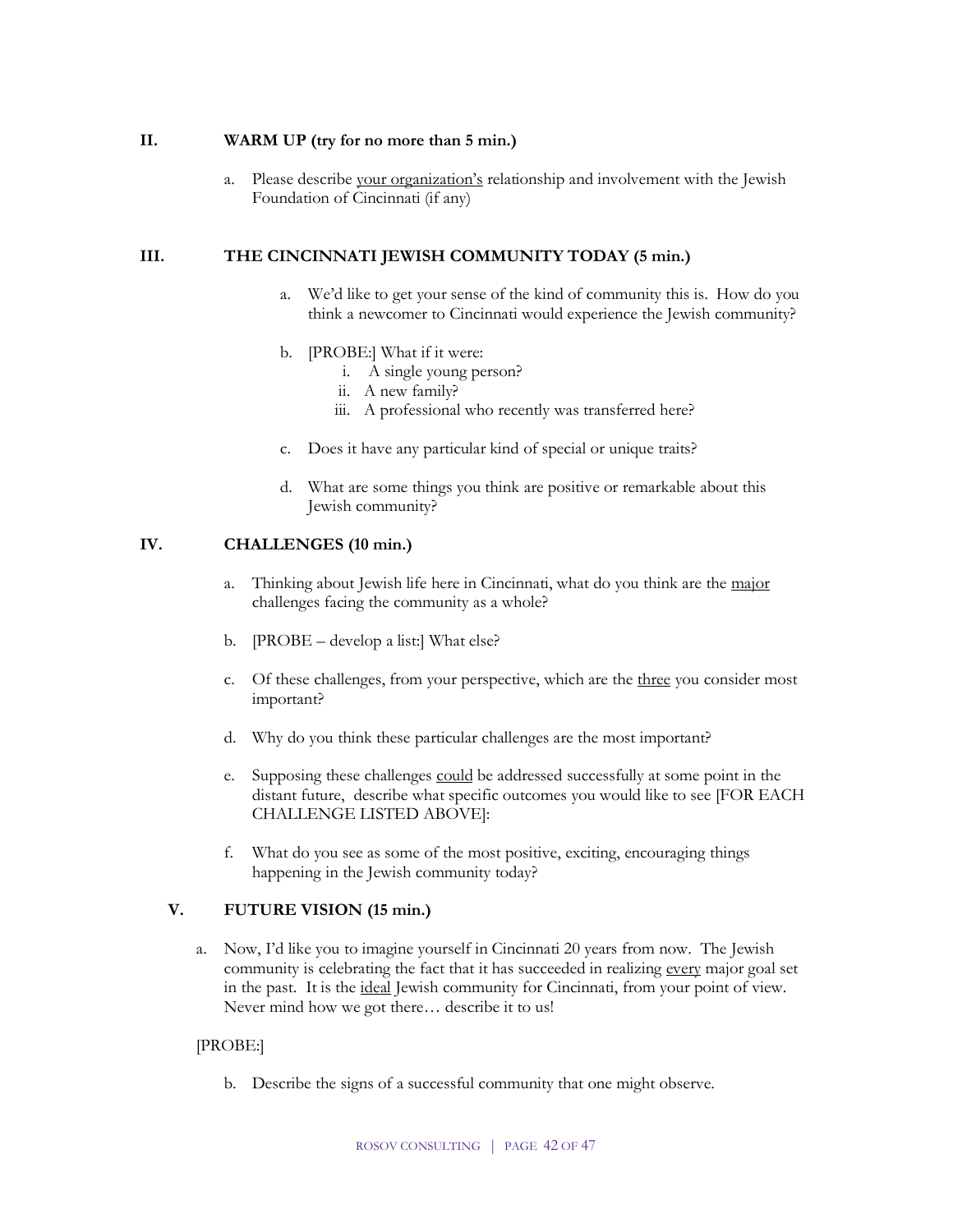## II. WARM UP (try for no more than 5 min.)

a. Please describe <u>your organization's</u> relationship and involvement with the Jewish Foundation of Cincinnati (if any)

## III. THE CINCINNATI JEWISH COMMUNITY TODAY (5 min.)

a. We'd like to get your sense of the kind of community this is. How do you think a newcomer to Cincinnati would experience the Jewish community?

b. [PROBE:] What if it were:
   i. A single young person?
   ii. A new family?
   iii. A professional who recently was transferred here?

c. Does it have any particular kind of special or unique traits?

d. What are some things you think are positive or remarkable about this Jewish community?

## IV. CHALLENGES (10 min.)

a. Thinking about Jewish life here in Cincinnati, what do you think are the <u>major</u> challenges facing the community as a whole?

b. [PROBE – develop a list:] What else?

c. Of these challenges, from your perspective, which are the <u>three</u> you consider most important?

d. Why do you think these particular challenges are the most important?

e. Supposing these challenges <u>could</u> be addressed successfully at some point in the distant future, describe what specific outcomes you would like to see [FOR EACH CHALLENGE LISTED ABOVE]:

f. What do you see as some of the most positive, exciting, encouraging things happening in the Jewish community today?

## V. FUTURE VISION (15 min.)

a. Now, I'd like you to imagine yourself in Cincinnati 20 years from now. The Jewish community is celebrating the fact that it has succeeded in realizing <u>every</u> major goal set in the past. It is the <u>ideal</u> Jewish community for Cincinnati, from your point of view. Never mind how we got there… describe it to us!

[PROBE:]

b. Describe the signs of a successful community that one might observe.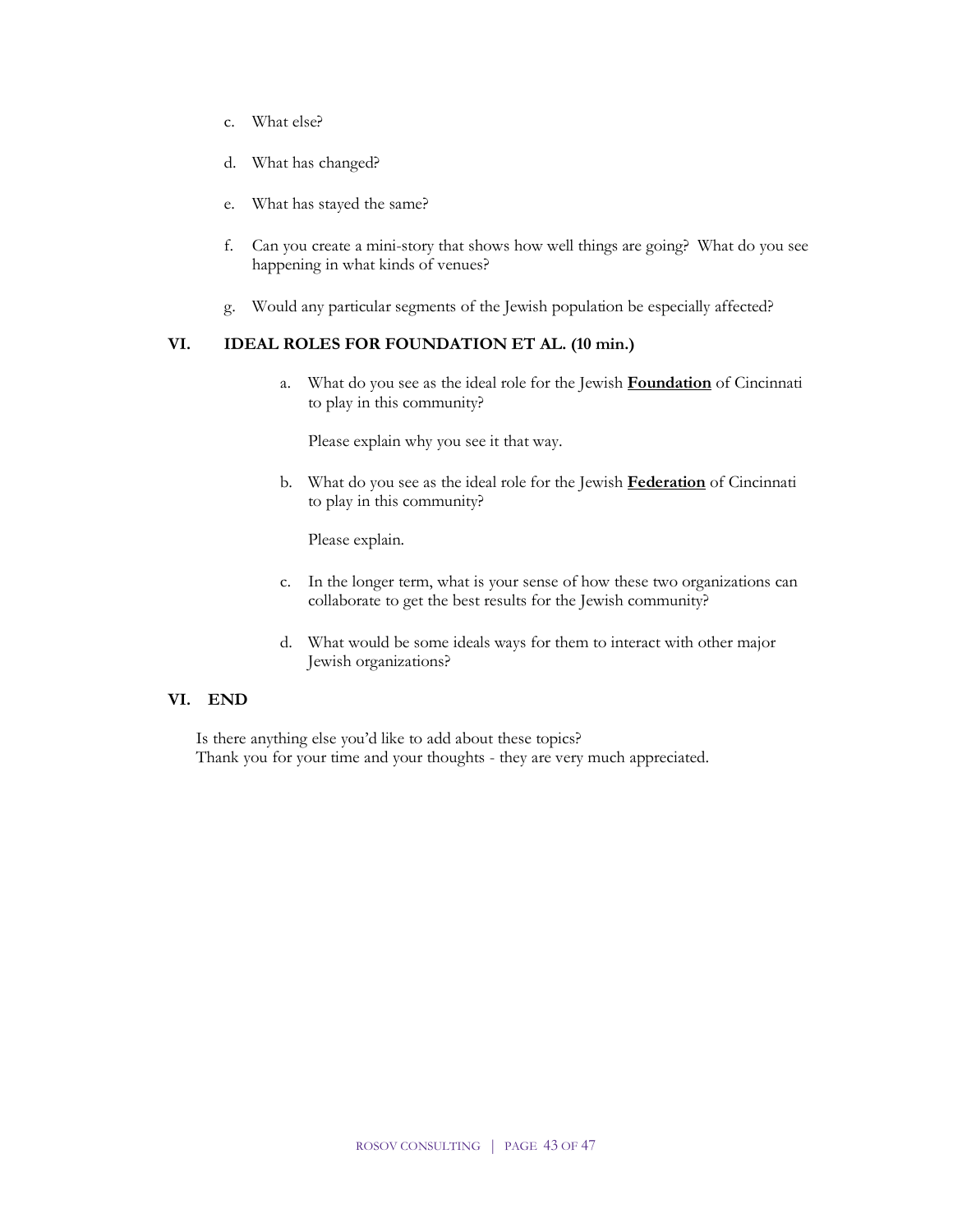c. What else?

d. What has changed?

e. What has stayed the same?

f. Can you create a mini-story that shows how well things are going? What do you see happening in what kinds of venues?

g. Would any particular segments of the Jewish population be especially affected?

## VI. IDEAL ROLES FOR FOUNDATION ET AL. (10 min.)

a. What do you see as the ideal role for the Jewish **Foundation** of Cincinnati to play in this community?

   Please explain why you see it that way.

b. What do you see as the ideal role for the Jewish **Federation** of Cincinnati to play in this community?

   Please explain.

c. In the longer term, what is your sense of how these two organizations can collaborate to get the best results for the Jewish community?

d. What would be some ideals ways for them to interact with other major Jewish organizations?

## VI. END

Is there anything else you'd like to add about these topics?
Thank you for your time and your thoughts - they are very much appreciated.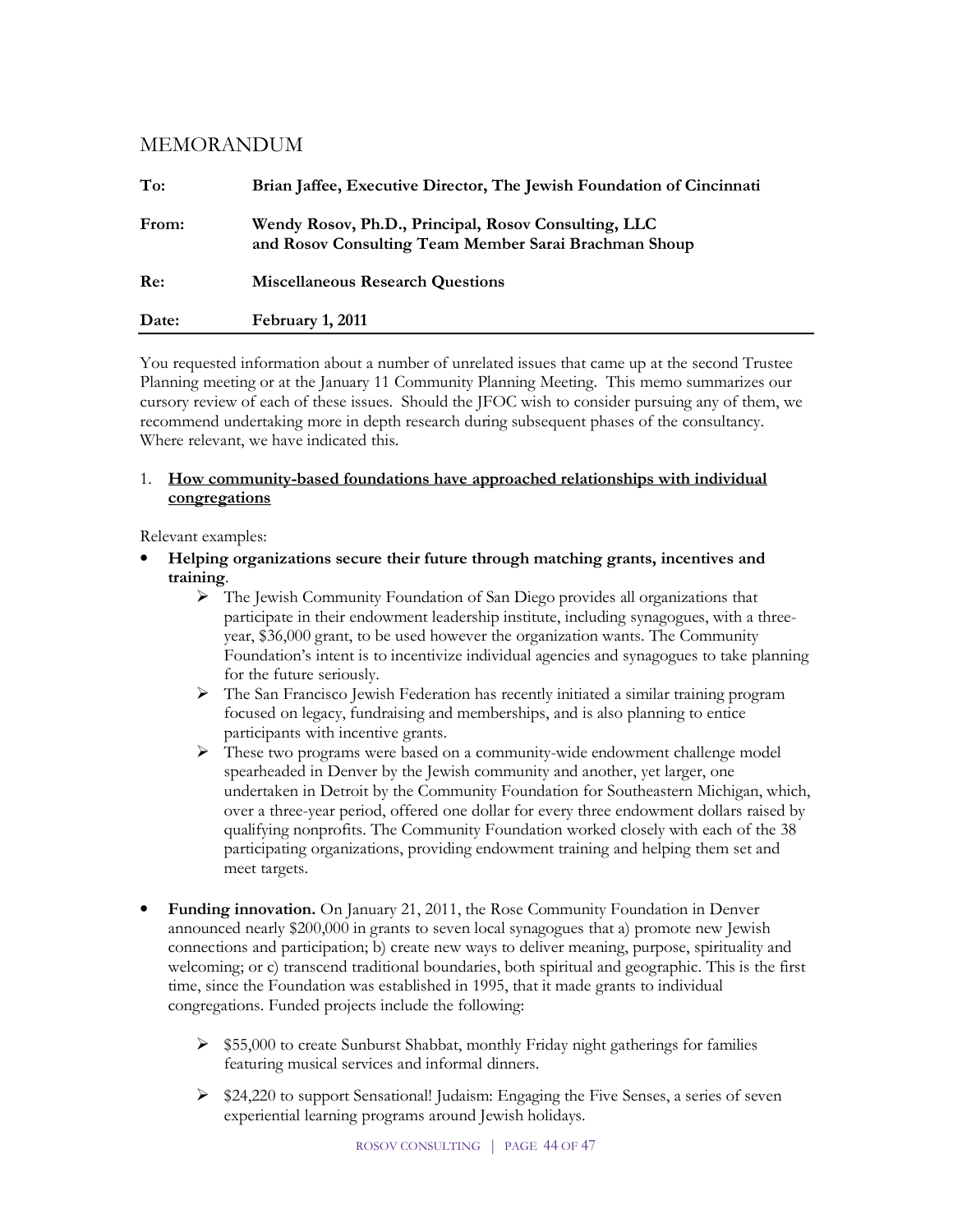# MEMORANDUM

| | |
|---|---|
| **To:** | **Brian Jaffee, Executive Director, The Jewish Foundation of Cincinnati** |
| **From:** | **Wendy Rosov, Ph.D., Principal, Rosov Consulting, LLC and Rosov Consulting Team Member Sarai Brachman Shoup** |
| **Re:** | **Miscellaneous Research Questions** |
| **Date:** | **February 1, 2011** |

You requested information about a number of unrelated issues that came up at the second Trustee Planning meeting or at the January 11 Community Planning Meeting. This memo summarizes our cursory review of each of these issues. Should the JFOC wish to consider pursuing any of them, we recommend undertaking more in depth research during subsequent phases of the consultancy. Where relevant, we have indicated this.

1. **<u>How community-based foundations have approached relationships with individual congregations</u>**

Relevant examples:

- **Helping organizations secure their future through matching grants, incentives and training**.
    - The Jewish Community Foundation of San Diego provides all organizations that participate in their endowment leadership institute, including synagogues, with a three-year, $36,000 grant, to be used however the organization wants. The Community Foundation's intent is to incentivize individual agencies and synagogues to take planning for the future seriously.
    - The San Francisco Jewish Federation has recently initiated a similar training program focused on legacy, fundraising and memberships, and is also planning to entice participants with incentive grants.
    - These two programs were based on a community-wide endowment challenge model spearheaded in Denver by the Jewish community and another, yet larger, one undertaken in Detroit by the Community Foundation for Southeastern Michigan, which, over a three-year period, offered one dollar for every three endowment dollars raised by qualifying nonprofits. The Community Foundation worked closely with each of the 38 participating organizations, providing endowment training and helping them set and meet targets.

- **Funding innovation.** On January 21, 2011, the Rose Community Foundation in Denver announced nearly $200,000 in grants to seven local synagogues that a) promote new Jewish connections and participation; b) create new ways to deliver meaning, purpose, spirituality and welcoming; or c) transcend traditional boundaries, both spiritual and geographic. This is the first time, since the Foundation was established in 1995, that it made grants to individual congregations. Funded projects include the following:

    - $55,000 to create Sunburst Shabbat, monthly Friday night gatherings for families featuring musical services and informal dinners.

    - $24,220 to support Sensational! Judaism: Engaging the Five Senses, a series of seven experiential learning programs around Jewish holidays.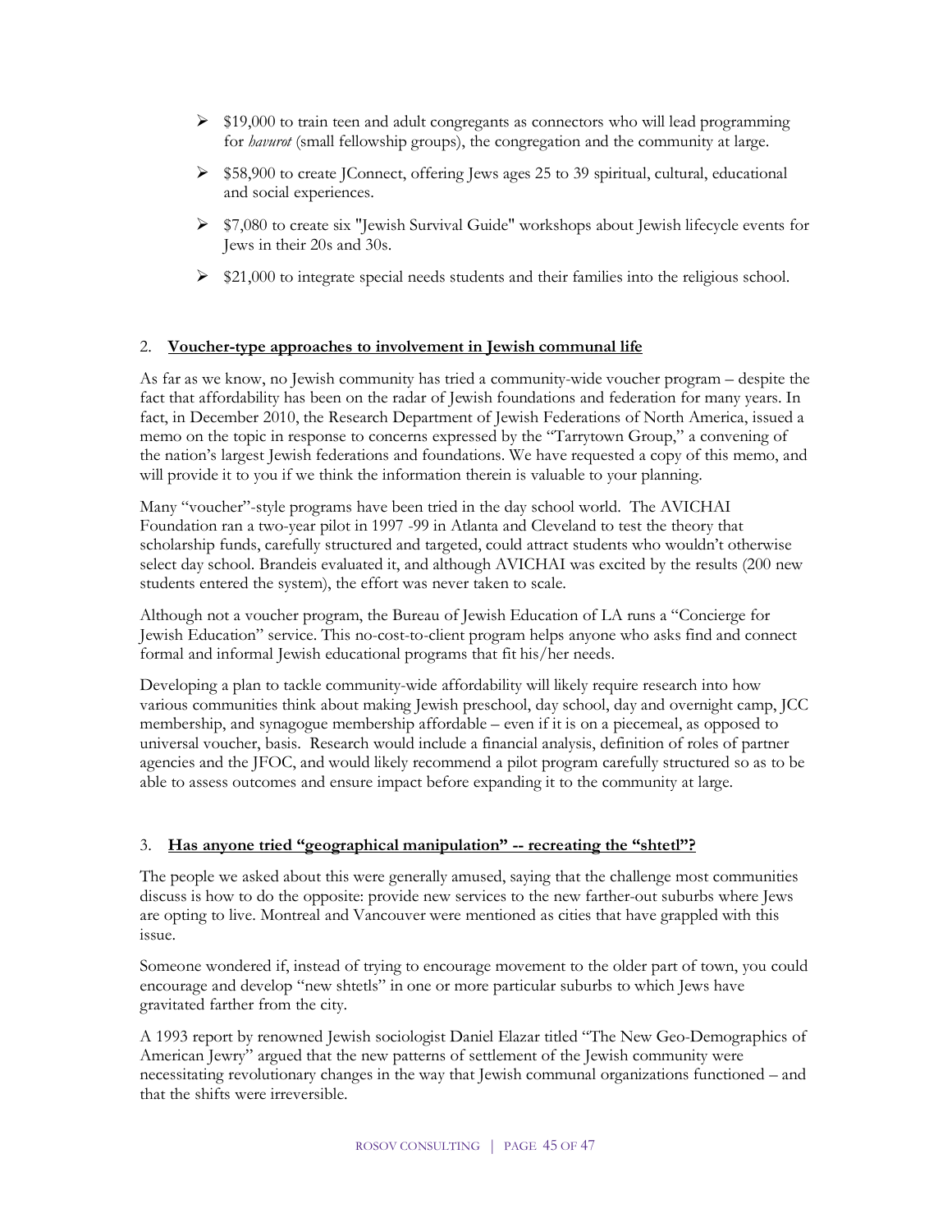- $19,000 to train teen and adult congregants as connectors who will lead programming for *havurot* (small fellowship groups), the congregation and the community at large.
- $58,900 to create JConnect, offering Jews ages 25 to 39 spiritual, cultural, educational and social experiences.
- $7,080 to create six "Jewish Survival Guide" workshops about Jewish lifecycle events for Jews in their 20s and 30s.
- $21,000 to integrate special needs students and their families into the religious school.

## 2. <u>Voucher-type approaches to involvement in Jewish communal life</u>

As far as we know, no Jewish community has tried a community-wide voucher program – despite the fact that affordability has been on the radar of Jewish foundations and federation for many years. In fact, in December 2010, the Research Department of Jewish Federations of North America, issued a memo on the topic in response to concerns expressed by the "Tarrytown Group," a convening of the nation's largest Jewish federations and foundations. We have requested a copy of this memo, and will provide it to you if we think the information therein is valuable to your planning.

Many "voucher"-style programs have been tried in the day school world. The AVICHAI Foundation ran a two-year pilot in 1997 -99 in Atlanta and Cleveland to test the theory that scholarship funds, carefully structured and targeted, could attract students who wouldn't otherwise select day school. Brandeis evaluated it, and although AVICHAI was excited by the results (200 new students entered the system), the effort was never taken to scale.

Although not a voucher program, the Bureau of Jewish Education of LA runs a "Concierge for Jewish Education" service. This no-cost-to-client program helps anyone who asks find and connect formal and informal Jewish educational programs that fit his/her needs.

Developing a plan to tackle community-wide affordability will likely require research into how various communities think about making Jewish preschool, day school, day and overnight camp, JCC membership, and synagogue membership affordable – even if it is on a piecemeal, as opposed to universal voucher, basis. Research would include a financial analysis, definition of roles of partner agencies and the JFOC, and would likely recommend a pilot program carefully structured so as to be able to assess outcomes and ensure impact before expanding it to the community at large.

## 3. <u>Has anyone tried "geographical manipulation" -- recreating the "shtetl"?</u>

The people we asked about this were generally amused, saying that the challenge most communities discuss is how to do the opposite: provide new services to the new farther-out suburbs where Jews are opting to live. Montreal and Vancouver were mentioned as cities that have grappled with this issue.

Someone wondered if, instead of trying to encourage movement to the older part of town, you could encourage and develop "new shtetls" in one or more particular suburbs to which Jews have gravitated farther from the city.

A 1993 report by renowned Jewish sociologist Daniel Elazar titled "The New Geo-Demographics of American Jewry" argued that the new patterns of settlement of the Jewish community were necessitating revolutionary changes in the way that Jewish communal organizations functioned – and that the shifts were irreversible.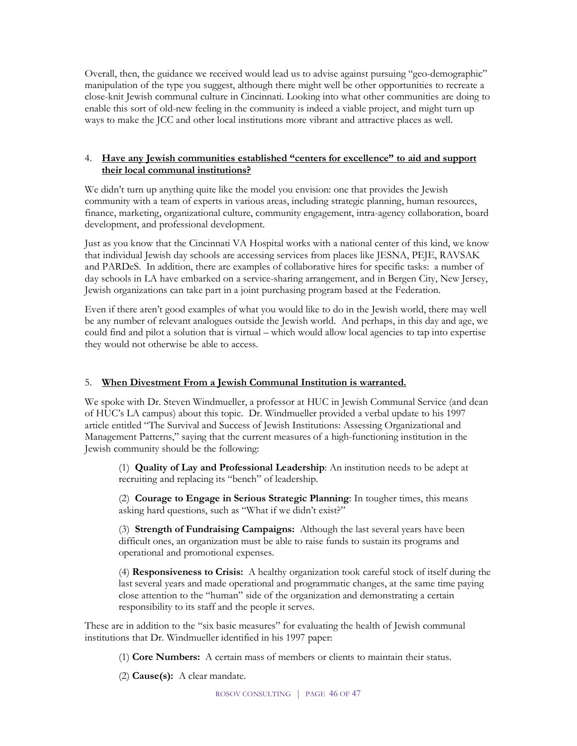Overall, then, the guidance we received would lead us to advise against pursuing "geo-demographic" manipulation of the type you suggest, although there might well be other opportunities to recreate a close-knit Jewish communal culture in Cincinnati. Looking into what other communities are doing to enable this sort of old-new feeling in the community is indeed a viable project, and might turn up ways to make the JCC and other local institutions more vibrant and attractive places as well.

## 4. Have any Jewish communities established "centers for excellence" to aid and support their local communal institutions?

We didn't turn up anything quite like the model you envision: one that provides the Jewish community with a team of experts in various areas, including strategic planning, human resources, finance, marketing, organizational culture, community engagement, intra-agency collaboration, board development, and professional development.

Just as you know that the Cincinnati VA Hospital works with a national center of this kind, we know that individual Jewish day schools are accessing services from places like JESNA, PEJE, RAVSAK and PARDeS. In addition, there are examples of collaborative hires for specific tasks: a number of day schools in LA have embarked on a service-sharing arrangement, and in Bergen City, New Jersey, Jewish organizations can take part in a joint purchasing program based at the Federation.

Even if there aren't good examples of what you would like to do in the Jewish world, there may well be any number of relevant analogues outside the Jewish world. And perhaps, in this day and age, we could find and pilot a solution that is virtual – which would allow local agencies to tap into expertise they would not otherwise be able to access.

## 5. When Divestment From a Jewish Communal Institution is warranted.

We spoke with Dr. Steven Windmueller, a professor at HUC in Jewish Communal Service (and dean of HUC's LA campus) about this topic. Dr. Windmueller provided a verbal update to his 1997 article entitled "The Survival and Success of Jewish Institutions: Assessing Organizational and Management Patterns," saying that the current measures of a high-functioning institution in the Jewish community should be the following:

> (1) **Quality of Lay and Professional Leadership**: An institution needs to be adept at recruiting and replacing its "bench" of leadership.
>
> (2) **Courage to Engage in Serious Strategic Planning**: In tougher times, this means asking hard questions, such as "What if we didn't exist?"
>
> (3) **Strength of Fundraising Campaigns:** Although the last several years have been difficult ones, an organization must be able to raise funds to sustain its programs and operational and promotional expenses.
>
> (4) **Responsiveness to Crisis:** A healthy organization took careful stock of itself during the last several years and made operational and programmatic changes, at the same time paying close attention to the "human" side of the organization and demonstrating a certain responsibility to its staff and the people it serves.

These are in addition to the "six basic measures" for evaluating the health of Jewish communal institutions that Dr. Windmueller identified in his 1997 paper:

> (1) **Core Numbers:** A certain mass of members or clients to maintain their status.
>
> (2) **Cause(s):** A clear mandate.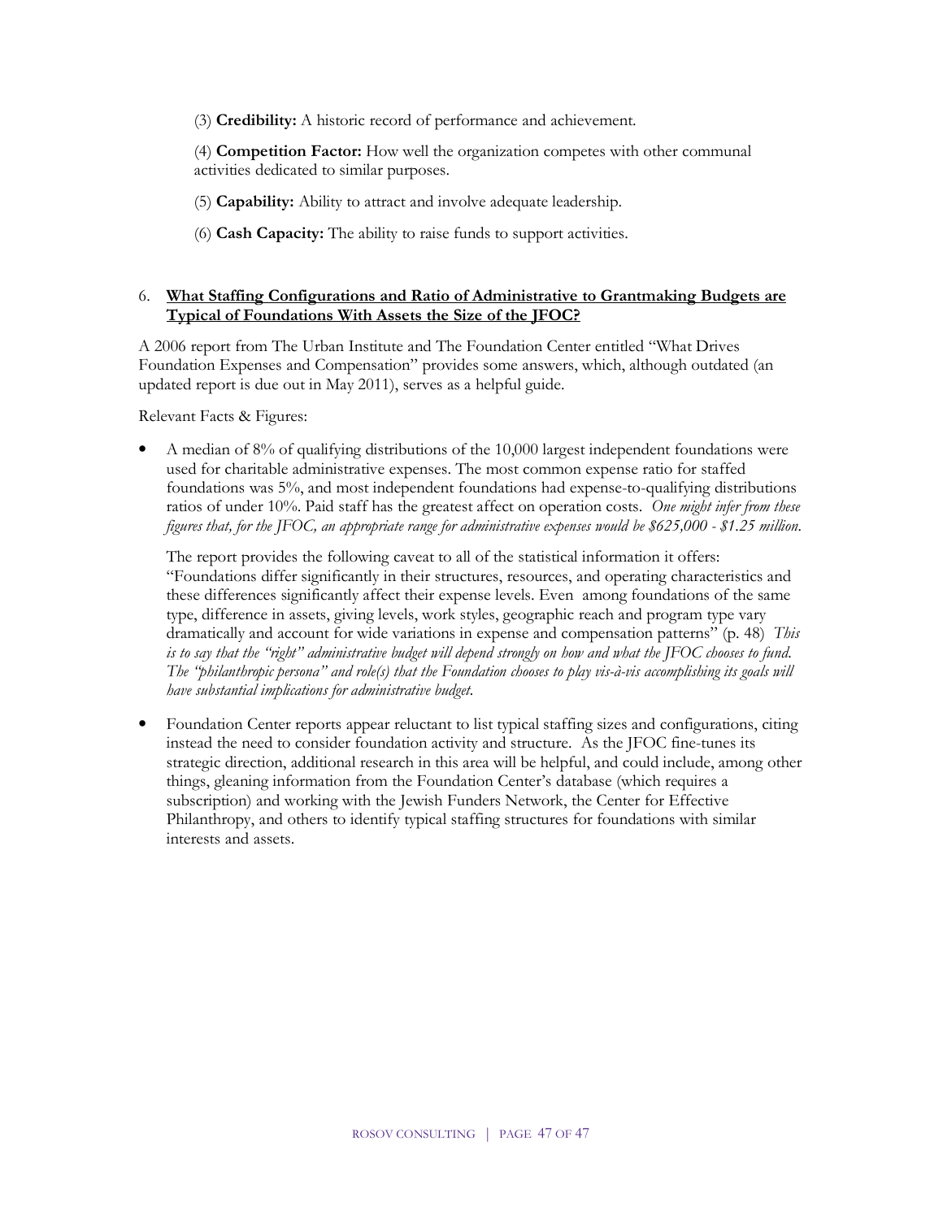(3) **Credibility:** A historic record of performance and achievement.

(4) **Competition Factor:** How well the organization competes with other communal activities dedicated to similar purposes.

(5) **Capability:** Ability to attract and involve adequate leadership.

(6) **Cash Capacity:** The ability to raise funds to support activities.

6. **<u>What Staffing Configurations and Ratio of Administrative to Grantmaking Budgets are Typical of Foundations With Assets the Size of the JFOC?</u>**

A 2006 report from The Urban Institute and The Foundation Center entitled "What Drives Foundation Expenses and Compensation" provides some answers, which, although outdated (an updated report is due out in May 2011), serves as a helpful guide.

Relevant Facts & Figures:

- A median of 8% of qualifying distributions of the 10,000 largest independent foundations were used for charitable administrative expenses. The most common expense ratio for staffed foundations was 5%, and most independent foundations had expense-to-qualifying distributions ratios of under 10%. Paid staff has the greatest affect on operation costs. *One might infer from these figures that, for the JFOC, an appropriate range for administrative expenses would be $625,000 - $1.25 million.*

  The report provides the following caveat to all of the statistical information it offers: "Foundations differ significantly in their structures, resources, and operating characteristics and these differences significantly affect their expense levels. Even among foundations of the same type, difference in assets, giving levels, work styles, geographic reach and program type vary dramatically and account for wide variations in expense and compensation patterns" (p. 48) *This is to say that the "right" administrative budget will depend strongly on how and what the JFOC chooses to fund. The "philanthropic persona" and role(s) that the Foundation chooses to play vis-à-vis accomplishing its goals will have substantial implications for administrative budget.*

- Foundation Center reports appear reluctant to list typical staffing sizes and configurations, citing instead the need to consider foundation activity and structure. As the JFOC fine-tunes its strategic direction, additional research in this area will be helpful, and could include, among other things, gleaning information from the Foundation Center's database (which requires a subscription) and working with the Jewish Funders Network, the Center for Effective Philanthropy, and others to identify typical staffing structures for foundations with similar interests and assets.